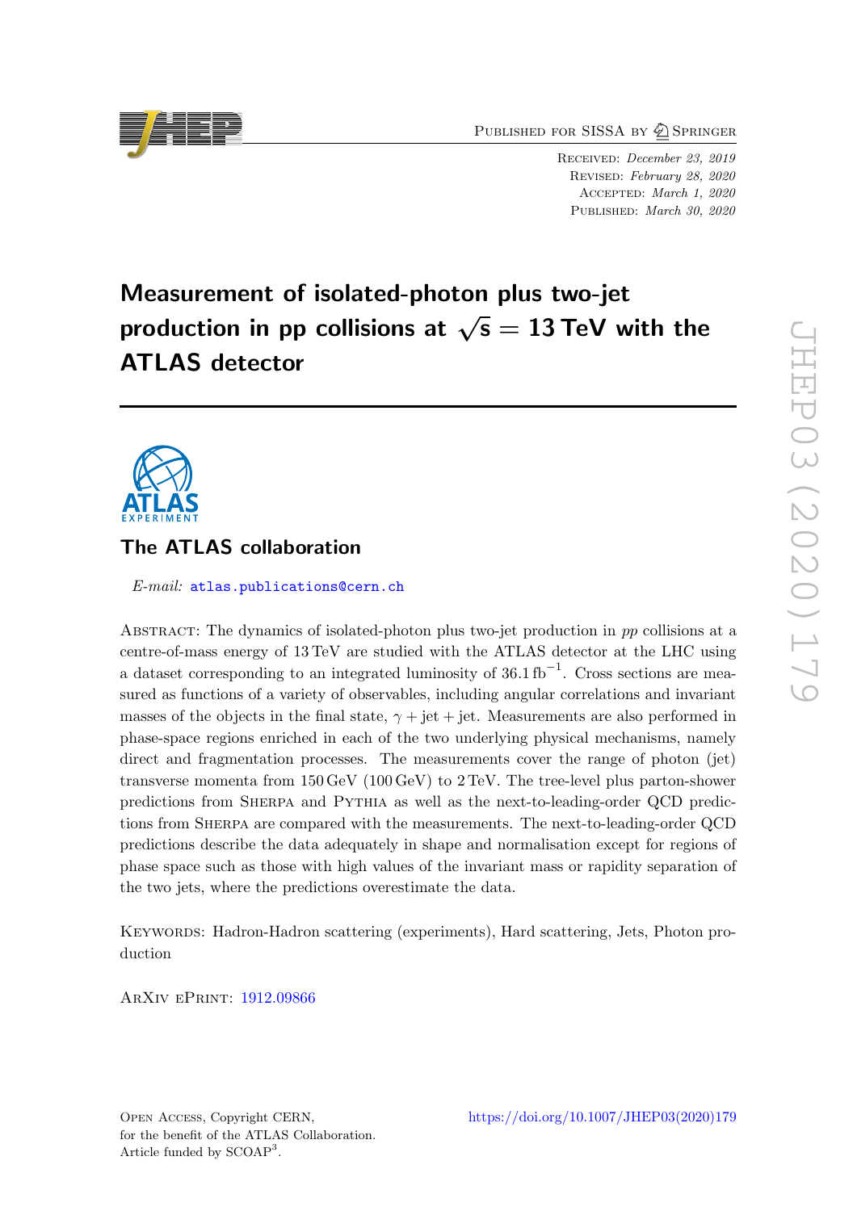Published for SISSA by Springer

Received: *December 23, 2019*
Revised: *February 28, 2020*
Accepted: *March 1, 2020*
Published: *March 30, 2020*

# Measurement of isolated-photon plus two-jet production in pp collisions at $\sqrt{s} = 13$ TeV with the ATLAS detector

## The ATLAS collaboration

*E-mail:* atlas.publications@cern.ch

Abstract: The dynamics of isolated-photon plus two-jet production in *pp* collisions at a centre-of-mass energy of 13 TeV are studied with the ATLAS detector at the LHC using a dataset corresponding to an integrated luminosity of 36.1 fb$^{-1}$. Cross sections are measured as functions of a variety of observables, including angular correlations and invariant masses of the objects in the final state, $\gamma + \text{jet} + \text{jet}$. Measurements are also performed in phase-space regions enriched in each of the two underlying physical mechanisms, namely direct and fragmentation processes. The measurements cover the range of photon (jet) transverse momenta from 150 GeV (100 GeV) to 2 TeV. The tree-level plus parton-shower predictions from Sherpa and Pythia as well as the next-to-leading-order QCD predictions from Sherpa are compared with the measurements. The next-to-leading-order QCD predictions describe the data adequately in shape and normalisation except for regions of phase space such as those with high values of the invariant mass or rapidity separation of the two jets, where the predictions overestimate the data.

Keywords: Hadron-Hadron scattering (experiments), Hard scattering, Jets, Photon production

ArXiv ePrint: 1912.09866

Open Access, Copyright CERN, for the benefit of the ATLAS Collaboration. Article funded by SCOAP[3].

https://doi.org/10.1007/JHEP03(2020)179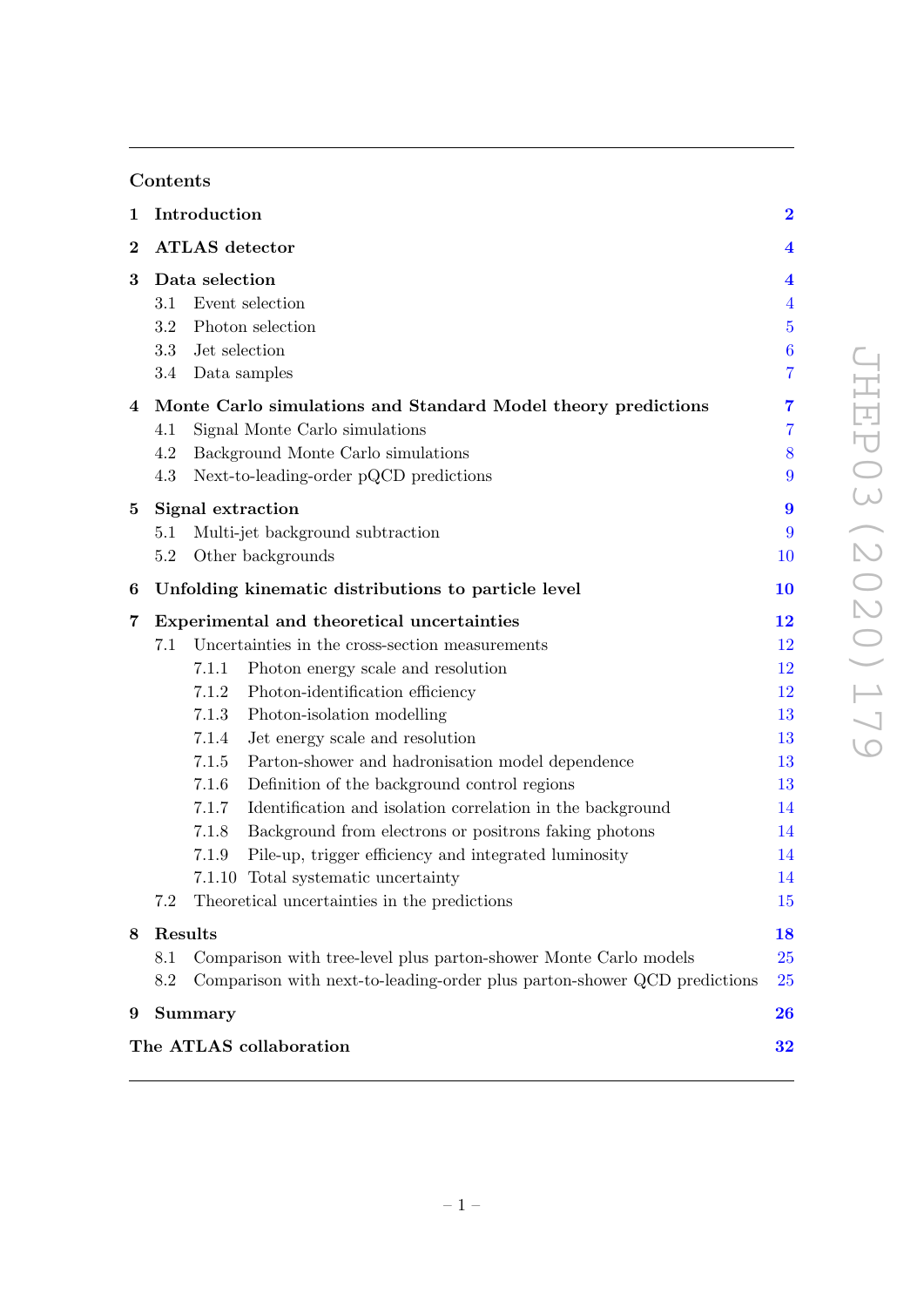## Contents

| | | |
|---|---|---|
| **1** | **Introduction** | **2** |
| **2** | **ATLAS detector** | **4** |
| **3** | **Data selection** | **4** |
| | 3.1 Event selection | 4 |
| | 3.2 Photon selection | 5 |
| | 3.3 Jet selection | 6 |
| | 3.4 Data samples | 7 |
| **4** | **Monte Carlo simulations and Standard Model theory predictions** | **7** |
| | 4.1 Signal Monte Carlo simulations | 7 |
| | 4.2 Background Monte Carlo simulations | 8 |
| | 4.3 Next-to-leading-order pQCD predictions | 9 |
| **5** | **Signal extraction** | **9** |
| | 5.1 Multi-jet background subtraction | 9 |
| | 5.2 Other backgrounds | 10 |
| **6** | **Unfolding kinematic distributions to particle level** | **10** |
| **7** | **Experimental and theoretical uncertainties** | **12** |
| | 7.1 Uncertainties in the cross-section measurements | 12 |
| | 7.1.1 Photon energy scale and resolution | 12 |
| | 7.1.2 Photon-identification efficiency | 12 |
| | 7.1.3 Photon-isolation modelling | 13 |
| | 7.1.4 Jet energy scale and resolution | 13 |
| | 7.1.5 Parton-shower and hadronisation model dependence | 13 |
| | 7.1.6 Definition of the background control regions | 13 |
| | 7.1.7 Identification and isolation correlation in the background | 14 |
| | 7.1.8 Background from electrons or positrons faking photons | 14 |
| | 7.1.9 Pile-up, trigger efficiency and integrated luminosity | 14 |
| | 7.1.10 Total systematic uncertainty | 14 |
| | 7.2 Theoretical uncertainties in the predictions | 15 |
| **8** | **Results** | **18** |
| | 8.1 Comparison with tree-level plus parton-shower Monte Carlo models | 25 |
| | 8.2 Comparison with next-to-leading-order plus parton-shower QCD predictions | 25 |
| **9** | **Summary** | **26** |
| | **The ATLAS collaboration** | **32** |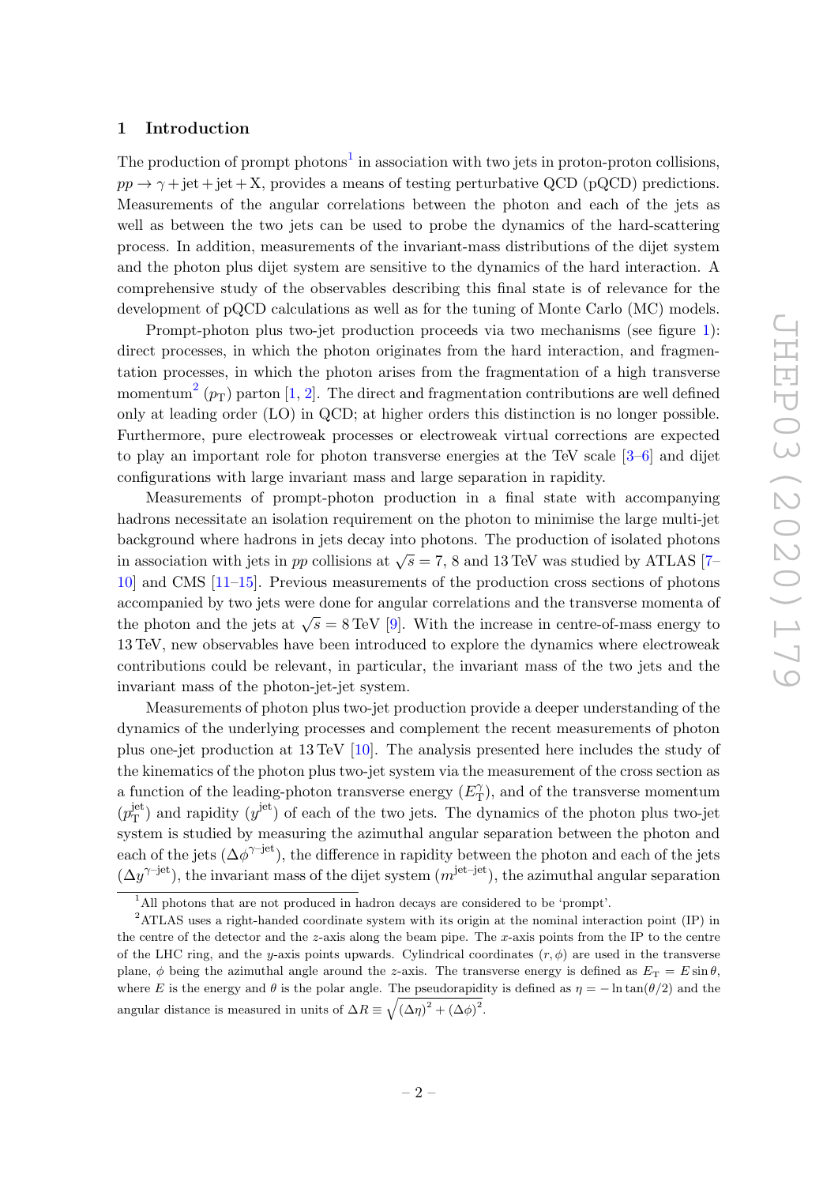## 1 Introduction

The production of prompt photons[1] in association with two jets in proton-proton collisions, $pp \to \gamma + \text{jet} + \text{jet} + \text{X}$, provides a means of testing perturbative QCD (pQCD) predictions. Measurements of the angular correlations between the photon and each of the jets as well as between the two jets can be used to probe the dynamics of the hard-scattering process. In addition, measurements of the invariant-mass distributions of the dijet system and the photon plus dijet system are sensitive to the dynamics of the hard interaction. A comprehensive study of the observables describing this final state is of relevance for the development of pQCD calculations as well as for the tuning of Monte Carlo (MC) models.

Prompt-photon plus two-jet production proceeds via two mechanisms (see figure 1): direct processes, in which the photon originates from the hard interaction, and fragmentation processes, in which the photon arises from the fragmentation of a high transverse momentum[2] ($p_{\text{T}}$) parton [1, 2]. The direct and fragmentation contributions are well defined only at leading order (LO) in QCD; at higher orders this distinction is no longer possible. Furthermore, pure electroweak processes or electroweak virtual corrections are expected to play an important role for photon transverse energies at the TeV scale [3–6] and dijet configurations with large invariant mass and large separation in rapidity.

Measurements of prompt-photon production in a final state with accompanying hadrons necessitate an isolation requirement on the photon to minimise the large multi-jet background where hadrons in jets decay into photons. The production of isolated photons in association with jets in $pp$ collisions at $\sqrt{s} = 7$, 8 and 13 TeV was studied by ATLAS [7–10] and CMS [11–15]. Previous measurements of the production cross sections of photons accompanied by two jets were done for angular correlations and the transverse momenta of the photon and the jets at $\sqrt{s} = 8$ TeV [9]. With the increase in centre-of-mass energy to 13 TeV, new observables have been introduced to explore the dynamics where electroweak contributions could be relevant, in particular, the invariant mass of the two jets and the invariant mass of the photon-jet-jet system.

Measurements of photon plus two-jet production provide a deeper understanding of the dynamics of the underlying processes and complement the recent measurements of photon plus one-jet production at 13 TeV [10]. The analysis presented here includes the study of the kinematics of the photon plus two-jet system via the measurement of the cross section as a function of the leading-photon transverse energy ($E_{\text{T}}^{\gamma}$), and of the transverse momentum ($p_{\text{T}}^{\text{jet}}$) and rapidity ($y^{\text{jet}}$) of each of the two jets. The dynamics of the photon plus two-jet system is studied by measuring the azimuthal angular separation between the photon and each of the jets ($\Delta\phi^{\gamma\text{-jet}}$), the difference in rapidity between the photon and each of the jets ($\Delta y^{\gamma\text{-jet}}$), the invariant mass of the dijet system ($m^{\text{jet-jet}}$), the azimuthal angular separation

[1] All photons that are not produced in hadron decays are considered to be 'prompt'.

[2] ATLAS uses a right-handed coordinate system with its origin at the nominal interaction point (IP) in the centre of the detector and the $z$-axis along the beam pipe. The $x$-axis points from the IP to the centre of the LHC ring, and the $y$-axis points upwards. Cylindrical coordinates $(r, \phi)$ are used in the transverse plane, $\phi$ being the azimuthal angle around the $z$-axis. The transverse energy is defined as $E_{\text{T}} = E \sin\theta$, where $E$ is the energy and $\theta$ is the polar angle. The pseudorapidity is defined as $\eta = -\ln\tan(\theta/2)$ and the angular distance is measured in units of $\Delta R \equiv \sqrt{(\Delta\eta)^2 + (\Delta\phi)^2}$.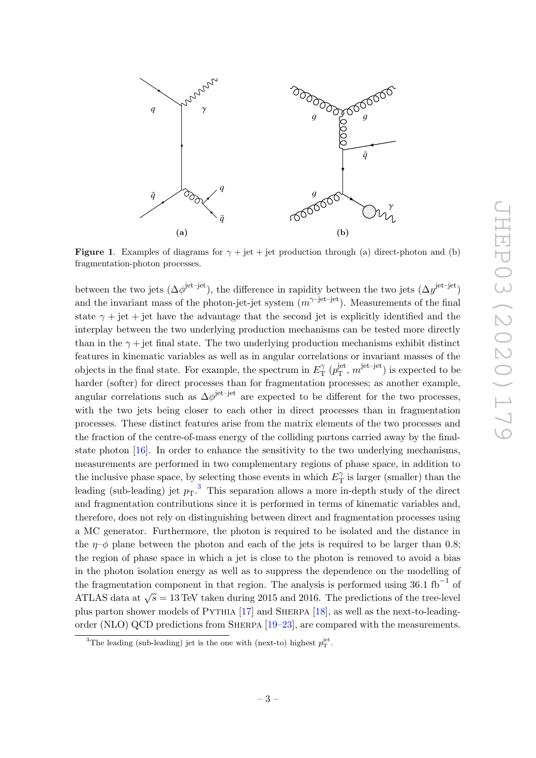**Figure 1**. Examples of diagrams for $\gamma + \text{jet} + \text{jet}$ production through (a) direct-photon and (b) fragmentation-photon processes.

between the two jets ($\Delta\phi^{\text{jet-jet}}$), the difference in rapidity between the two jets ($\Delta y^{\text{jet-jet}}$) and the invariant mass of the photon-jet-jet system ($m^{\gamma\text{-jet-jet}}$). Measurements of the final state $\gamma + \text{jet} + \text{jet}$ have the advantage that the second jet is explicitly identified and the interplay between the two underlying production mechanisms can be tested more directly than in the $\gamma + \text{jet}$ final state. The two underlying production mechanisms exhibit distinct features in kinematic variables as well as in angular correlations or invariant masses of the objects in the final state. For example, the spectrum in $E_{\text{T}}^{\gamma}$ ($p_{\text{T}}^{\text{jet}}$, $m^{\text{jet-jet}}$) is expected to be harder (softer) for direct processes than for fragmentation processes; as another example, angular correlations such as $\Delta\phi^{\text{jet-jet}}$ are expected to be different for the two processes, with the two jets being closer to each other in direct processes than in fragmentation processes. These distinct features arise from the matrix elements of the two processes and the fraction of the centre-of-mass energy of the colliding partons carried away by the final-state photon [16]. In order to enhance the sensitivity to the two underlying mechanisms, measurements are performed in two complementary regions of phase space, in addition to the inclusive phase space, by selecting those events in which $E_{\text{T}}^{\gamma}$ is larger (smaller) than the leading (sub-leading) jet $p_{\text{T}}$.[3] This separation allows a more in-depth study of the direct and fragmentation contributions since it is performed in terms of kinematic variables and, therefore, does not rely on distinguishing between direct and fragmentation processes using a MC generator. Furthermore, the photon is required to be isolated and the distance in the $\eta$–$\phi$ plane between the photon and each of the jets is required to be larger than 0.8; the region of phase space in which a jet is close to the photon is removed to avoid a bias in the photon isolation energy as well as to suppress the dependence on the modelling of the fragmentation component in that region. The analysis is performed using 36.1 fb$^{-1}$ of ATLAS data at $\sqrt{s} = 13$ TeV taken during 2015 and 2016. The predictions of the tree-level plus parton shower models of Pythia [17] and Sherpa [18], as well as the next-to-leading-order (NLO) QCD predictions from Sherpa [19–23], are compared with the measurements.

[3] The leading (sub-leading) jet is the one with (next-to) highest $p_{\text{T}}^{\text{jet}}$.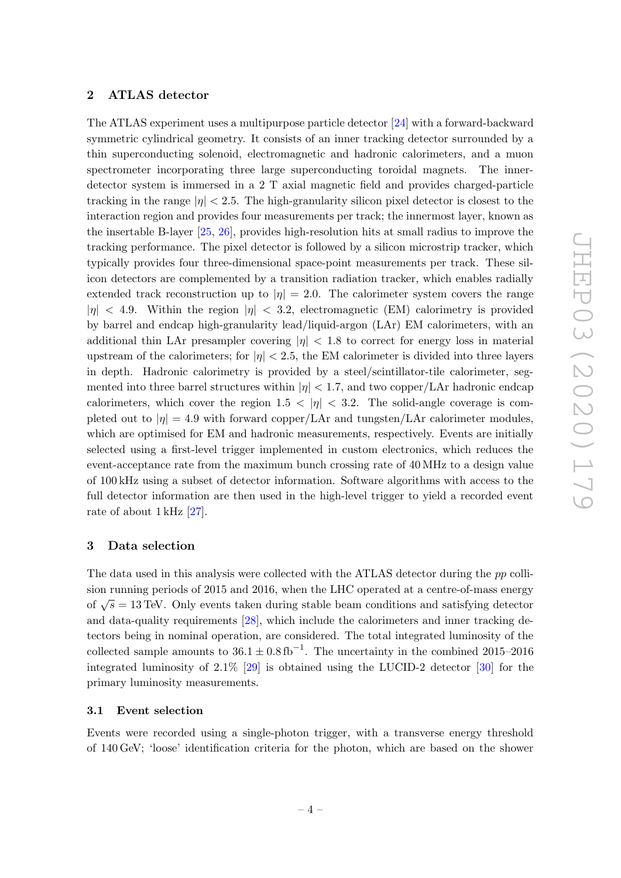## 2 ATLAS detector

The ATLAS experiment uses a multipurpose particle detector [24] with a forward-backward symmetric cylindrical geometry. It consists of an inner tracking detector surrounded by a thin superconducting solenoid, electromagnetic and hadronic calorimeters, and a muon spectrometer incorporating three large superconducting toroidal magnets. The inner-detector system is immersed in a 2 T axial magnetic field and provides charged-particle tracking in the range $|\eta| < 2.5$. The high-granularity silicon pixel detector is closest to the interaction region and provides four measurements per track; the innermost layer, known as the insertable B-layer [25, 26], provides high-resolution hits at small radius to improve the tracking performance. The pixel detector is followed by a silicon microstrip tracker, which typically provides four three-dimensional space-point measurements per track. These silicon detectors are complemented by a transition radiation tracker, which enables radially extended track reconstruction up to $|\eta| = 2.0$. The calorimeter system covers the range $|\eta| < 4.9$. Within the region $|\eta| < 3.2$, electromagnetic (EM) calorimetry is provided by barrel and endcap high-granularity lead/liquid-argon (LAr) EM calorimeters, with an additional thin LAr presampler covering $|\eta| < 1.8$ to correct for energy loss in material upstream of the calorimeters; for $|\eta| < 2.5$, the EM calorimeter is divided into three layers in depth. Hadronic calorimetry is provided by a steel/scintillator-tile calorimeter, segmented into three barrel structures within $|\eta| < 1.7$, and two copper/LAr hadronic endcap calorimeters, which cover the region $1.5 < |\eta| < 3.2$. The solid-angle coverage is completed out to $|\eta| = 4.9$ with forward copper/LAr and tungsten/LAr calorimeter modules, which are optimised for EM and hadronic measurements, respectively. Events are initially selected using a first-level trigger implemented in custom electronics, which reduces the event-acceptance rate from the maximum bunch crossing rate of 40 MHz to a design value of 100 kHz using a subset of detector information. Software algorithms with access to the full detector information are then used in the high-level trigger to yield a recorded event rate of about 1 kHz [27].

## 3 Data selection

The data used in this analysis were collected with the ATLAS detector during the *pp* collision running periods of 2015 and 2016, when the LHC operated at a centre-of-mass energy of $\sqrt{s} = 13$ TeV. Only events taken during stable beam conditions and satisfying detector and data-quality requirements [28], which include the calorimeters and inner tracking detectors being in nominal operation, are considered. The total integrated luminosity of the collected sample amounts to $36.1 \pm 0.8\,\text{fb}^{-1}$. The uncertainty in the combined 2015–2016 integrated luminosity of 2.1% [29] is obtained using the LUCID-2 detector [30] for the primary luminosity measurements.

### 3.1 Event selection

Events were recorded using a single-photon trigger, with a transverse energy threshold of 140 GeV; 'loose' identification criteria for the photon, which are based on the shower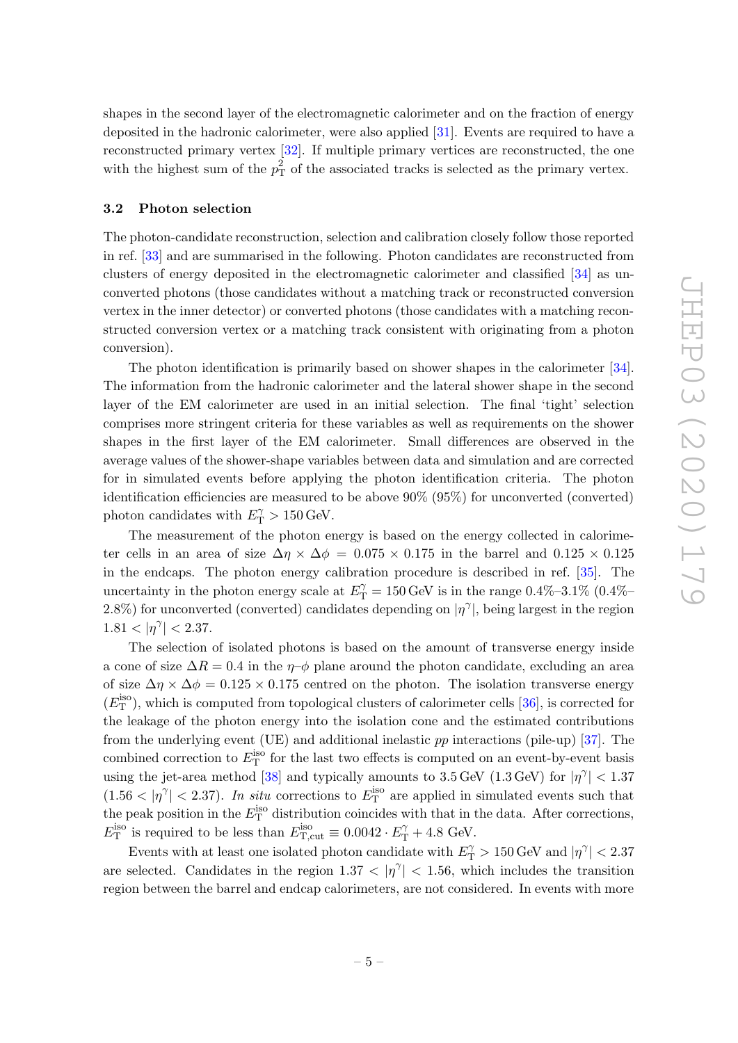shapes in the second layer of the electromagnetic calorimeter and on the fraction of energy deposited in the hadronic calorimeter, were also applied [31]. Events are required to have a reconstructed primary vertex [32]. If multiple primary vertices are reconstructed, the one with the highest sum of the $p_{\mathrm{T}}^2$ of the associated tracks is selected as the primary vertex.

### 3.2 Photon selection

The photon-candidate reconstruction, selection and calibration closely follow those reported in ref. [33] and are summarised in the following. Photon candidates are reconstructed from clusters of energy deposited in the electromagnetic calorimeter and classified [34] as unconverted photons (those candidates without a matching track or reconstructed conversion vertex in the inner detector) or converted photons (those candidates with a matching reconstructed conversion vertex or a matching track consistent with originating from a photon conversion).

The photon identification is primarily based on shower shapes in the calorimeter [34]. The information from the hadronic calorimeter and the lateral shower shape in the second layer of the EM calorimeter are used in an initial selection. The final 'tight' selection comprises more stringent criteria for these variables as well as requirements on the shower shapes in the first layer of the EM calorimeter. Small differences are observed in the average values of the shower-shape variables between data and simulation and are corrected for in simulated events before applying the photon identification criteria. The photon identification efficiencies are measured to be above 90% (95%) for unconverted (converted) photon candidates with $E_{\mathrm{T}}^{\gamma} > 150\,\mathrm{GeV}$.

The measurement of the photon energy is based on the energy collected in calorimeter cells in an area of size $\Delta\eta \times \Delta\phi = 0.075 \times 0.175$ in the barrel and $0.125 \times 0.125$ in the endcaps. The photon energy calibration procedure is described in ref. [35]. The uncertainty in the photon energy scale at $E_{\mathrm{T}}^{\gamma} = 150\,\mathrm{GeV}$ is in the range 0.4%–3.1% (0.4%–2.8%) for unconverted (converted) candidates depending on $|\eta^{\gamma}|$, being largest in the region $1.81 < |\eta^{\gamma}| < 2.37$.

The selection of isolated photons is based on the amount of transverse energy inside a cone of size $\Delta R = 0.4$ in the $\eta$–$\phi$ plane around the photon candidate, excluding an area of size $\Delta\eta \times \Delta\phi = 0.125 \times 0.175$ centred on the photon. The isolation transverse energy ($E_{\mathrm{T}}^{\mathrm{iso}}$), which is computed from topological clusters of calorimeter cells [36], is corrected for the leakage of the photon energy into the isolation cone and the estimated contributions from the underlying event (UE) and additional inelastic $pp$ interactions (pile-up) [37]. The combined correction to $E_{\mathrm{T}}^{\mathrm{iso}}$ for the last two effects is computed on an event-by-event basis using the jet-area method [38] and typically amounts to 3.5 GeV (1.3 GeV) for $|\eta^{\gamma}| < 1.37$ ($1.56 < |\eta^{\gamma}| < 2.37$). *In situ* corrections to $E_{\mathrm{T}}^{\mathrm{iso}}$ are applied in simulated events such that the peak position in the $E_{\mathrm{T}}^{\mathrm{iso}}$ distribution coincides with that in the data. After corrections, $E_{\mathrm{T}}^{\mathrm{iso}}$ is required to be less than $E_{\mathrm{T,cut}}^{\mathrm{iso}} \equiv 0.0042 \cdot E_{\mathrm{T}}^{\gamma} + 4.8$ GeV.

Events with at least one isolated photon candidate with $E_{\mathrm{T}}^{\gamma} > 150\,\mathrm{GeV}$ and $|\eta^{\gamma}| < 2.37$ are selected. Candidates in the region $1.37 < |\eta^{\gamma}| < 1.56$, which includes the transition region between the barrel and endcap calorimeters, are not considered. In events with more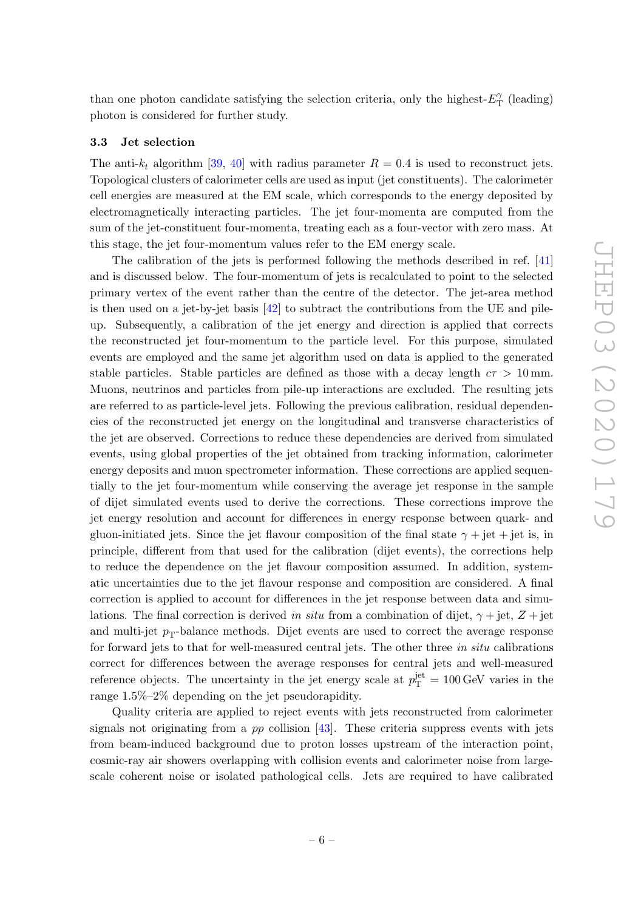than one photon candidate satisfying the selection criteria, only the highest-$E_{\mathrm{T}}^{\gamma}$ (leading) photon is considered for further study.

### 3.3 Jet selection

The anti-$k_t$ algorithm [39, 40] with radius parameter $R = 0.4$ is used to reconstruct jets. Topological clusters of calorimeter cells are used as input (jet constituents). The calorimeter cell energies are measured at the EM scale, which corresponds to the energy deposited by electromagnetically interacting particles. The jet four-momenta are computed from the sum of the jet-constituent four-momenta, treating each as a four-vector with zero mass. At this stage, the jet four-momentum values refer to the EM energy scale.

The calibration of the jets is performed following the methods described in ref. [41] and is discussed below. The four-momentum of jets is recalculated to point to the selected primary vertex of the event rather than the centre of the detector. The jet-area method is then used on a jet-by-jet basis [42] to subtract the contributions from the UE and pile-up. Subsequently, a calibration of the jet energy and direction is applied that corrects the reconstructed jet four-momentum to the particle level. For this purpose, simulated events are employed and the same jet algorithm used on data is applied to the generated stable particles. Stable particles are defined as those with a decay length $c\tau > 10\,\mathrm{mm}$. Muons, neutrinos and particles from pile-up interactions are excluded. The resulting jets are referred to as particle-level jets. Following the previous calibration, residual dependencies of the reconstructed jet energy on the longitudinal and transverse characteristics of the jet are observed. Corrections to reduce these dependencies are derived from simulated events, using global properties of the jet obtained from tracking information, calorimeter energy deposits and muon spectrometer information. These corrections are applied sequentially to the jet four-momentum while conserving the average jet response in the sample of dijet simulated events used to derive the corrections. These corrections improve the jet energy resolution and account for differences in energy response between quark- and gluon-initiated jets. Since the jet flavour composition of the final state $\gamma + \text{jet} + \text{jet}$ is, in principle, different from that used for the calibration (dijet events), the corrections help to reduce the dependence on the jet flavour composition assumed. In addition, systematic uncertainties due to the jet flavour response and composition are considered. A final correction is applied to account for differences in the jet response between data and simulations. The final correction is derived *in situ* from a combination of dijet, $\gamma + \text{jet}$, $Z + \text{jet}$ and multi-jet $p_{\mathrm{T}}$-balance methods. Dijet events are used to correct the average response for forward jets to that for well-measured central jets. The other three *in situ* calibrations correct for differences between the average responses for central jets and well-measured reference objects. The uncertainty in the jet energy scale at $p_{\mathrm{T}}^{\mathrm{jet}} = 100\,\mathrm{GeV}$ varies in the range 1.5%–2% depending on the jet pseudorapidity.

Quality criteria are applied to reject events with jets reconstructed from calorimeter signals not originating from a $pp$ collision [43]. These criteria suppress events with jets from beam-induced background due to proton losses upstream of the interaction point, cosmic-ray air showers overlapping with collision events and calorimeter noise from large-scale coherent noise or isolated pathological cells. Jets are required to have calibrated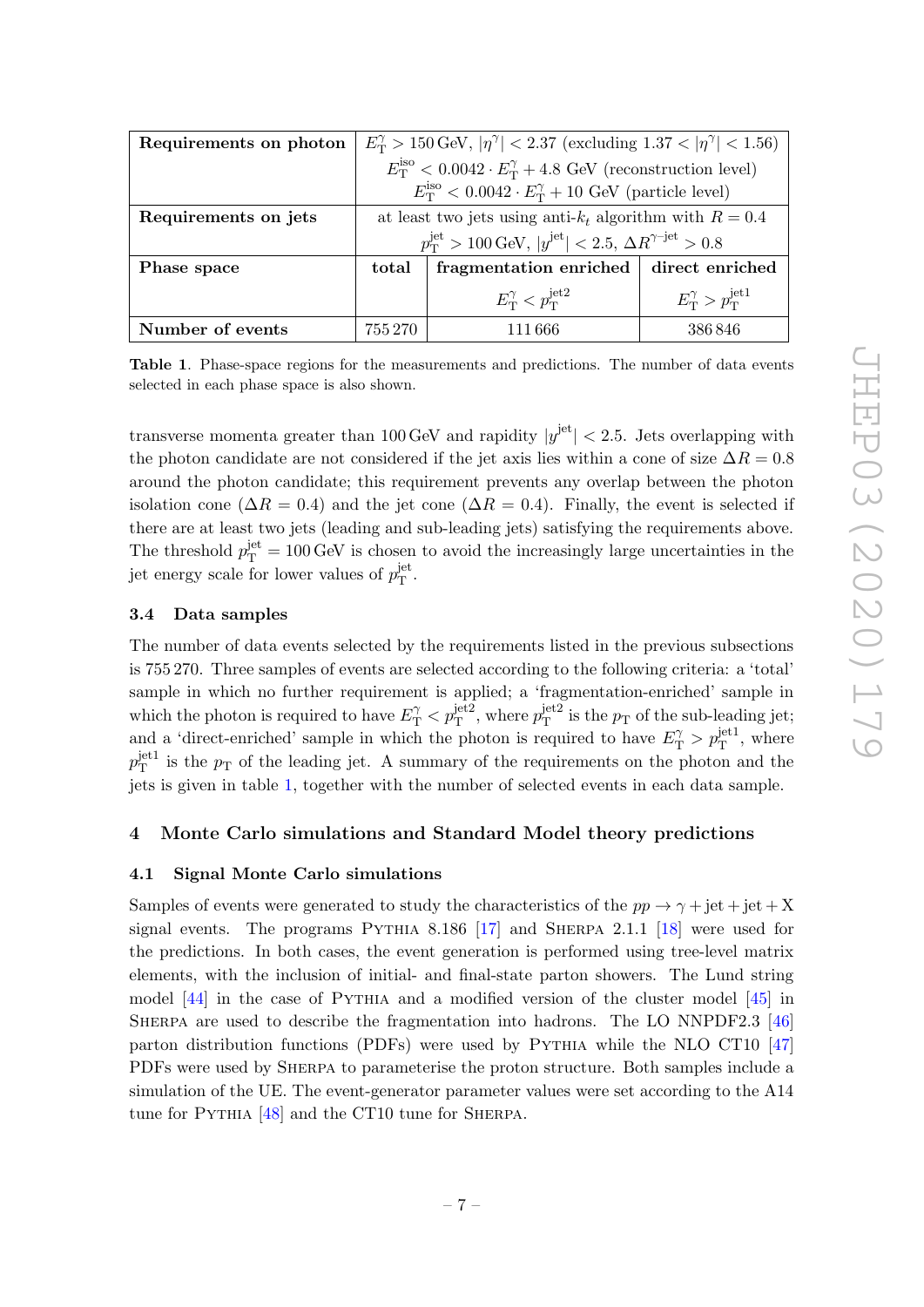| **Requirements on photon** | $E_T^\gamma > 150$ GeV, $\lvert\eta^\gamma\rvert < 2.37$ (excluding $1.37 < \lvert\eta^\gamma\rvert < 1.56$)<br>$E_T^{\rm iso} < 0.0042 \cdot E_T^\gamma + 4.8$ GeV (reconstruction level)<br>$E_T^{\rm iso} < 0.0042 \cdot E_T^\gamma + 10$ GeV (particle level) | | |
|---|---|---|---|
| **Requirements on jets** | at least two jets using anti-$k_t$ algorithm with $R = 0.4$<br>$p_T^{\rm jet} > 100$ GeV, $\lvert y^{\rm jet}\rvert < 2.5$, $\Delta R^{\gamma\text{-jet}} > 0.8$ | | |
| **Phase space** | **total** | **fragmentation enriched**<br>$E_T^\gamma < p_T^{\rm jet2}$ | **direct enriched**<br>$E_T^\gamma > p_T^{\rm jet1}$ |
| **Number of events** | 755 270 | 111 666 | 386 846 |

**Table 1**. Phase-space regions for the measurements and predictions. The number of data events selected in each phase space is also shown.

transverse momenta greater than 100 GeV and rapidity $|y^{\rm jet}| < 2.5$. Jets overlapping with the photon candidate are not considered if the jet axis lies within a cone of size $\Delta R = 0.8$ around the photon candidate; this requirement prevents any overlap between the photon isolation cone ($\Delta R = 0.4$) and the jet cone ($\Delta R = 0.4$). Finally, the event is selected if there are at least two jets (leading and sub-leading jets) satisfying the requirements above. The threshold $p_T^{\rm jet} = 100$ GeV is chosen to avoid the increasingly large uncertainties in the jet energy scale for lower values of $p_T^{\rm jet}$.

### 3.4 Data samples

The number of data events selected by the requirements listed in the previous subsections is 755 270. Three samples of events are selected according to the following criteria: a 'total' sample in which no further requirement is applied; a 'fragmentation-enriched' sample in which the photon is required to have $E_T^\gamma < p_T^{\rm jet2}$, where $p_T^{\rm jet2}$ is the $p_T$ of the sub-leading jet; and a 'direct-enriched' sample in which the photon is required to have $E_T^\gamma > p_T^{\rm jet1}$, where $p_T^{\rm jet1}$ is the $p_T$ of the leading jet. A summary of the requirements on the photon and the jets is given in table 1, together with the number of selected events in each data sample.

## 4 Monte Carlo simulations and Standard Model theory predictions

### 4.1 Signal Monte Carlo simulations

Samples of events were generated to study the characteristics of the $pp \to \gamma + {\rm jet} + {\rm jet} + X$ signal events. The programs Pythia 8.186 [17] and Sherpa 2.1.1 [18] were used for the predictions. In both cases, the event generation is performed using tree-level matrix elements, with the inclusion of initial- and final-state parton showers. The Lund string model [44] in the case of Pythia and a modified version of the cluster model [45] in Sherpa are used to describe the fragmentation into hadrons. The LO NNPDF2.3 [46] parton distribution functions (PDFs) were used by Pythia while the NLO CT10 [47] PDFs were used by Sherpa to parameterise the proton structure. Both samples include a simulation of the UE. The event-generator parameter values were set according to the A14 tune for Pythia [48] and the CT10 tune for Sherpa.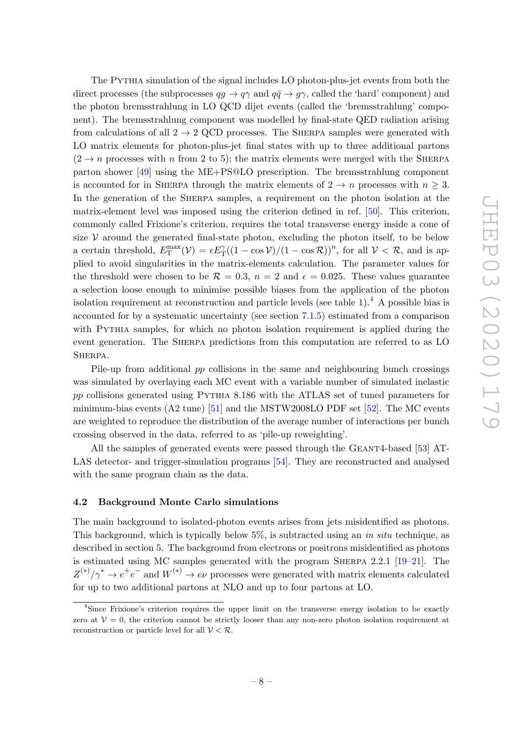The PYTHIA simulation of the signal includes LO photon-plus-jet events from both the direct processes (the subprocesses $qg \to q\gamma$ and $q\bar{q} \to g\gamma$, called the 'hard' component) and the photon bremsstrahlung in LO QCD dijet events (called the 'bremsstrahlung' component). The bremsstrahlung component was modelled by final-state QED radiation arising from calculations of all $2 \to 2$ QCD processes. The SHERPA samples were generated with LO matrix elements for photon-plus-jet final states with up to three additional partons ($2 \to n$ processes with $n$ from 2 to 5); the matrix elements were merged with the SHERPA parton shower [49] using the ME+PS@LO prescription. The bremsstrahlung component is accounted for in SHERPA through the matrix elements of $2 \to n$ processes with $n \geq 3$. In the generation of the SHERPA samples, a requirement on the photon isolation at the matrix-element level was imposed using the criterion defined in ref. [50]. This criterion, commonly called Frixione's criterion, requires the total transverse energy inside a cone of size $\mathcal{V}$ around the generated final-state photon, excluding the photon itself, to be below a certain threshold, $E_{\mathrm{T}}^{\mathrm{max}}(\mathcal{V}) = \epsilon E_{\mathrm{T}}^{\gamma}((1-\cos\mathcal{V})/(1-\cos\mathcal{R}))^{n}$, for all $\mathcal{V} < \mathcal{R}$, and is applied to avoid singularities in the matrix-elements calculation. The parameter values for the threshold were chosen to be $\mathcal{R} = 0.3$, $n = 2$ and $\epsilon = 0.025$. These values guarantee a selection loose enough to minimise possible biases from the application of the photon isolation requirement at reconstruction and particle levels (see table 1).[4] A possible bias is accounted for by a systematic uncertainty (see section 7.1.5) estimated from a comparison with PYTHIA samples, for which no photon isolation requirement is applied during the event generation. The SHERPA predictions from this computation are referred to as LO SHERPA.

Pile-up from additional $pp$ collisions in the same and neighbouring bunch crossings was simulated by overlaying each MC event with a variable number of simulated inelastic $pp$ collisions generated using PYTHIA 8.186 with the ATLAS set of tuned parameters for minimum-bias events (A2 tune) [51] and the MSTW2008LO PDF set [52]. The MC events are weighted to reproduce the distribution of the average number of interactions per bunch crossing observed in the data, referred to as 'pile-up reweighting'.

All the samples of generated events were passed through the GEANT4-based [53] ATLAS detector- and trigger-simulation programs [54]. They are reconstructed and analysed with the same program chain as the data.

### 4.2 Background Monte Carlo simulations

The main background to isolated-photon events arises from jets misidentified as photons. This background, which is typically below 5%, is subtracted using an *in situ* technique, as described in section 5. The background from electrons or positrons misidentified as photons is estimated using MC samples generated with the program SHERPA 2.2.1 [19–21]. The $Z^{(*)}/\gamma^{*} \to e^{+}e^{-}$ and $W^{(*)} \to e\nu$ processes were generated with matrix elements calculated for up to two additional partons at NLO and up to four partons at LO.

[4] Since Frixione's criterion requires the upper limit on the transverse energy isolation to be exactly zero at $\mathcal{V} = 0$, the criterion cannot be strictly looser than any non-zero photon isolation requirement at reconstruction or particle level for all $\mathcal{V} < \mathcal{R}$.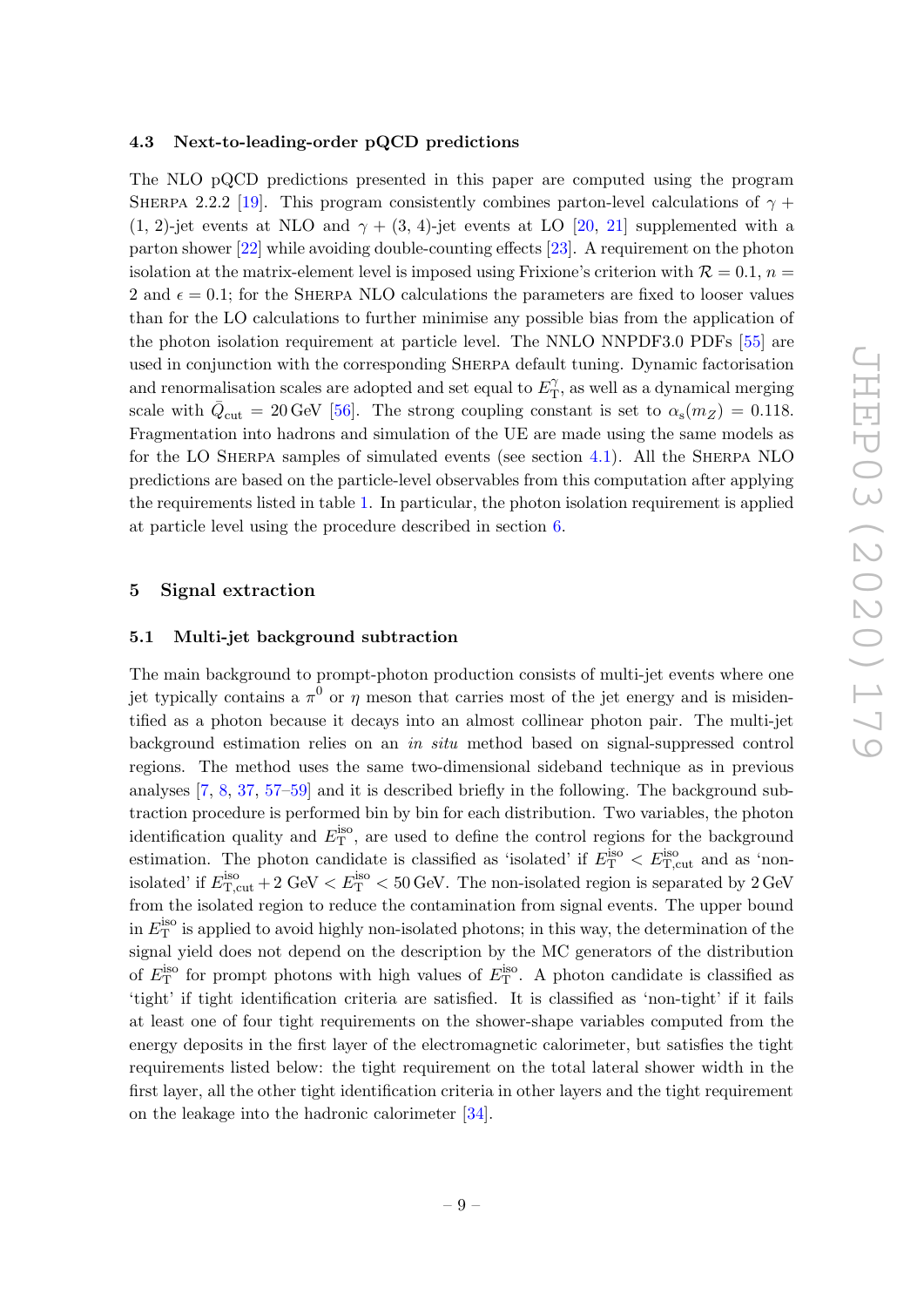### 4.3 Next-to-leading-order pQCD predictions

The NLO pQCD predictions presented in this paper are computed using the program Sherpa 2.2.2 [19]. This program consistently combines parton-level calculations of $\gamma +$ (1, 2)-jet events at NLO and $\gamma +$ (3, 4)-jet events at LO [20, 21] supplemented with a parton shower [22] while avoiding double-counting effects [23]. A requirement on the photon isolation at the matrix-element level is imposed using Frixione's criterion with $\mathcal{R} = 0.1$, $n = 2$ and $\epsilon = 0.1$; for the Sherpa NLO calculations the parameters are fixed to looser values than for the LO calculations to further minimise any possible bias from the application of the photon isolation requirement at particle level. The NNLO NNPDF3.0 PDFs [55] are used in conjunction with the corresponding Sherpa default tuning. Dynamic factorisation and renormalisation scales are adopted and set equal to $E_{\mathrm{T}}^{\gamma}$, as well as a dynamical merging scale with $\bar{Q}_{\mathrm{cut}} = 20\,\mathrm{GeV}$ [56]. The strong coupling constant is set to $\alpha_{\mathrm{s}}(m_Z) = 0.118$. Fragmentation into hadrons and simulation of the UE are made using the same models as for the LO Sherpa samples of simulated events (see section 4.1). All the Sherpa NLO predictions are based on the particle-level observables from this computation after applying the requirements listed in table 1. In particular, the photon isolation requirement is applied at particle level using the procedure described in section 6.

## 5 Signal extraction

### 5.1 Multi-jet background subtraction

The main background to prompt-photon production consists of multi-jet events where one jet typically contains a $\pi^0$ or $\eta$ meson that carries most of the jet energy and is misidentified as a photon because it decays into an almost collinear photon pair. The multi-jet background estimation relies on an *in situ* method based on signal-suppressed control regions. The method uses the same two-dimensional sideband technique as in previous analyses [7, 8, 37, 57–59] and it is described briefly in the following. The background subtraction procedure is performed bin by bin for each distribution. Two variables, the photon identification quality and $E_{\mathrm{T}}^{\mathrm{iso}}$, are used to define the control regions for the background estimation. The photon candidate is classified as 'isolated' if $E_{\mathrm{T}}^{\mathrm{iso}} < E_{\mathrm{T,cut}}^{\mathrm{iso}}$ and as 'non-isolated' if $E_{\mathrm{T,cut}}^{\mathrm{iso}} + 2\ \mathrm{GeV} < E_{\mathrm{T}}^{\mathrm{iso}} < 50\,\mathrm{GeV}$. The non-isolated region is separated by $2\,\mathrm{GeV}$ from the isolated region to reduce the contamination from signal events. The upper bound in $E_{\mathrm{T}}^{\mathrm{iso}}$ is applied to avoid highly non-isolated photons; in this way, the determination of the signal yield does not depend on the description by the MC generators of the distribution of $E_{\mathrm{T}}^{\mathrm{iso}}$ for prompt photons with high values of $E_{\mathrm{T}}^{\mathrm{iso}}$. A photon candidate is classified as 'tight' if tight identification criteria are satisfied. It is classified as 'non-tight' if it fails at least one of four tight requirements on the shower-shape variables computed from the energy deposits in the first layer of the electromagnetic calorimeter, but satisfies the tight requirements listed below: the tight requirement on the total lateral shower width in the first layer, all the other tight identification criteria in other layers and the tight requirement on the leakage into the hadronic calorimeter [34].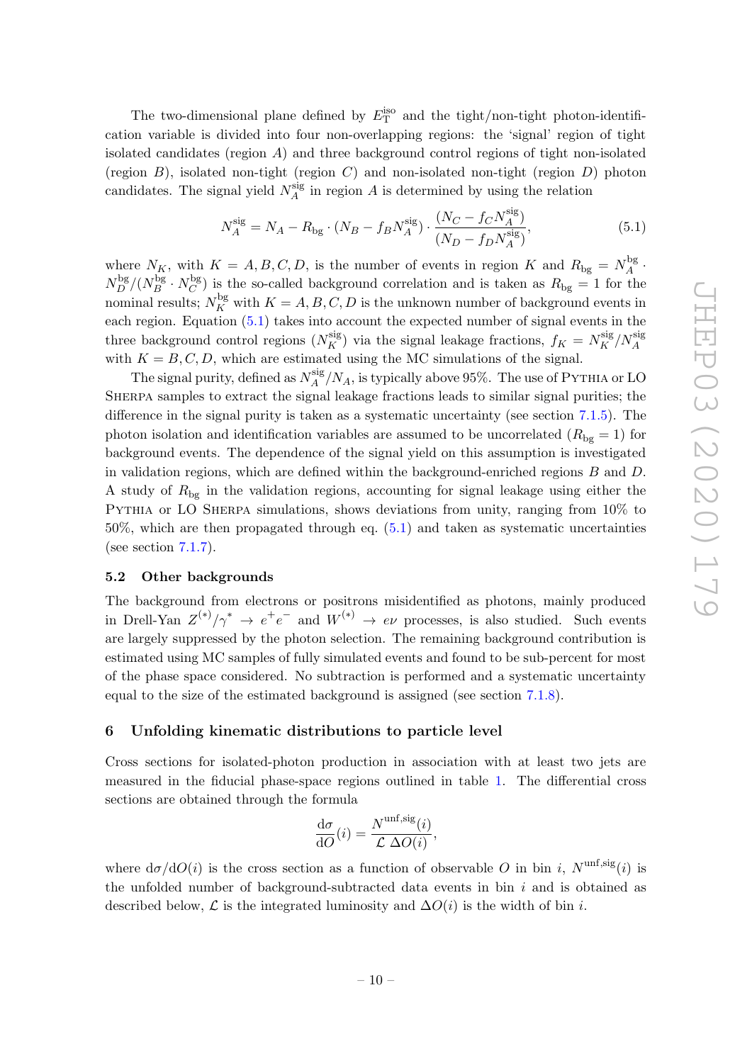The two-dimensional plane defined by $E_{\mathrm{T}}^{\mathrm{iso}}$ and the tight/non-tight photon-identification variable is divided into four non-overlapping regions: the 'signal' region of tight isolated candidates (region $A$) and three background control regions of tight non-isolated (region $B$), isolated non-tight (region $C$) and non-isolated non-tight (region $D$) photon candidates. The signal yield $N_A^{\mathrm{sig}}$ in region $A$ is determined by using the relation

$$N_A^{\mathrm{sig}} = N_A - R_{\mathrm{bg}} \cdot (N_B - f_B N_A^{\mathrm{sig}}) \cdot \frac{(N_C - f_C N_A^{\mathrm{sig}})}{(N_D - f_D N_A^{\mathrm{sig}})}, \tag{5.1}$$

where $N_K$, with $K = A, B, C, D$, is the number of events in region $K$ and $R_{\mathrm{bg}} = N_A^{\mathrm{bg}} \cdot N_D^{\mathrm{bg}} / (N_B^{\mathrm{bg}} \cdot N_C^{\mathrm{bg}})$ is the so-called background correlation and is taken as $R_{\mathrm{bg}} = 1$ for the nominal results; $N_K^{\mathrm{bg}}$ with $K = A, B, C, D$ is the unknown number of background events in each region. Equation (5.1) takes into account the expected number of signal events in the three background control regions ($N_K^{\mathrm{sig}}$) via the signal leakage fractions, $f_K = N_K^{\mathrm{sig}} / N_A^{\mathrm{sig}}$ with $K = B, C, D$, which are estimated using the MC simulations of the signal.

The signal purity, defined as $N_A^{\mathrm{sig}} / N_A$, is typically above 95%. The use of Pythia or LO Sherpa samples to extract the signal leakage fractions leads to similar signal purities; the difference in the signal purity is taken as a systematic uncertainty (see section 7.1.5). The photon isolation and identification variables are assumed to be uncorrelated ($R_{\mathrm{bg}} = 1$) for background events. The dependence of the signal yield on this assumption is investigated in validation regions, which are defined within the background-enriched regions $B$ and $D$. A study of $R_{\mathrm{bg}}$ in the validation regions, accounting for signal leakage using either the Pythia or LO Sherpa simulations, shows deviations from unity, ranging from 10% to 50%, which are then propagated through eq. (5.1) and taken as systematic uncertainties (see section 7.1.7).

### 5.2 Other backgrounds

The background from electrons or positrons misidentified as photons, mainly produced in Drell-Yan $Z^{(*)}/\gamma^* \to e^+e^-$ and $W^{(*)} \to e\nu$ processes, is also studied. Such events are largely suppressed by the photon selection. The remaining background contribution is estimated using MC samples of fully simulated events and found to be sub-percent for most of the phase space considered. No subtraction is performed and a systematic uncertainty equal to the size of the estimated background is assigned (see section 7.1.8).

## 6 Unfolding kinematic distributions to particle level

Cross sections for isolated-photon production in association with at least two jets are measured in the fiducial phase-space regions outlined in table 1. The differential cross sections are obtained through the formula

$$\frac{\mathrm{d}\sigma}{\mathrm{d}O}(i) = \frac{N^{\mathrm{unf,sig}}(i)}{\mathcal{L}\ \Delta O(i)},$$

where $\mathrm{d}\sigma/\mathrm{d}O(i)$ is the cross section as a function of observable $O$ in bin $i$, $N^{\mathrm{unf,sig}}(i)$ is the unfolded number of background-subtracted data events in bin $i$ and is obtained as described below, $\mathcal{L}$ is the integrated luminosity and $\Delta O(i)$ is the width of bin $i$.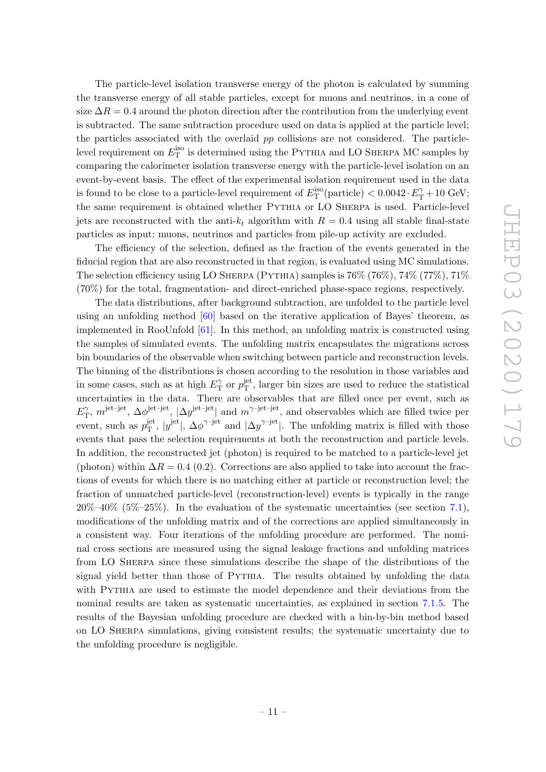The particle-level isolation transverse energy of the photon is calculated by summing the transverse energy of all stable particles, except for muons and neutrinos, in a cone of size $\Delta R = 0.4$ around the photon direction after the contribution from the underlying event is subtracted. The same subtraction procedure used on data is applied at the particle level; the particles associated with the overlaid $pp$ collisions are not considered. The particle-level requirement on $E_{\mathrm{T}}^{\mathrm{iso}}$ is determined using the Pythia and LO Sherpa MC samples by comparing the calorimeter isolation transverse energy with the particle-level isolation on an event-by-event basis. The effect of the experimental isolation requirement used in the data is found to be close to a particle-level requirement of $E_{\mathrm{T}}^{\mathrm{iso}}(\text{particle}) < 0.0042 \cdot E_{\mathrm{T}}^{\gamma} + 10$ GeV; the same requirement is obtained whether Pythia or LO Sherpa is used. Particle-level jets are reconstructed with the anti-$k_t$ algorithm with $R = 0.4$ using all stable final-state particles as input; muons, neutrinos and particles from pile-up activity are excluded.

The efficiency of the selection, defined as the fraction of the events generated in the fiducial region that are also reconstructed in that region, is evaluated using MC simulations. The selection efficiency using LO Sherpa (Pythia) samples is 76% (76%), 74% (77%), 71% (70%) for the total, fragmentation- and direct-enriched phase-space regions, respectively.

The data distributions, after background subtraction, are unfolded to the particle level using an unfolding method [60] based on the iterative application of Bayes' theorem, as implemented in RooUnfold [61]. In this method, an unfolding matrix is constructed using the samples of simulated events. The unfolding matrix encapsulates the migrations across bin boundaries of the observable when switching between particle and reconstruction levels. The binning of the distributions is chosen according to the resolution in those variables and in some cases, such as at high $E_{\mathrm{T}}^{\gamma}$ or $p_{\mathrm{T}}^{\mathrm{jet}}$, larger bin sizes are used to reduce the statistical uncertainties in the data. There are observables that are filled once per event, such as $E_{\mathrm{T}}^{\gamma}$, $m^{\text{jet-jet}}$, $\Delta\phi^{\text{jet-jet}}$, $|\Delta y^{\text{jet-jet}}|$ and $m^{\gamma\text{-jet-jet}}$, and observables which are filled twice per event, such as $p_{\mathrm{T}}^{\mathrm{jet}}$, $|y^{\mathrm{jet}}|$, $\Delta\phi^{\gamma\text{-jet}}$ and $|\Delta y^{\gamma\text{-jet}}|$. The unfolding matrix is filled with those events that pass the selection requirements at both the reconstruction and particle levels. In addition, the reconstructed jet (photon) is required to be matched to a particle-level jet (photon) within $\Delta R = 0.4$ (0.2). Corrections are also applied to take into account the fractions of events for which there is no matching either at particle or reconstruction level; the fraction of unmatched particle-level (reconstruction-level) events is typically in the range 20%–40% (5%–25%). In the evaluation of the systematic uncertainties (see section 7.1), modifications of the unfolding matrix and of the corrections are applied simultaneously in a consistent way. Four iterations of the unfolding procedure are performed. The nominal cross sections are measured using the signal leakage fractions and unfolding matrices from LO Sherpa since these simulations describe the shape of the distributions of the signal yield better than those of Pythia. The results obtained by unfolding the data with Pythia are used to estimate the model dependence and their deviations from the nominal results are taken as systematic uncertainties, as explained in section 7.1.5. The results of the Bayesian unfolding procedure are checked with a bin-by-bin method based on LO Sherpa simulations, giving consistent results; the systematic uncertainty due to the unfolding procedure is negligible.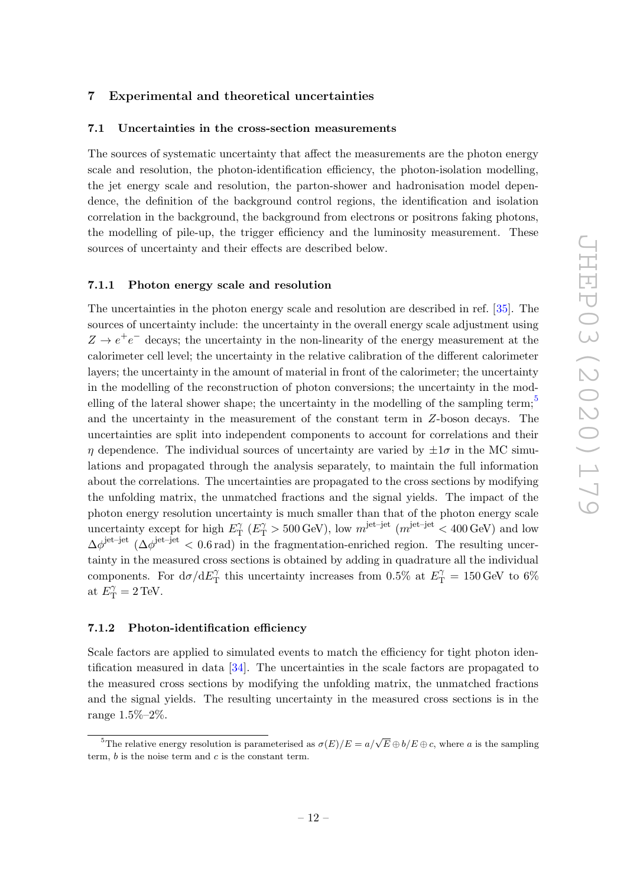# 7 Experimental and theoretical uncertainties

## 7.1 Uncertainties in the cross-section measurements

The sources of systematic uncertainty that affect the measurements are the photon energy scale and resolution, the photon-identification efficiency, the photon-isolation modelling, the jet energy scale and resolution, the parton-shower and hadronisation model dependence, the definition of the background control regions, the identification and isolation correlation in the background, the background from electrons or positrons faking photons, the modelling of pile-up, the trigger efficiency and the luminosity measurement. These sources of uncertainty and their effects are described below.

### 7.1.1 Photon energy scale and resolution

The uncertainties in the photon energy scale and resolution are described in ref. [35]. The sources of uncertainty include: the uncertainty in the overall energy scale adjustment using $Z \to e^+e^-$ decays; the uncertainty in the non-linearity of the energy measurement at the calorimeter cell level; the uncertainty in the relative calibration of the different calorimeter layers; the uncertainty in the amount of material in front of the calorimeter; the uncertainty in the modelling of the reconstruction of photon conversions; the uncertainty in the modelling of the lateral shower shape; the uncertainty in the modelling of the sampling term;[5] and the uncertainty in the measurement of the constant term in $Z$-boson decays. The uncertainties are split into independent components to account for correlations and their $\eta$ dependence. The individual sources of uncertainty are varied by $\pm 1\sigma$ in the MC simulations and propagated through the analysis separately, to maintain the full information about the correlations. The uncertainties are propagated to the cross sections by modifying the unfolding matrix, the unmatched fractions and the signal yields. The impact of the photon energy resolution uncertainty is much smaller than that of the photon energy scale uncertainty except for high $E_{\mathrm{T}}^{\gamma}$ ($E_{\mathrm{T}}^{\gamma} > 500\,\mathrm{GeV}$), low $m^{\text{jet–jet}}$ ($m^{\text{jet–jet}} < 400\,\mathrm{GeV}$) and low $\Delta\phi^{\text{jet–jet}}$ ($\Delta\phi^{\text{jet–jet}} < 0.6\,\mathrm{rad}$) in the fragmentation-enriched region. The resulting uncertainty in the measured cross sections is obtained by adding in quadrature all the individual components. For $\mathrm{d}\sigma/\mathrm{d}E_{\mathrm{T}}^{\gamma}$ this uncertainty increases from 0.5% at $E_{\mathrm{T}}^{\gamma} = 150\,\mathrm{GeV}$ to 6% at $E_{\mathrm{T}}^{\gamma} = 2\,\mathrm{TeV}$.

### 7.1.2 Photon-identification efficiency

Scale factors are applied to simulated events to match the efficiency for tight photon identification measured in data [34]. The uncertainties in the scale factors are propagated to the measured cross sections by modifying the unfolding matrix, the unmatched fractions and the signal yields. The resulting uncertainty in the measured cross sections is in the range 1.5%–2%.

[5]The relative energy resolution is parameterised as $\sigma(E)/E = a/\sqrt{E} \oplus b/E \oplus c$, where $a$ is the sampling term, $b$ is the noise term and $c$ is the constant term.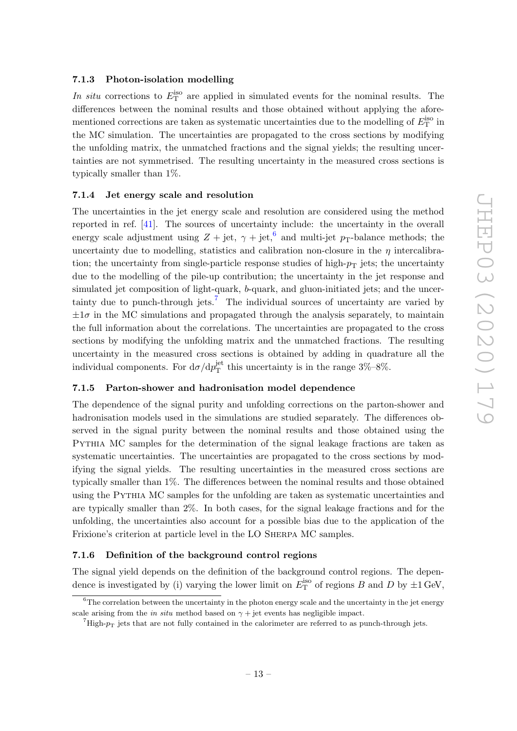#### 7.1.3 Photon-isolation modelling

*In situ* corrections to $E_{\mathrm{T}}^{\mathrm{iso}}$ are applied in simulated events for the nominal results. The differences between the nominal results and those obtained without applying the aforementioned corrections are taken as systematic uncertainties due to the modelling of $E_{\mathrm{T}}^{\mathrm{iso}}$ in the MC simulation. The uncertainties are propagated to the cross sections by modifying the unfolding matrix, the unmatched fractions and the signal yields; the resulting uncertainties are not symmetrised. The resulting uncertainty in the measured cross sections is typically smaller than 1%.

#### 7.1.4 Jet energy scale and resolution

The uncertainties in the jet energy scale and resolution are considered using the method reported in ref. [41]. The sources of uncertainty include: the uncertainty in the overall energy scale adjustment using $Z$ + jet, $\gamma$ + jet,[6] and multi-jet $p_{\mathrm{T}}$-balance methods; the uncertainty due to modelling, statistics and calibration non-closure in the $\eta$ intercalibration; the uncertainty from single-particle response studies of high-$p_{\mathrm{T}}$ jets; the uncertainty due to the modelling of the pile-up contribution; the uncertainty in the jet response and simulated jet composition of light-quark, $b$-quark, and gluon-initiated jets; and the uncertainty due to punch-through jets.[7] The individual sources of uncertainty are varied by $\pm 1\sigma$ in the MC simulations and propagated through the analysis separately, to maintain the full information about the correlations. The uncertainties are propagated to the cross sections by modifying the unfolding matrix and the unmatched fractions. The resulting uncertainty in the measured cross sections is obtained by adding in quadrature all the individual components. For $\mathrm{d}\sigma/\mathrm{d}p_{\mathrm{T}}^{\mathrm{jet}}$ this uncertainty is in the range 3%–8%.

#### 7.1.5 Parton-shower and hadronisation model dependence

The dependence of the signal purity and unfolding corrections on the parton-shower and hadronisation models used in the simulations are studied separately. The differences observed in the signal purity between the nominal results and those obtained using the Pythia MC samples for the determination of the signal leakage fractions are taken as systematic uncertainties. The uncertainties are propagated to the cross sections by modifying the signal yields. The resulting uncertainties in the measured cross sections are typically smaller than 1%. The differences between the nominal results and those obtained using the Pythia MC samples for the unfolding are taken as systematic uncertainties and are typically smaller than 2%. In both cases, for the signal leakage fractions and for the unfolding, the uncertainties also account for a possible bias due to the application of the Frixione's criterion at particle level in the LO Sherpa MC samples.

#### 7.1.6 Definition of the background control regions

The signal yield depends on the definition of the background control regions. The dependence is investigated by (i) varying the lower limit on $E_{\mathrm{T}}^{\mathrm{iso}}$ of regions $B$ and $D$ by $\pm 1$ GeV,

[6] The correlation between the uncertainty in the photon energy scale and the uncertainty in the jet energy scale arising from the *in situ* method based on $\gamma$ + jet events has negligible impact.

[7] High-$p_{\mathrm{T}}$ jets that are not fully contained in the calorimeter are referred to as punch-through jets.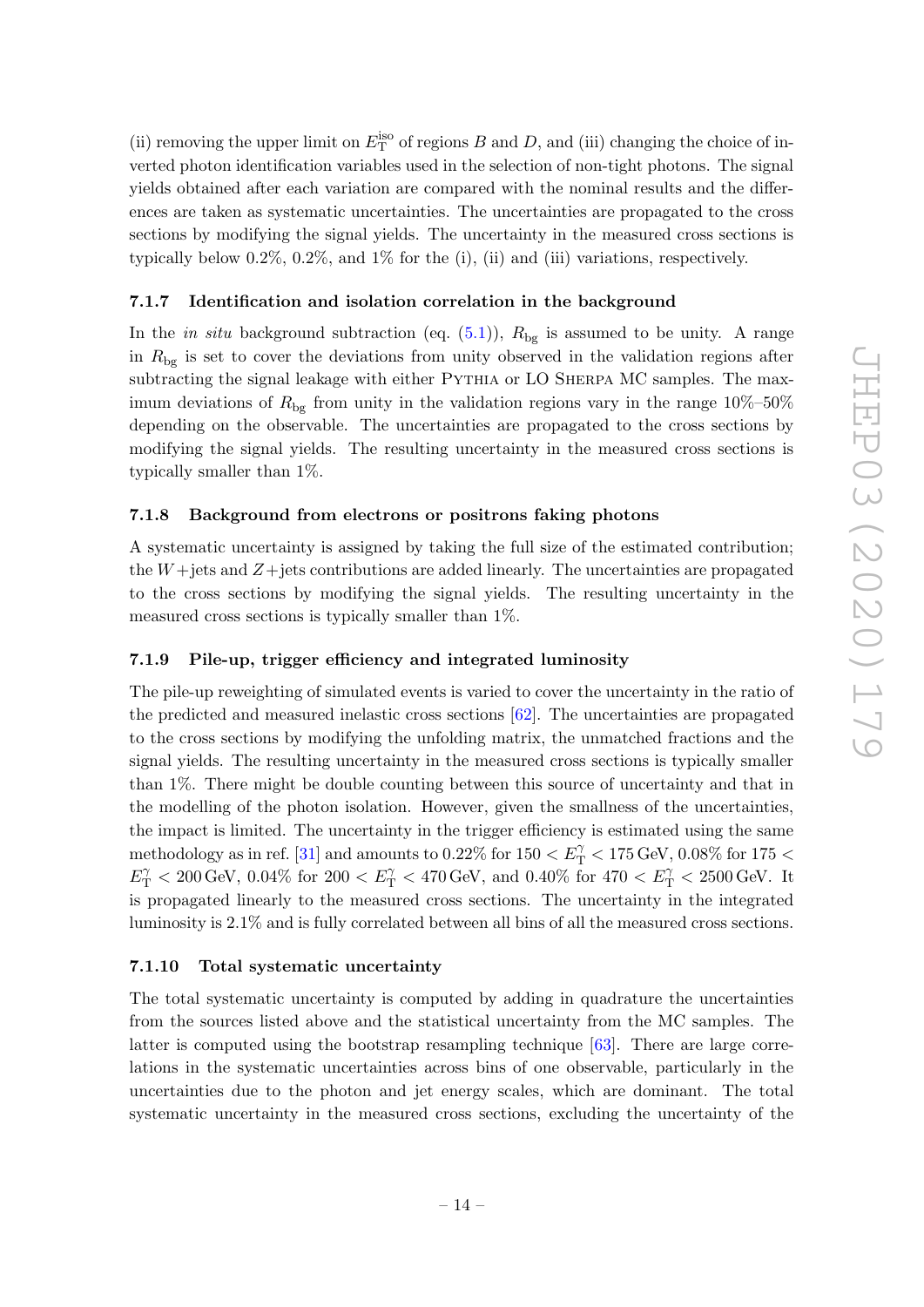(ii) removing the upper limit on $E_{\mathrm{T}}^{\mathrm{iso}}$ of regions $B$ and $D$, and (iii) changing the choice of inverted photon identification variables used in the selection of non-tight photons. The signal yields obtained after each variation are compared with the nominal results and the differences are taken as systematic uncertainties. The uncertainties are propagated to the cross sections by modifying the signal yields. The uncertainty in the measured cross sections is typically below 0.2%, 0.2%, and 1% for the (i), (ii) and (iii) variations, respectively.

#### 7.1.7 Identification and isolation correlation in the background

In the *in situ* background subtraction (eq. (5.1)), $R_{\mathrm{bg}}$ is assumed to be unity. A range in $R_{\mathrm{bg}}$ is set to cover the deviations from unity observed in the validation regions after subtracting the signal leakage with either Pythia or LO Sherpa MC samples. The maximum deviations of $R_{\mathrm{bg}}$ from unity in the validation regions vary in the range 10%–50% depending on the observable. The uncertainties are propagated to the cross sections by modifying the signal yields. The resulting uncertainty in the measured cross sections is typically smaller than 1%.

#### 7.1.8 Background from electrons or positrons faking photons

A systematic uncertainty is assigned by taking the full size of the estimated contribution; the $W$+jets and $Z$+jets contributions are added linearly. The uncertainties are propagated to the cross sections by modifying the signal yields. The resulting uncertainty in the measured cross sections is typically smaller than 1%.

#### 7.1.9 Pile-up, trigger efficiency and integrated luminosity

The pile-up reweighting of simulated events is varied to cover the uncertainty in the ratio of the predicted and measured inelastic cross sections [62]. The uncertainties are propagated to the cross sections by modifying the unfolding matrix, the unmatched fractions and the signal yields. The resulting uncertainty in the measured cross sections is typically smaller than 1%. There might be double counting between this source of uncertainty and that in the modelling of the photon isolation. However, given the smallness of the uncertainties, the impact is limited. The uncertainty in the trigger efficiency is estimated using the same methodology as in ref. [31] and amounts to 0.22% for $150 < E_{\mathrm{T}}^{\gamma} < 175$ GeV, 0.08% for $175 < E_{\mathrm{T}}^{\gamma} < 200$ GeV, 0.04% for $200 < E_{\mathrm{T}}^{\gamma} < 470$ GeV, and 0.40% for $470 < E_{\mathrm{T}}^{\gamma} < 2500$ GeV. It is propagated linearly to the measured cross sections. The uncertainty in the integrated luminosity is 2.1% and is fully correlated between all bins of all the measured cross sections.

#### 7.1.10 Total systematic uncertainty

The total systematic uncertainty is computed by adding in quadrature the uncertainties from the sources listed above and the statistical uncertainty from the MC samples. The latter is computed using the bootstrap resampling technique [63]. There are large correlations in the systematic uncertainties across bins of one observable, particularly in the uncertainties due to the photon and jet energy scales, which are dominant. The total systematic uncertainty in the measured cross sections, excluding the uncertainty of the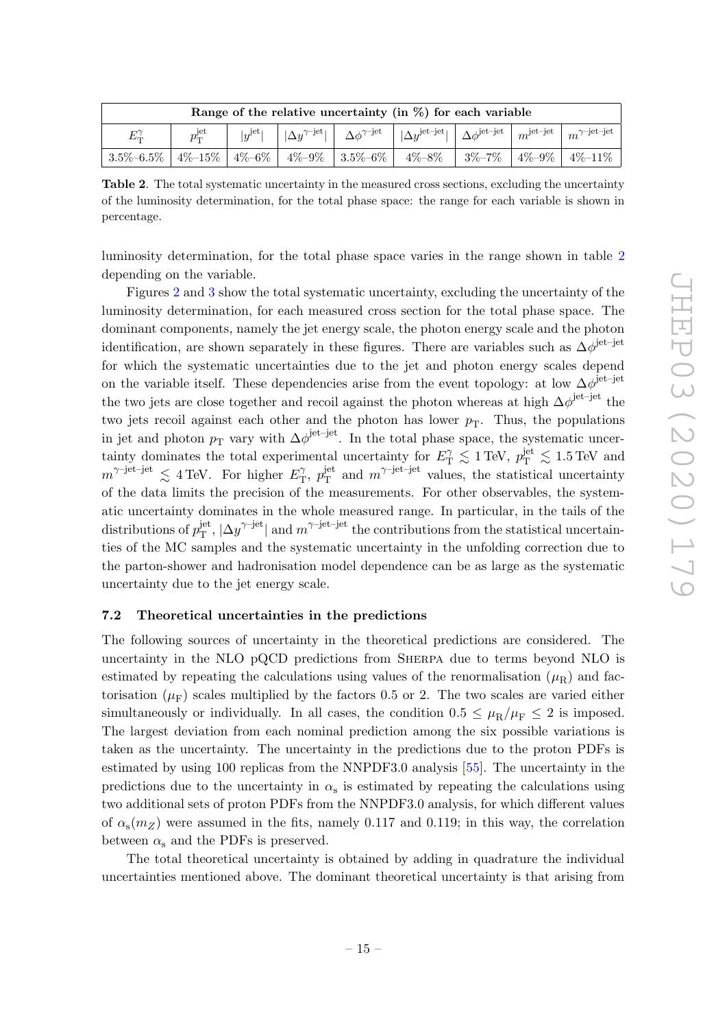| Range of the relative uncertainty (in %) for each variable | | | | | | | | |
|---|---|---|---|---|---|---|---|---|
| $E_{\rm T}^{\gamma}$ | $p_{\rm T}^{\rm jet}$ | $\lvert y^{\rm jet}\rvert$ | $\lvert\Delta y^{\gamma\text{–jet}}\rvert$ | $\Delta\phi^{\gamma\text{–jet}}$ | $\lvert\Delta y^{\rm jet\text{–}jet}\rvert$ | $\Delta\phi^{\rm jet\text{–}jet}$ | $m^{\rm jet\text{–}jet}$ | $m^{\gamma\text{–jet–jet}}$ |
| 3.5%–6.5% | 4%–15% | 4%–6% | 4%–9% | 3.5%–6% | 4%–8% | 3%–7% | 4%–9% | 4%–11% |

**Table 2**. The total systematic uncertainty in the measured cross sections, excluding the uncertainty of the luminosity determination, for the total phase space: the range for each variable is shown in percentage.

luminosity determination, for the total phase space varies in the range shown in table 2 depending on the variable.

Figures 2 and 3 show the total systematic uncertainty, excluding the uncertainty of the luminosity determination, for each measured cross section for the total phase space. The dominant components, namely the jet energy scale, the photon energy scale and the photon identification, are shown separately in these figures. There are variables such as $\Delta\phi^{\rm jet\text{–}jet}$ for which the systematic uncertainties due to the jet and photon energy scales depend on the variable itself. These dependencies arise from the event topology: at low $\Delta\phi^{\rm jet\text{–}jet}$ the two jets are close together and recoil against the photon whereas at high $\Delta\phi^{\rm jet\text{–}jet}$ the two jets recoil against each other and the photon has lower $p_{\rm T}$. Thus, the populations in jet and photon $p_{\rm T}$ vary with $\Delta\phi^{\rm jet\text{–}jet}$. In the total phase space, the systematic uncertainty dominates the total experimental uncertainty for $E_{\rm T}^{\gamma} \lesssim 1\,\text{TeV}$, $p_{\rm T}^{\rm jet} \lesssim 1.5\,\text{TeV}$ and $m^{\gamma\text{–jet–jet}} \lesssim 4\,\text{TeV}$. For higher $E_{\rm T}^{\gamma}$, $p_{\rm T}^{\rm jet}$ and $m^{\gamma\text{–jet–jet}}$ values, the statistical uncertainty of the data limits the precision of the measurements. For other observables, the systematic uncertainty dominates in the whole measured range. In particular, in the tails of the distributions of $p_{\rm T}^{\rm jet}$, $\lvert\Delta y^{\gamma\text{–jet}}\rvert$ and $m^{\gamma\text{–jet–jet}}$ the contributions from the statistical uncertainties of the MC samples and the systematic uncertainty in the unfolding correction due to the parton-shower and hadronisation model dependence can be as large as the systematic uncertainty due to the jet energy scale.

### 7.2 Theoretical uncertainties in the predictions

The following sources of uncertainty in the theoretical predictions are considered. The uncertainty in the NLO pQCD predictions from Sherpa due to terms beyond NLO is estimated by repeating the calculations using values of the renormalisation ($\mu_{\rm R}$) and factorisation ($\mu_{\rm F}$) scales multiplied by the factors 0.5 or 2. The two scales are varied either simultaneously or individually. In all cases, the condition $0.5 \leq \mu_{\rm R}/\mu_{\rm F} \leq 2$ is imposed. The largest deviation from each nominal prediction among the six possible variations is taken as the uncertainty. The uncertainty in the predictions due to the proton PDFs is estimated by using 100 replicas from the NNPDF3.0 analysis [55]. The uncertainty in the predictions due to the uncertainty in $\alpha_{\rm s}$ is estimated by repeating the calculations using two additional sets of proton PDFs from the NNPDF3.0 analysis, for which different values of $\alpha_{\rm s}(m_Z)$ were assumed in the fits, namely 0.117 and 0.119; in this way, the correlation between $\alpha_{\rm s}$ and the PDFs is preserved.

The total theoretical uncertainty is obtained by adding in quadrature the individual uncertainties mentioned above. The dominant theoretical uncertainty is that arising from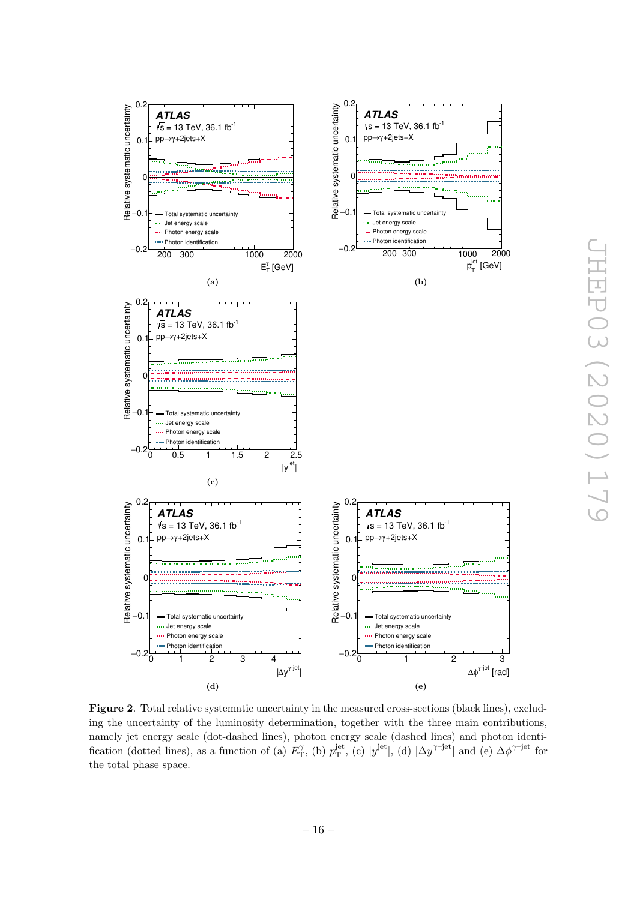**Figure 2**. Total relative systematic uncertainty in the measured cross-sections (black lines), excluding the uncertainty of the luminosity determination, together with the three main contributions, namely jet energy scale (dot-dashed lines), photon energy scale (dashed lines) and photon identification (dotted lines), as a function of (a) $E_{\mathrm{T}}^{\gamma}$, (b) $p_{\mathrm{T}}^{\mathrm{jet}}$, (c) $|y^{\mathrm{jet}}|$, (d) $|\Delta y^{\gamma-\mathrm{jet}}|$ and (e) $\Delta\phi^{\gamma-\mathrm{jet}}$ for the total phase space.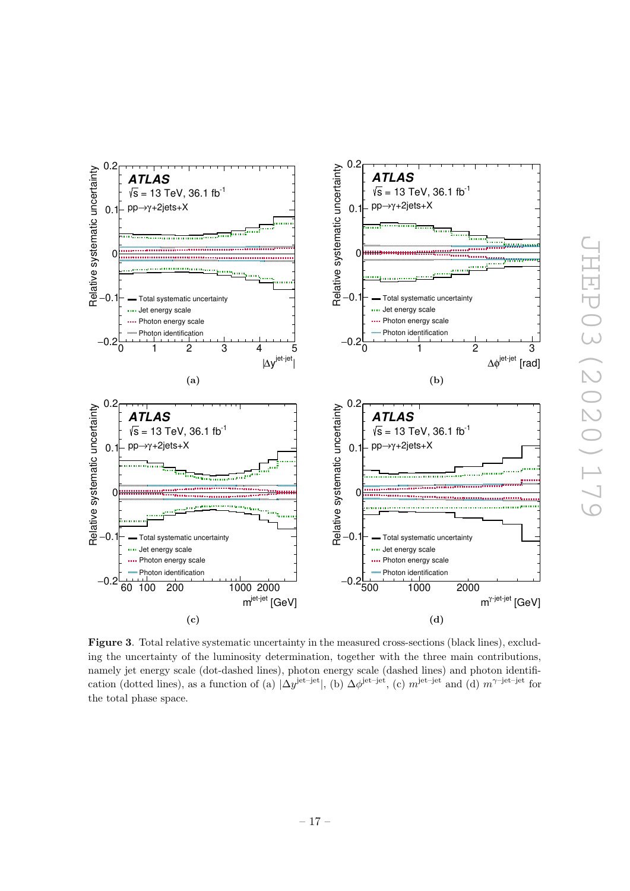**Figure 3**. Total relative systematic uncertainty in the measured cross-sections (black lines), excluding the uncertainty of the luminosity determination, together with the three main contributions, namely jet energy scale (dot-dashed lines), photon energy scale (dashed lines) and photon identification (dotted lines), as a function of (a) $|\Delta y^{\text{jet-jet}}|$, (b) $\Delta\phi^{\text{jet-jet}}$, (c) $m^{\text{jet-jet}}$ and (d) $m^{\gamma\text{-jet-jet}}$ for the total phase space.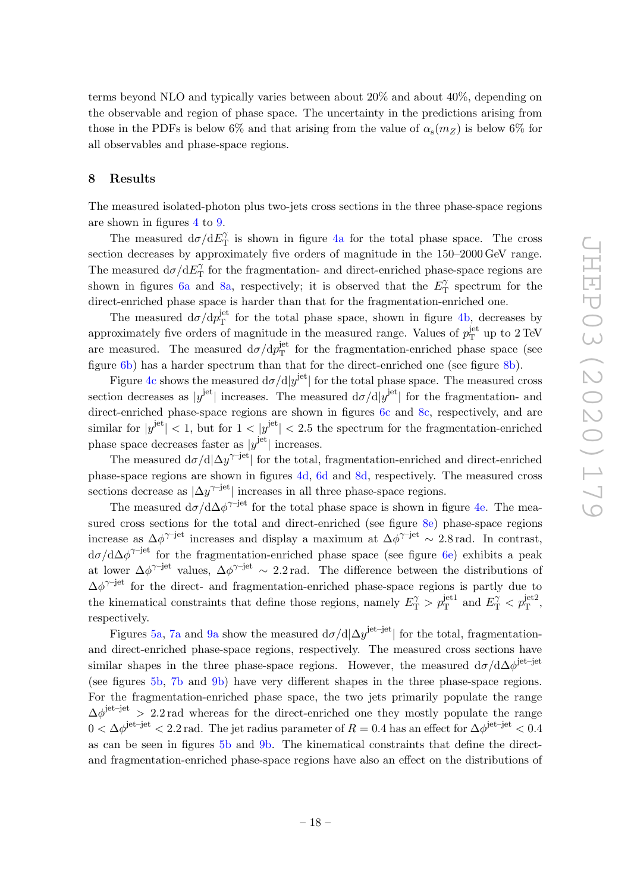terms beyond NLO and typically varies between about 20% and about 40%, depending on the observable and region of phase space. The uncertainty in the predictions arising from those in the PDFs is below 6% and that arising from the value of $\alpha_s(m_Z)$ is below 6% for all observables and phase-space regions.

## 8 Results

The measured isolated-photon plus two-jets cross sections in the three phase-space regions are shown in figures 4 to 9.

The measured $d\sigma/dE_T^\gamma$ is shown in figure 4a for the total phase space. The cross section decreases by approximately five orders of magnitude in the 150–2000 GeV range. The measured $d\sigma/dE_T^\gamma$ for the fragmentation- and direct-enriched phase-space regions are shown in figures 6a and 8a, respectively; it is observed that the $E_T^\gamma$ spectrum for the direct-enriched phase space is harder than that for the fragmentation-enriched one.

The measured $d\sigma/dp_T^{\text{jet}}$ for the total phase space, shown in figure 4b, decreases by approximately five orders of magnitude in the measured range. Values of $p_T^{\text{jet}}$ up to 2 TeV are measured. The measured $d\sigma/dp_T^{\text{jet}}$ for the fragmentation-enriched phase space (see figure 6b) has a harder spectrum than that for the direct-enriched one (see figure 8b).

Figure 4c shows the measured $d\sigma/d|y^{\text{jet}}|$ for the total phase space. The measured cross section decreases as $|y^{\text{jet}}|$ increases. The measured $d\sigma/d|y^{\text{jet}}|$ for the fragmentation- and direct-enriched phase-space regions are shown in figures 6c and 8c, respectively, and are similar for $|y^{\text{jet}}| < 1$, but for $1 < |y^{\text{jet}}| < 2.5$ the spectrum for the fragmentation-enriched phase space decreases faster as $|y^{\text{jet}}|$ increases.

The measured $d\sigma/d|\Delta y^{\gamma\text{-jet}}|$ for the total, fragmentation-enriched and direct-enriched phase-space regions are shown in figures 4d, 6d and 8d, respectively. The measured cross sections decrease as $|\Delta y^{\gamma\text{-jet}}|$ increases in all three phase-space regions.

The measured $d\sigma/d\Delta\phi^{\gamma\text{-jet}}$ for the total phase space is shown in figure 4e. The measured cross sections for the total and direct-enriched (see figure 8e) phase-space regions increase as $\Delta\phi^{\gamma\text{-jet}}$ increases and display a maximum at $\Delta\phi^{\gamma\text{-jet}} \sim 2.8$ rad. In contrast, $d\sigma/d\Delta\phi^{\gamma\text{-jet}}$ for the fragmentation-enriched phase space (see figure 6e) exhibits a peak at lower $\Delta\phi^{\gamma\text{-jet}}$ values, $\Delta\phi^{\gamma\text{-jet}} \sim 2.2$ rad. The difference between the distributions of $\Delta\phi^{\gamma\text{-jet}}$ for the direct- and fragmentation-enriched phase-space regions is partly due to the kinematic constraints that define those regions, namely $E_T^\gamma > p_T^{\text{jet1}}$ and $E_T^\gamma < p_T^{\text{jet2}}$, respectively.

Figures 5a, 7a and 9a show the measured $d\sigma/d|\Delta y^{\text{jet-jet}}|$ for the total, fragmentation- and direct-enriched phase-space regions, respectively. The measured cross sections have similar shapes in the three phase-space regions. However, the measured $d\sigma/d\Delta\phi^{\text{jet-jet}}$ (see figures 5b, 7b and 9b) have very different shapes in the three phase-space regions. For the fragmentation-enriched phase space, the two jets primarily populate the range $\Delta\phi^{\text{jet-jet}} > 2.2$ rad whereas for the direct-enriched one they mostly populate the range $0 < \Delta\phi^{\text{jet-jet}} < 2.2$ rad. The jet radius parameter of $R = 0.4$ has an effect for $\Delta\phi^{\text{jet-jet}} < 0.4$ as can be seen in figures 5b and 9b. The kinematical constraints that define the direct- and fragmentation-enriched phase-space regions have also an effect on the distributions of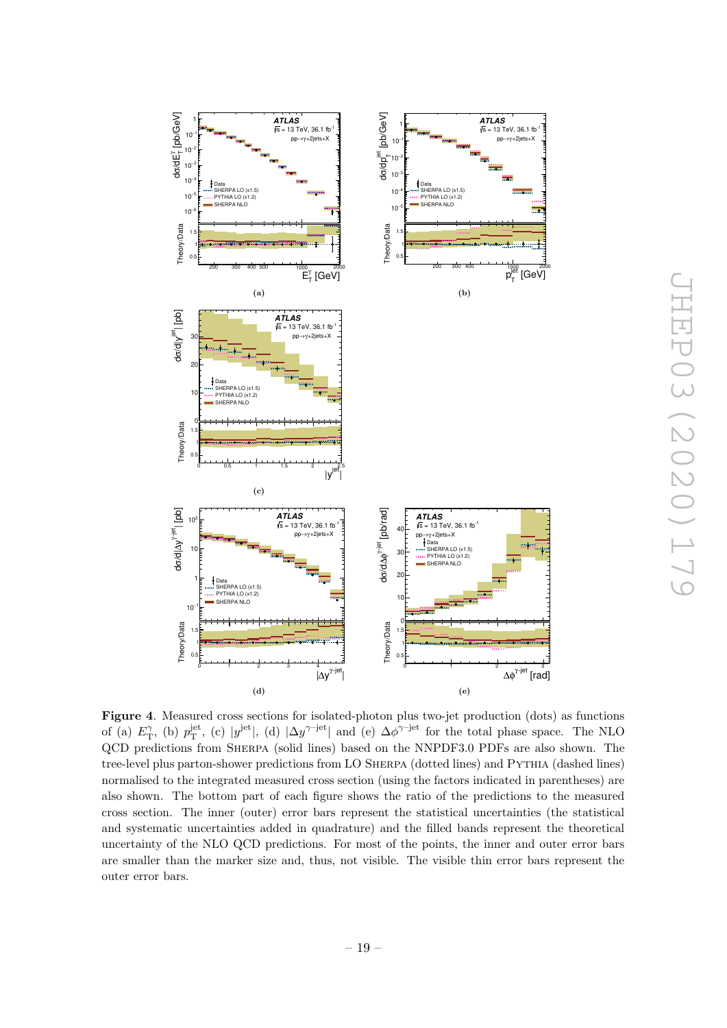**Figure 4**. Measured cross sections for isolated-photon plus two-jet production (dots) as functions of (a) $E_{\mathrm{T}}^{\gamma}$, (b) $p_{\mathrm{T}}^{\mathrm{jet}}$, (c) $|y^{\mathrm{jet}}|$, (d) $|\Delta y^{\gamma\text{-jet}}|$ and (e) $\Delta\phi^{\gamma\text{-jet}}$ for the total phase space. The NLO QCD predictions from SHERPA (solid lines) based on the NNPDF3.0 PDFs are also shown. The tree-level plus parton-shower predictions from LO SHERPA (dotted lines) and PYTHIA (dashed lines) normalised to the integrated measured cross section (using the factors indicated in parentheses) are also shown. The bottom part of each figure shows the ratio of the predictions to the measured cross section. The inner (outer) error bars represent the statistical uncertainties (the statistical and systematic uncertainties added in quadrature) and the filled bands represent the theoretical uncertainty of the NLO QCD predictions. For most of the points, the inner and outer error bars are smaller than the marker size and, thus, not visible. The visible thin error bars represent the outer error bars.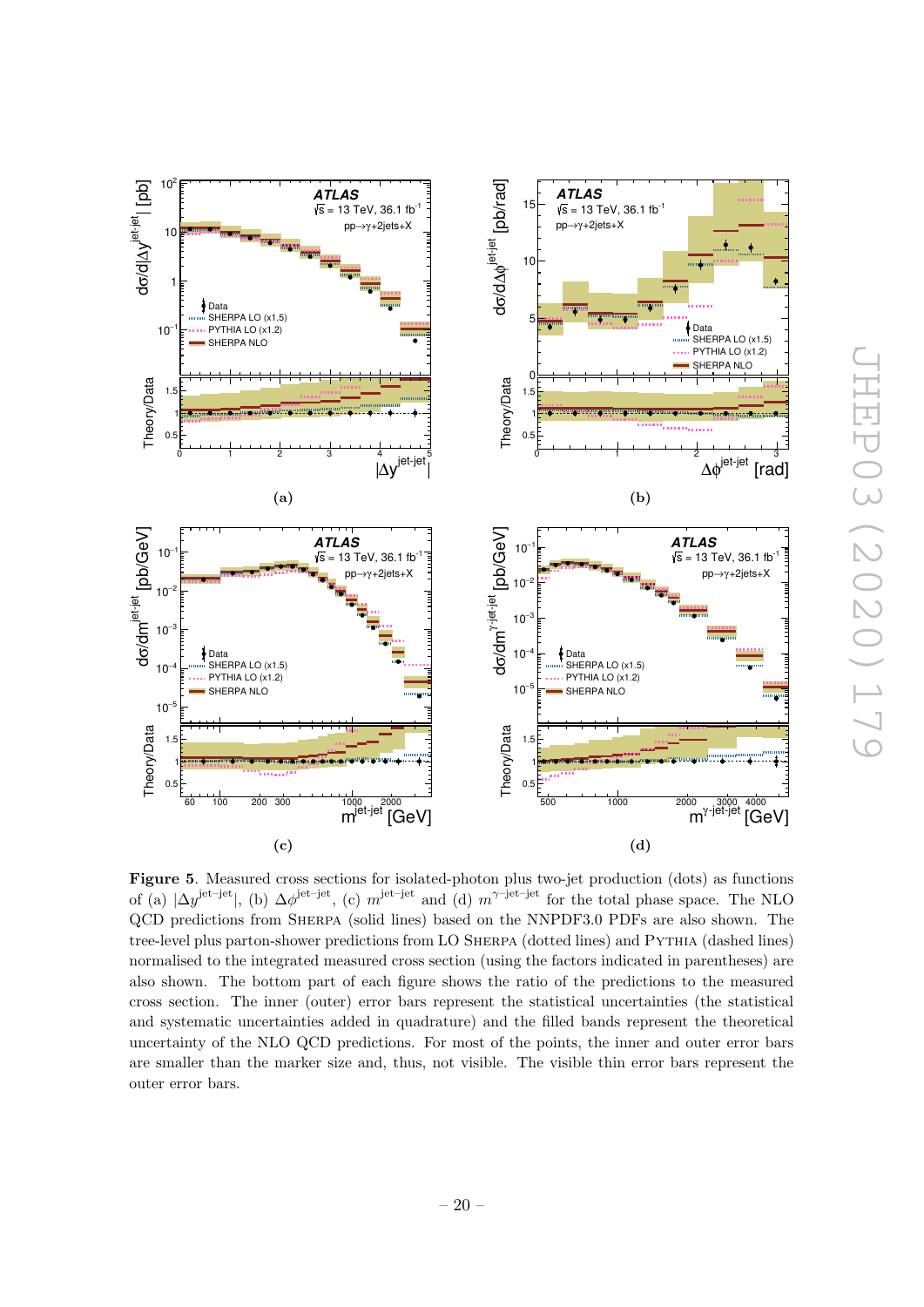**Figure 5**. Measured cross sections for isolated-photon plus two-jet production (dots) as functions of (a) $|\Delta y^{\text{jet-jet}}|$, (b) $\Delta\phi^{\text{jet-jet}}$, (c) $m^{\text{jet-jet}}$ and (d) $m^{\gamma\text{-jet-jet}}$ for the total phase space. The NLO QCD predictions from SHERPA (solid lines) based on the NNPDF3.0 PDFs are also shown. The tree-level plus parton-shower predictions from LO SHERPA (dotted lines) and PYTHIA (dashed lines) normalised to the integrated measured cross section (using the factors indicated in parentheses) are also shown. The bottom part of each figure shows the ratio of the predictions to the measured cross section. The inner (outer) error bars represent the statistical uncertainties (the statistical and systematic uncertainties added in quadrature) and the filled bands represent the theoretical uncertainty of the NLO QCD predictions. For most of the points, the inner and outer error bars are smaller than the marker size and, thus, not visible. The visible thin error bars represent the outer error bars.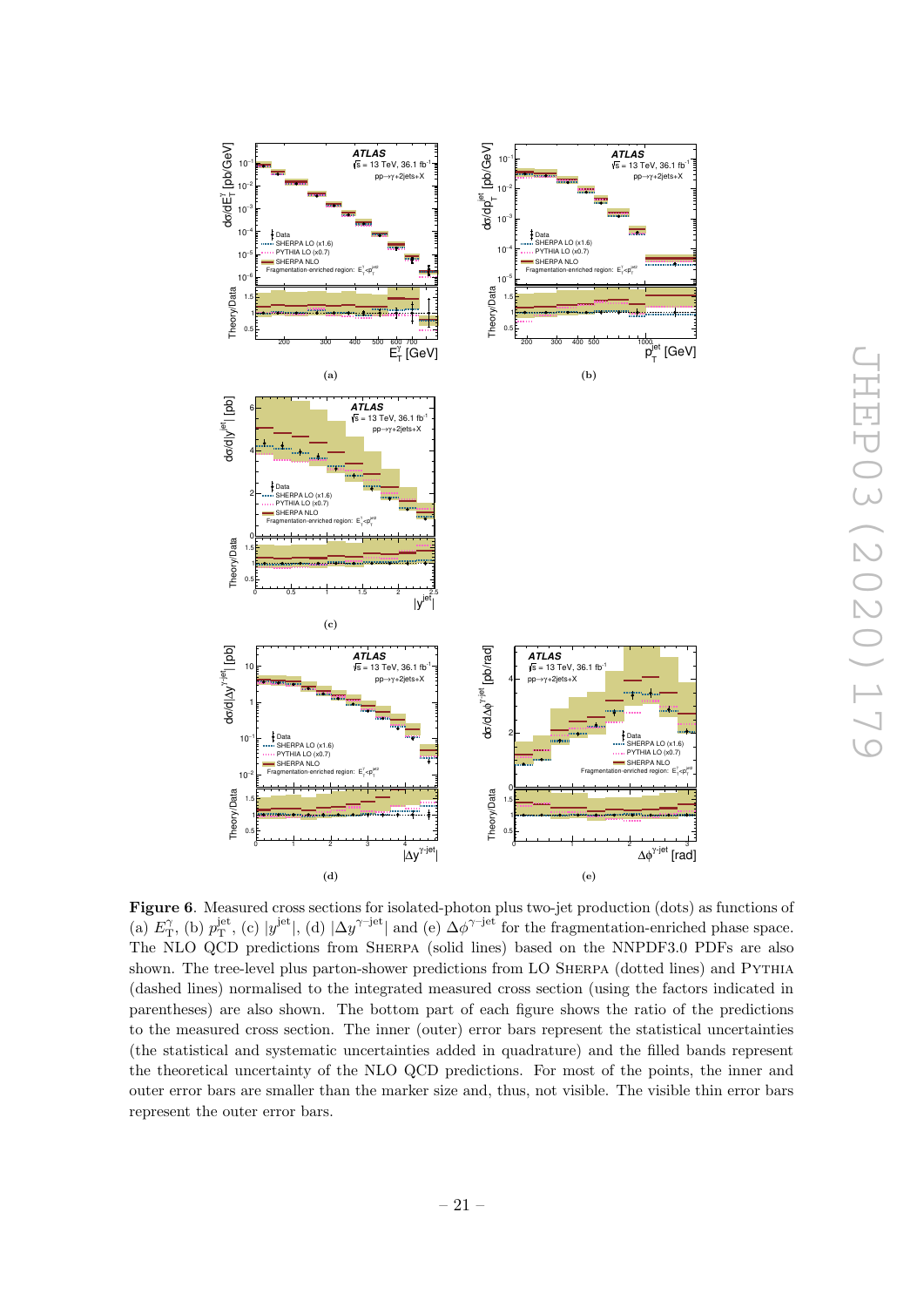**Figure 6**. Measured cross sections for isolated-photon plus two-jet production (dots) as functions of (a) $E_{\rm T}^{\gamma}$, (b) $p_{\rm T}^{\rm jet}$, (c) $|y^{\rm jet}|$, (d) $|\Delta y^{\gamma-{\rm jet}}|$ and (e) $\Delta\phi^{\gamma-{\rm jet}}$ for the fragmentation-enriched phase space. The NLO QCD predictions from SHERPA (solid lines) based on the NNPDF3.0 PDFs are also shown. The tree-level plus parton-shower predictions from LO SHERPA (dotted lines) and PYTHIA (dashed lines) normalised to the integrated measured cross section (using the factors indicated in parentheses) are also shown. The bottom part of each figure shows the ratio of the predictions to the measured cross section. The inner (outer) error bars represent the statistical uncertainties (the statistical and systematic uncertainties added in quadrature) and the filled bands represent the theoretical uncertainty of the NLO QCD predictions. For most of the points, the inner and outer error bars are smaller than the marker size and, thus, not visible. The visible thin error bars represent the outer error bars.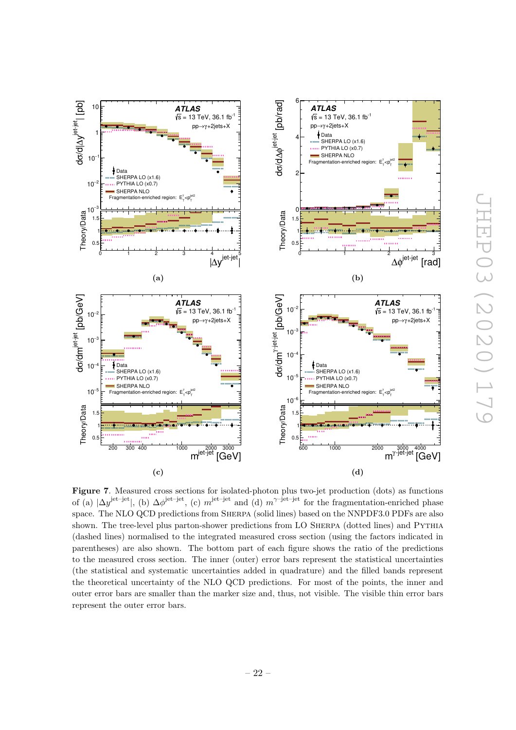**Figure 7**. Measured cross sections for isolated-photon plus two-jet production (dots) as functions of (a) $|\Delta y^{\text{jet-jet}}|$, (b) $\Delta\phi^{\text{jet-jet}}$, (c) $m^{\text{jet-jet}}$ and (d) $m^{\gamma\text{-jet-jet}}$ for the fragmentation-enriched phase space. The NLO QCD predictions from SHERPA (solid lines) based on the NNPDF3.0 PDFs are also shown. The tree-level plus parton-shower predictions from LO SHERPA (dotted lines) and PYTHIA (dashed lines) normalised to the integrated measured cross section (using the factors indicated in parentheses) are also shown. The bottom part of each figure shows the ratio of the predictions to the measured cross section. The inner (outer) error bars represent the statistical uncertainties (the statistical and systematic uncertainties added in quadrature) and the filled bands represent the theoretical uncertainty of the NLO QCD predictions. For most of the points, the inner and outer error bars are smaller than the marker size and, thus, not visible. The visible thin error bars represent the outer error bars.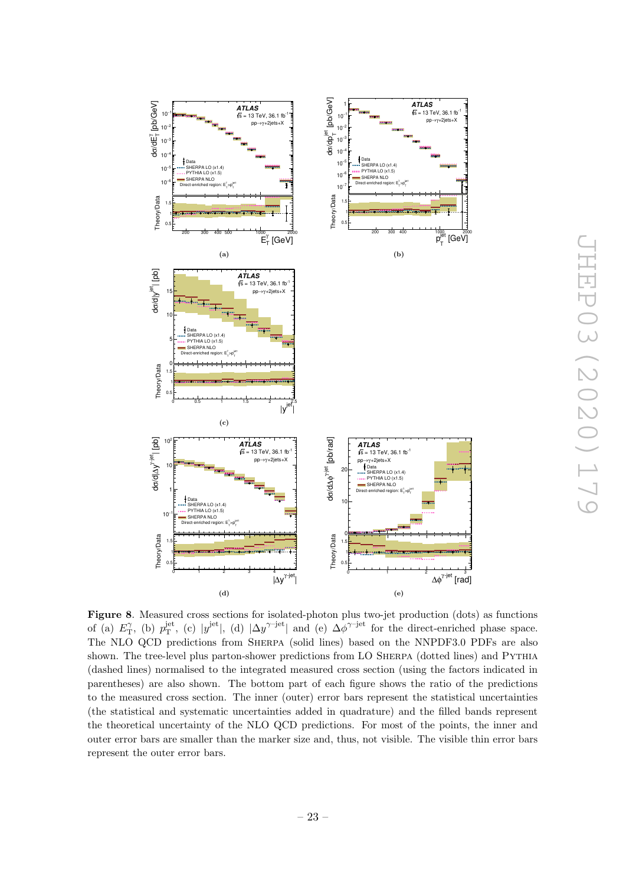**Figure 8**. Measured cross sections for isolated-photon plus two-jet production (dots) as functions of (a) $E_{\mathrm{T}}^{\gamma}$, (b) $p_{\mathrm{T}}^{\mathrm{jet}}$, (c) $|y^{\mathrm{jet}}|$, (d) $|\Delta y^{\gamma-\mathrm{jet}}|$ and (e) $\Delta\phi^{\gamma-\mathrm{jet}}$ for the direct-enriched phase space. The NLO QCD predictions from SHERPA (solid lines) based on the NNPDF3.0 PDFs are also shown. The tree-level plus parton-shower predictions from LO SHERPA (dotted lines) and PYTHIA (dashed lines) normalised to the integrated measured cross section (using the factors indicated in parentheses) are also shown. The bottom part of each figure shows the ratio of the predictions to the measured cross section. The inner (outer) error bars represent the statistical uncertainties (the statistical and systematic uncertainties added in quadrature) and the filled bands represent the theoretical uncertainty of the NLO QCD predictions. For most of the points, the inner and outer error bars are smaller than the marker size and, thus, not visible. The visible thin error bars represent the outer error bars.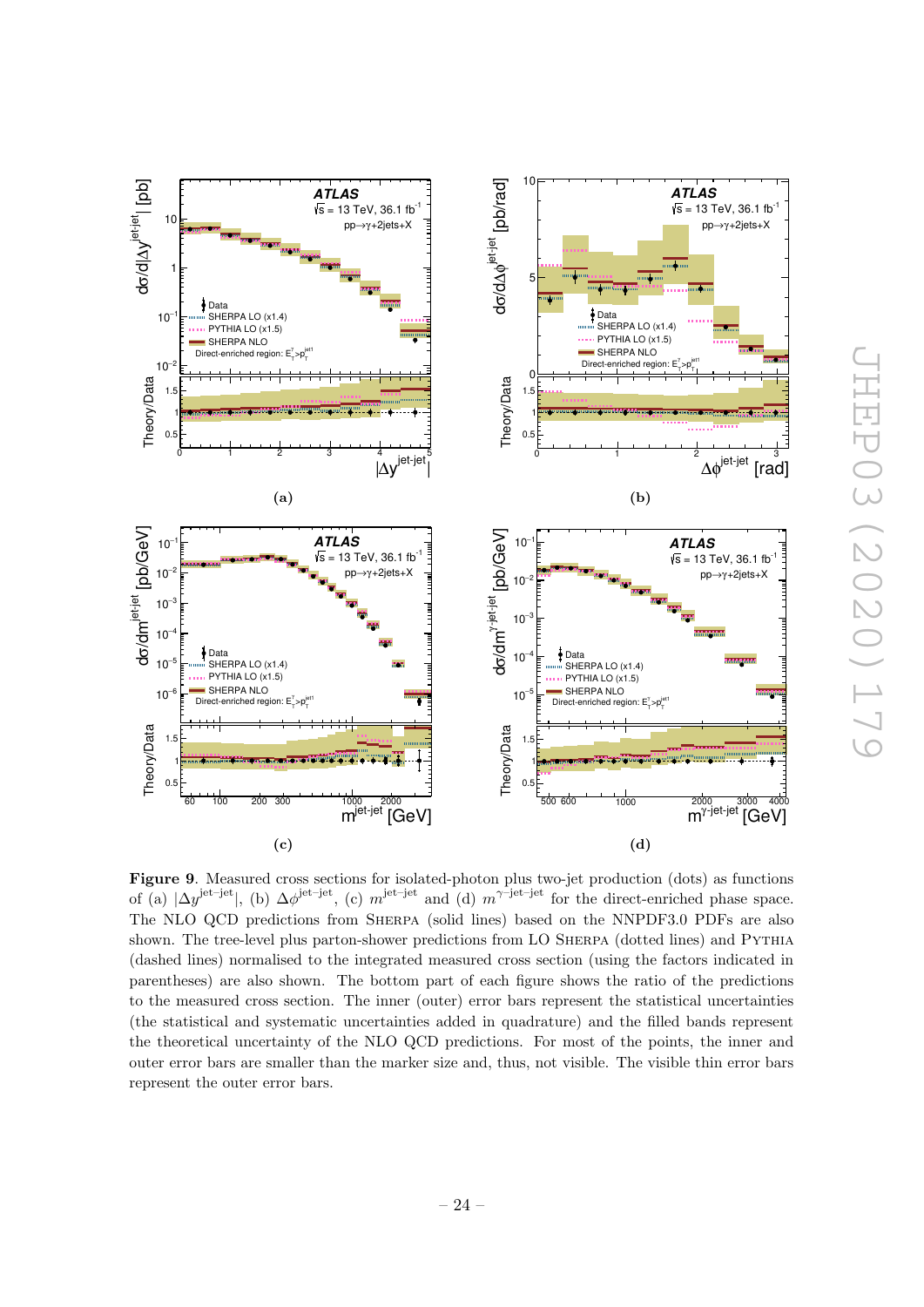**Figure 9**. Measured cross sections for isolated-photon plus two-jet production (dots) as functions of (a) $|\Delta y^{\text{jet-jet}}|$, (b) $\Delta\phi^{\text{jet-jet}}$, (c) $m^{\text{jet-jet}}$ and (d) $m^{\gamma\text{-jet-jet}}$ for the direct-enriched phase space. The NLO QCD predictions from SHERPA (solid lines) based on the NNPDF3.0 PDFs are also shown. The tree-level plus parton-shower predictions from LO SHERPA (dotted lines) and PYTHIA (dashed lines) normalised to the integrated measured cross section (using the factors indicated in parentheses) are also shown. The bottom part of each figure shows the ratio of the predictions to the measured cross section. The inner (outer) error bars represent the statistical uncertainties (the statistical and systematic uncertainties added in quadrature) and the filled bands represent the theoretical uncertainty of the NLO QCD predictions. For most of the points, the inner and outer error bars are smaller than the marker size and, thus, not visible. The visible thin error bars represent the outer error bars.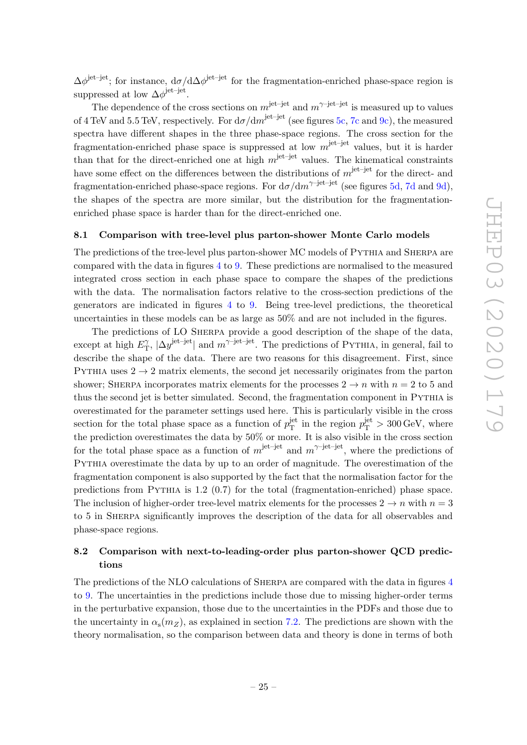$\Delta\phi^{\text{jet–jet}}$; for instance, $\mathrm{d}\sigma/\mathrm{d}\Delta\phi^{\text{jet–jet}}$ for the fragmentation-enriched phase-space region is suppressed at low $\Delta\phi^{\text{jet–jet}}$.

The dependence of the cross sections on $m^{\text{jet–jet}}$ and $m^{\gamma\text{–jet–jet}}$ is measured up to values of 4 TeV and 5.5 TeV, respectively. For $\mathrm{d}\sigma/\mathrm{d}m^{\text{jet–jet}}$ (see figures 5c, 7c and 9c), the measured spectra have different shapes in the three phase-space regions. The cross section for the fragmentation-enriched phase space is suppressed at low $m^{\text{jet–jet}}$ values, but it is harder than that for the direct-enriched one at high $m^{\text{jet–jet}}$ values. The kinematical constraints have some effect on the differences between the distributions of $m^{\text{jet–jet}}$ for the direct- and fragmentation-enriched phase-space regions. For $\mathrm{d}\sigma/\mathrm{d}m^{\gamma\text{–jet–jet}}$ (see figures 5d, 7d and 9d), the shapes of the spectra are more similar, but the distribution for the fragmentation-enriched phase space is harder than for the direct-enriched one.

### 8.1 Comparison with tree-level plus parton-shower Monte Carlo models

The predictions of the tree-level plus parton-shower MC models of Pythia and Sherpa are compared with the data in figures 4 to 9. These predictions are normalised to the measured integrated cross section in each phase space to compare the shapes of the predictions with the data. The normalisation factors relative to the cross-section predictions of the generators are indicated in figures 4 to 9. Being tree-level predictions, the theoretical uncertainties in these models can be as large as 50% and are not included in the figures.

The predictions of LO Sherpa provide a good description of the shape of the data, except at high $E_{\mathrm{T}}^{\gamma}$, $|\Delta y^{\text{jet–jet}}|$ and $m^{\gamma\text{–jet–jet}}$. The predictions of Pythia, in general, fail to describe the shape of the data. There are two reasons for this disagreement. First, since Pythia uses $2 \to 2$ matrix elements, the second jet necessarily originates from the parton shower; Sherpa incorporates matrix elements for the processes $2 \to n$ with $n = 2$ to 5 and thus the second jet is better simulated. Second, the fragmentation component in Pythia is overestimated for the parameter settings used here. This is particularly visible in the cross section for the total phase space as a function of $p_{\mathrm{T}}^{\text{jet}}$ in the region $p_{\mathrm{T}}^{\text{jet}} > 300\,\text{GeV}$, where the prediction overestimates the data by 50% or more. It is also visible in the cross section for the total phase space as a function of $m^{\text{jet–jet}}$ and $m^{\gamma\text{–jet–jet}}$, where the predictions of Pythia overestimate the data by up to an order of magnitude. The overestimation of the fragmentation component is also supported by the fact that the normalisation factor for the predictions from Pythia is 1.2 (0.7) for the total (fragmentation-enriched) phase space. The inclusion of higher-order tree-level matrix elements for the processes $2 \to n$ with $n = 3$ to 5 in Sherpa significantly improves the description of the data for all observables and phase-space regions.

### 8.2 Comparison with next-to-leading-order plus parton-shower QCD predictions

The predictions of the NLO calculations of Sherpa are compared with the data in figures 4 to 9. The uncertainties in the predictions include those due to missing higher-order terms in the perturbative expansion, those due to the uncertainties in the PDFs and those due to the uncertainty in $\alpha_{\mathrm{s}}(m_Z)$, as explained in section 7.2. The predictions are shown with the theory normalisation, so the comparison between data and theory is done in terms of both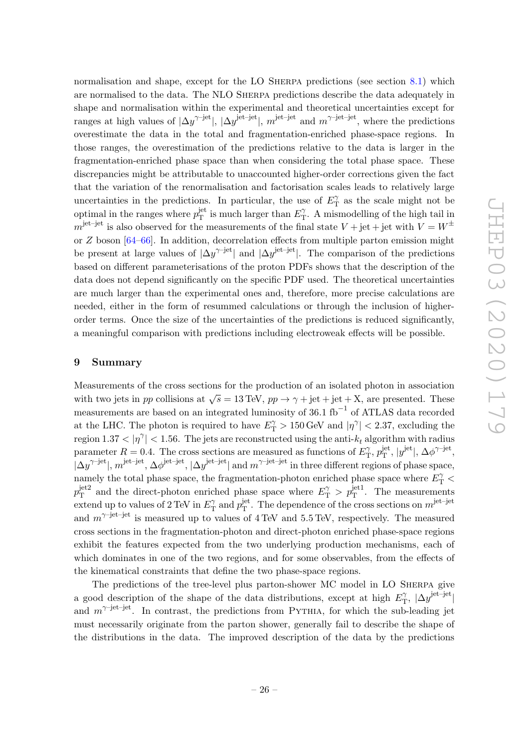normalisation and shape, except for the LO Sherpa predictions (see section 8.1) which are normalised to the data. The NLO Sherpa predictions describe the data adequately in shape and normalisation within the experimental and theoretical uncertainties except for ranges at high values of $|\Delta y^{\gamma\text{–jet}}|$, $|\Delta y^{\text{jet–jet}}|$, $m^{\text{jet–jet}}$ and $m^{\gamma\text{–jet–jet}}$, where the predictions overestimate the data in the total and fragmentation-enriched phase-space regions. In those ranges, the overestimation of the predictions relative to the data is larger in the fragmentation-enriched phase space than when considering the total phase space. These discrepancies might be attributable to unaccounted higher-order corrections given the fact that the variation of the renormalisation and factorisation scales leads to relatively large uncertainties in the predictions. In particular, the use of $E_{\mathrm{T}}^{\gamma}$ as the scale might not be optimal in the ranges where $p_{\mathrm{T}}^{\text{jet}}$ is much larger than $E_{\mathrm{T}}^{\gamma}$. A mismodelling of the high tail in $m^{\text{jet–jet}}$ is also observed for the measurements of the final state $V + \text{jet} + \text{jet}$ with $V = W^{\pm}$ or $Z$ boson [64–66]. In addition, decorrelation effects from multiple parton emission might be present at large values of $|\Delta y^{\gamma\text{–jet}}|$ and $|\Delta y^{\text{jet–jet}}|$. The comparison of the predictions based on different parameterisations of the proton PDFs shows that the description of the data does not depend significantly on the specific PDF used. The theoretical uncertainties are much larger than the experimental ones and, therefore, more precise calculations are needed, either in the form of resummed calculations or through the inclusion of higher-order terms. Once the size of the uncertainties of the predictions is reduced significantly, a meaningful comparison with predictions including electroweak effects will be possible.

## 9 Summary

Measurements of the cross sections for the production of an isolated photon in association with two jets in $pp$ collisions at $\sqrt{s} = 13\,\text{TeV}$, $pp \to \gamma + \text{jet} + \text{jet} + \text{X}$, are presented. These measurements are based on an integrated luminosity of $36.1\,\text{fb}^{-1}$ of ATLAS data recorded at the LHC. The photon is required to have $E_{\mathrm{T}}^{\gamma} > 150\,\text{GeV}$ and $|\eta^{\gamma}| < 2.37$, excluding the region $1.37 < |\eta^{\gamma}| < 1.56$. The jets are reconstructed using the anti-$k_t$ algorithm with radius parameter $R = 0.4$. The cross sections are measured as functions of $E_{\mathrm{T}}^{\gamma}$, $p_{\mathrm{T}}^{\text{jet}}$, $|y^{\text{jet}}|$, $\Delta\phi^{\gamma\text{–jet}}$, $|\Delta y^{\gamma\text{–jet}}|$, $m^{\text{jet–jet}}$, $\Delta\phi^{\text{jet–jet}}$, $|\Delta y^{\text{jet–jet}}|$ and $m^{\gamma\text{–jet–jet}}$ in three different regions of phase space, namely the total phase space, the fragmentation-photon enriched phase space where $E_{\mathrm{T}}^{\gamma} < p_{\mathrm{T}}^{\text{jet2}}$ and the direct-photon enriched phase space where $E_{\mathrm{T}}^{\gamma} > p_{\mathrm{T}}^{\text{jet1}}$. The measurements extend up to values of $2\,\text{TeV}$ in $E_{\mathrm{T}}^{\gamma}$ and $p_{\mathrm{T}}^{\text{jet}}$. The dependence of the cross sections on $m^{\text{jet–jet}}$ and $m^{\gamma\text{–jet–jet}}$ is measured up to values of $4\,\text{TeV}$ and $5.5\,\text{TeV}$, respectively. The measured cross sections in the fragmentation-photon and direct-photon enriched phase-space regions exhibit the features expected from the two underlying production mechanisms, each of which dominates in one of the two regions, and for some observables, from the effects of the kinematical constraints that define the two phase-space regions.

The predictions of the tree-level plus parton-shower MC model in LO Sherpa give a good description of the shape of the data distributions, except at high $E_{\mathrm{T}}^{\gamma}$, $|\Delta y^{\text{jet–jet}}|$ and $m^{\gamma\text{–jet–jet}}$. In contrast, the predictions from Pythia, for which the sub-leading jet must necessarily originate from the parton shower, generally fail to describe the shape of the distributions in the data. The improved description of the data by the predictions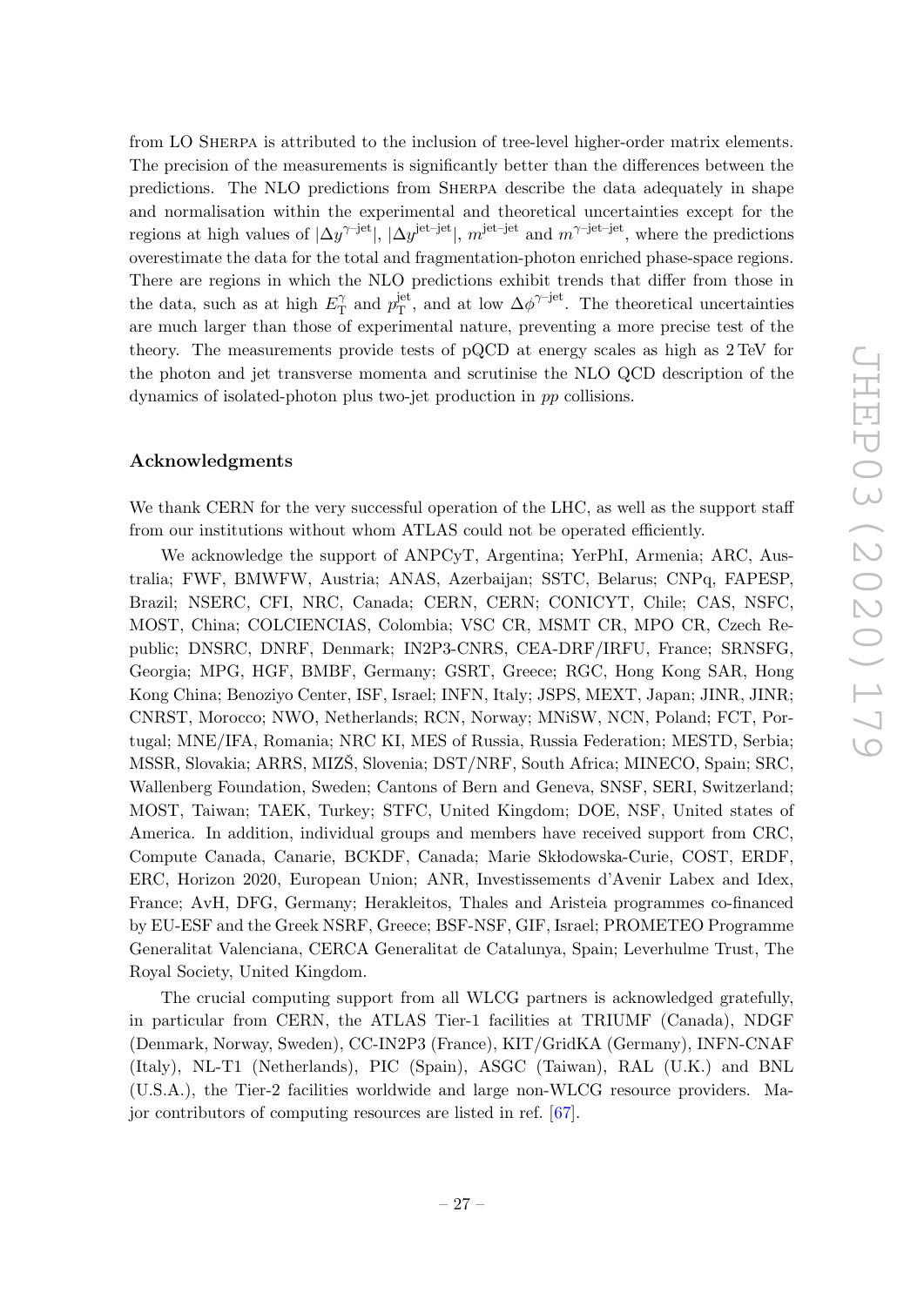from LO Sherpa is attributed to the inclusion of tree-level higher-order matrix elements. The precision of the measurements is significantly better than the differences between the predictions. The NLO predictions from Sherpa describe the data adequately in shape and normalisation within the experimental and theoretical uncertainties except for the regions at high values of $|\Delta y^{\gamma\text{-jet}}|$, $|\Delta y^{\text{jet-jet}}|$, $m^{\text{jet-jet}}$ and $m^{\gamma\text{-jet-jet}}$, where the predictions overestimate the data for the total and fragmentation-photon enriched phase-space regions. There are regions in which the NLO predictions exhibit trends that differ from those in the data, such as at high $E_{\mathrm{T}}^{\gamma}$ and $p_{\mathrm{T}}^{\text{jet}}$, and at low $\Delta\phi^{\gamma\text{-jet}}$. The theoretical uncertainties are much larger than those of experimental nature, preventing a more precise test of the theory. The measurements provide tests of pQCD at energy scales as high as 2 TeV for the photon and jet transverse momenta and scrutinise the NLO QCD description of the dynamics of isolated-photon plus two-jet production in $pp$ collisions.

## Acknowledgments

We thank CERN for the very successful operation of the LHC, as well as the support staff from our institutions without whom ATLAS could not be operated efficiently.

We acknowledge the support of ANPCyT, Argentina; YerPhI, Armenia; ARC, Australia; FWF, BMWFW, Austria; ANAS, Azerbaijan; SSTC, Belarus; CNPq, FAPESP, Brazil; NSERC, CFI, NRC, Canada; CERN, CERN; CONICYT, Chile; CAS, NSFC, MOST, China; COLCIENCIAS, Colombia; VSC CR, MSMT CR, MPO CR, Czech Republic; DNSRC, DNRF, Denmark; IN2P3-CNRS, CEA-DRF/IRFU, France; SRNSFG, Georgia; MPG, HGF, BMBF, Germany; GSRT, Greece; RGC, Hong Kong SAR, Hong Kong China; Benoziyo Center, ISF, Israel; INFN, Italy; JSPS, MEXT, Japan; JINR, JINR; CNRST, Morocco; NWO, Netherlands; RCN, Norway; MNiSW, NCN, Poland; FCT, Portugal; MNE/IFA, Romania; NRC KI, MES of Russia, Russia Federation; MESTD, Serbia; MSSR, Slovakia; ARRS, MIZŠ, Slovenia; DST/NRF, South Africa; MINECO, Spain; SRC, Wallenberg Foundation, Sweden; Cantons of Bern and Geneva, SNSF, SERI, Switzerland; MOST, Taiwan; TAEK, Turkey; STFC, United Kingdom; DOE, NSF, United states of America. In addition, individual groups and members have received support from CRC, Compute Canada, Canarie, BCKDF, Canada; Marie Skłodowska-Curie, COST, ERDF, ERC, Horizon 2020, European Union; ANR, Investissements d'Avenir Labex and Idex, France; AvH, DFG, Germany; Herakleitos, Thales and Aristeia programmes co-financed by EU-ESF and the Greek NSRF, Greece; BSF-NSF, GIF, Israel; PROMETEO Programme Generalitat Valenciana, CERCA Generalitat de Catalunya, Spain; Leverhulme Trust, The Royal Society, United Kingdom.

The crucial computing support from all WLCG partners is acknowledged gratefully, in particular from CERN, the ATLAS Tier-1 facilities at TRIUMF (Canada), NDGF (Denmark, Norway, Sweden), CC-IN2P3 (France), KIT/GridKA (Germany), INFN-CNAF (Italy), NL-T1 (Netherlands), PIC (Spain), ASGC (Taiwan), RAL (U.K.) and BNL (U.S.A.), the Tier-2 facilities worldwide and large non-WLCG resource providers. Major contributors of computing resources are listed in ref. [67].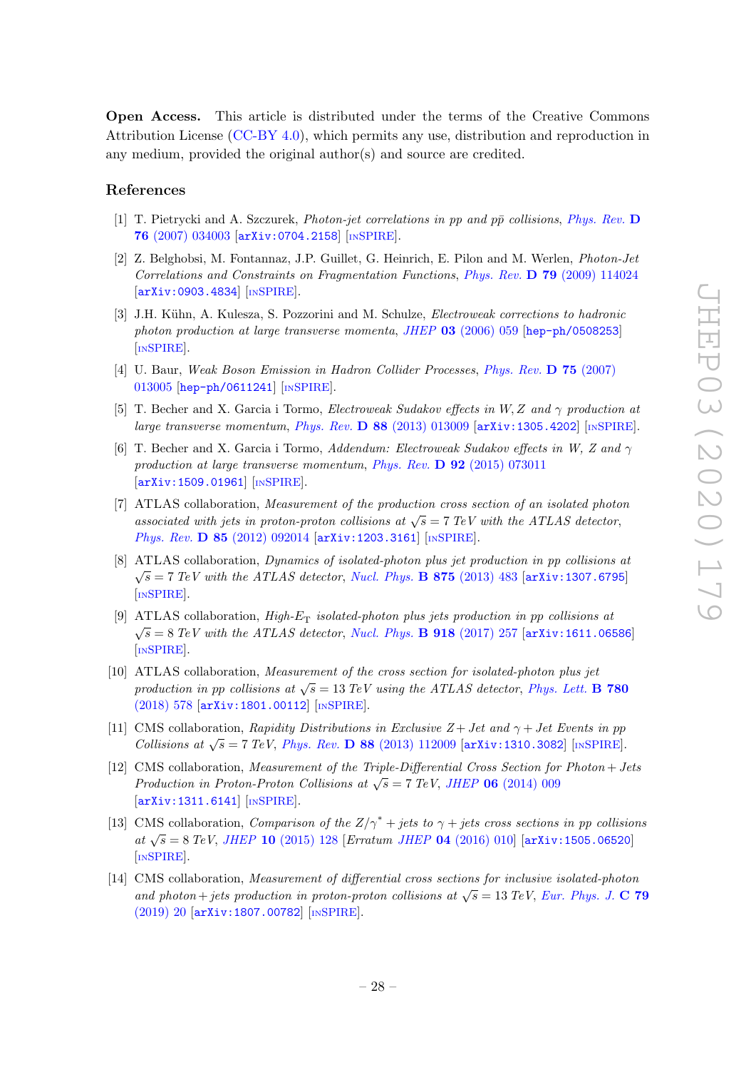**Open Access.** This article is distributed under the terms of the Creative Commons Attribution License (CC-BY 4.0), which permits any use, distribution and reproduction in any medium, provided the original author(s) and source are credited.

## References

[1] T. Pietrycki and A. Szczurek, *Photon-jet correlations in pp and $p\bar{p}$ collisions*, Phys. Rev. **D 76** (2007) 034003 [arXiv:0704.2158] [INSPIRE].

[2] Z. Belghobsi, M. Fontannaz, J.P. Guillet, G. Heinrich, E. Pilon and M. Werlen, *Photon-Jet Correlations and Constraints on Fragmentation Functions*, Phys. Rev. **D 79** (2009) 114024 [arXiv:0903.4834] [INSPIRE].

[3] J.H. Kühn, A. Kulesza, S. Pozzorini and M. Schulze, *Electroweak corrections to hadronic photon production at large transverse momenta*, JHEP **03** (2006) 059 [hep-ph/0508253] [INSPIRE].

[4] U. Baur, *Weak Boson Emission in Hadron Collider Processes*, Phys. Rev. **D 75** (2007) 013005 [hep-ph/0611241] [INSPIRE].

[5] T. Becher and X. Garcia i Tormo, *Electroweak Sudakov effects in W, Z and $\gamma$ production at large transverse momentum*, Phys. Rev. **D 88** (2013) 013009 [arXiv:1305.4202] [INSPIRE].

[6] T. Becher and X. Garcia i Tormo, *Addendum: Electroweak Sudakov effects in W, Z and $\gamma$ production at large transverse momentum*, Phys. Rev. **D 92** (2015) 073011 [arXiv:1509.01961] [INSPIRE].

[7] ATLAS collaboration, *Measurement of the production cross section of an isolated photon associated with jets in proton-proton collisions at $\sqrt{s} = 7$ TeV with the ATLAS detector*, Phys. Rev. **D 85** (2012) 092014 [arXiv:1203.3161] [INSPIRE].

[8] ATLAS collaboration, *Dynamics of isolated-photon plus jet production in pp collisions at $\sqrt{s} = 7$ TeV with the ATLAS detector*, Nucl. Phys. **B 875** (2013) 483 [arXiv:1307.6795] [INSPIRE].

[9] ATLAS collaboration, *High-$E_{\mathrm{T}}$ isolated-photon plus jets production in pp collisions at $\sqrt{s} = 8$ TeV with the ATLAS detector*, Nucl. Phys. **B 918** (2017) 257 [arXiv:1611.06586] [INSPIRE].

[10] ATLAS collaboration, *Measurement of the cross section for isolated-photon plus jet production in pp collisions at $\sqrt{s} = 13$ TeV using the ATLAS detector*, Phys. Lett. **B 780** (2018) 578 [arXiv:1801.00112] [INSPIRE].

[11] CMS collaboration, *Rapidity Distributions in Exclusive Z + Jet and $\gamma$ + Jet Events in pp Collisions at $\sqrt{s} = 7$ TeV*, Phys. Rev. **D 88** (2013) 112009 [arXiv:1310.3082] [INSPIRE].

[12] CMS collaboration, *Measurement of the Triple-Differential Cross Section for Photon + Jets Production in Proton-Proton Collisions at $\sqrt{s} = 7$ TeV*, JHEP **06** (2014) 009 [arXiv:1311.6141] [INSPIRE].

[13] CMS collaboration, *Comparison of the $Z/\gamma^*$ + jets to $\gamma$ + jets cross sections in pp collisions at $\sqrt{s} = 8$ TeV*, JHEP **10** (2015) 128 [*Erratum* JHEP **04** (2016) 010] [arXiv:1505.06520] [INSPIRE].

[14] CMS collaboration, *Measurement of differential cross sections for inclusive isolated-photon and photon + jets production in proton-proton collisions at $\sqrt{s} = 13$ TeV*, Eur. Phys. J. **C 79** (2019) 20 [arXiv:1807.00782] [INSPIRE].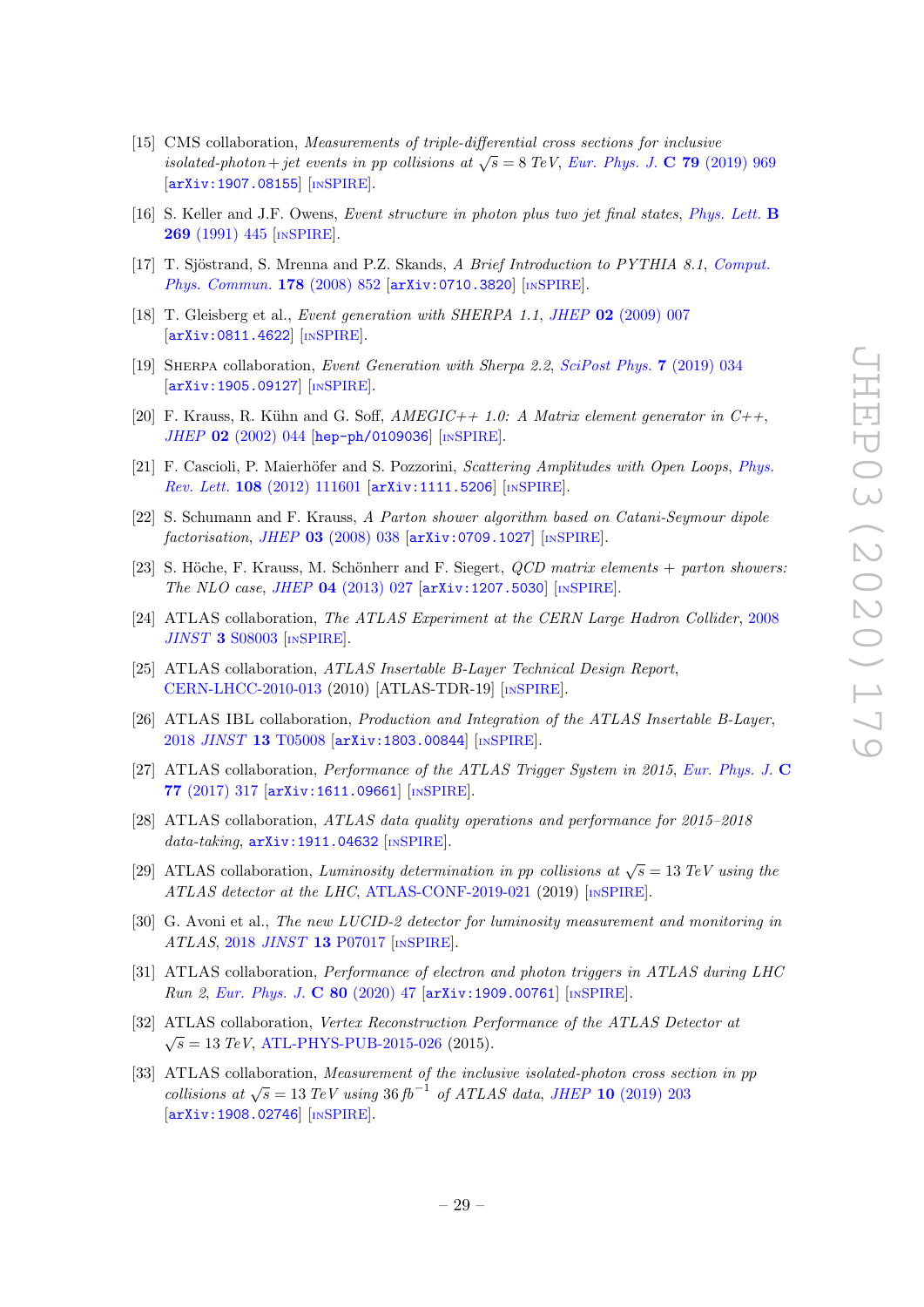[15] CMS collaboration, *Measurements of triple-differential cross sections for inclusive isolated-photon+jet events in pp collisions at $\sqrt{s} = 8$ TeV*, *Eur. Phys. J.* **C 79** (2019) 969 [arXiv:1907.08155] [INSPIRE].

[16] S. Keller and J.F. Owens, *Event structure in photon plus two jet final states*, *Phys. Lett.* **B 269** (1991) 445 [INSPIRE].

[17] T. Sjöstrand, S. Mrenna and P.Z. Skands, *A Brief Introduction to PYTHIA 8.1*, *Comput. Phys. Commun.* **178** (2008) 852 [arXiv:0710.3820] [INSPIRE].

[18] T. Gleisberg et al., *Event generation with SHERPA 1.1*, *JHEP* **02** (2009) 007 [arXiv:0811.4622] [INSPIRE].

[19] Sherpa collaboration, *Event Generation with Sherpa 2.2*, *SciPost Phys.* **7** (2019) 034 [arXiv:1905.09127] [INSPIRE].

[20] F. Krauss, R. Kühn and G. Soff, *AMEGIC++ 1.0: A Matrix element generator in C++*, *JHEP* **02** (2002) 044 [hep-ph/0109036] [INSPIRE].

[21] F. Cascioli, P. Maierhöfer and S. Pozzorini, *Scattering Amplitudes with Open Loops*, *Phys. Rev. Lett.* **108** (2012) 111601 [arXiv:1111.5206] [INSPIRE].

[22] S. Schumann and F. Krauss, *A Parton shower algorithm based on Catani-Seymour dipole factorisation*, *JHEP* **03** (2008) 038 [arXiv:0709.1027] [INSPIRE].

[23] S. Höche, F. Krauss, M. Schönherr and F. Siegert, *QCD matrix elements + parton showers: The NLO case*, *JHEP* **04** (2013) 027 [arXiv:1207.5030] [INSPIRE].

[24] ATLAS collaboration, *The ATLAS Experiment at the CERN Large Hadron Collider*, 2008 *JINST* **3** S08003 [INSPIRE].

[25] ATLAS collaboration, *ATLAS Insertable B-Layer Technical Design Report*, CERN-LHCC-2010-013 (2010) [ATLAS-TDR-19] [INSPIRE].

[26] ATLAS IBL collaboration, *Production and Integration of the ATLAS Insertable B-Layer*, 2018 *JINST* **13** T05008 [arXiv:1803.00844] [INSPIRE].

[27] ATLAS collaboration, *Performance of the ATLAS Trigger System in 2015*, *Eur. Phys. J.* **C 77** (2017) 317 [arXiv:1611.09661] [INSPIRE].

[28] ATLAS collaboration, *ATLAS data quality operations and performance for 2015–2018 data-taking*, arXiv:1911.04632 [INSPIRE].

[29] ATLAS collaboration, *Luminosity determination in pp collisions at $\sqrt{s} = 13$ TeV using the ATLAS detector at the LHC*, ATLAS-CONF-2019-021 (2019) [INSPIRE].

[30] G. Avoni et al., *The new LUCID-2 detector for luminosity measurement and monitoring in ATLAS*, 2018 *JINST* **13** P07017 [INSPIRE].

[31] ATLAS collaboration, *Performance of electron and photon triggers in ATLAS during LHC Run 2*, *Eur. Phys. J.* **C 80** (2020) 47 [arXiv:1909.00761] [INSPIRE].

[32] ATLAS collaboration, *Vertex Reconstruction Performance of the ATLAS Detector at $\sqrt{s} = 13$ TeV*, ATL-PHYS-PUB-2015-026 (2015).

[33] ATLAS collaboration, *Measurement of the inclusive isolated-photon cross section in pp collisions at $\sqrt{s} = 13$ TeV using 36 $fb^{-1}$ of ATLAS data*, *JHEP* **10** (2019) 203 [arXiv:1908.02746] [INSPIRE].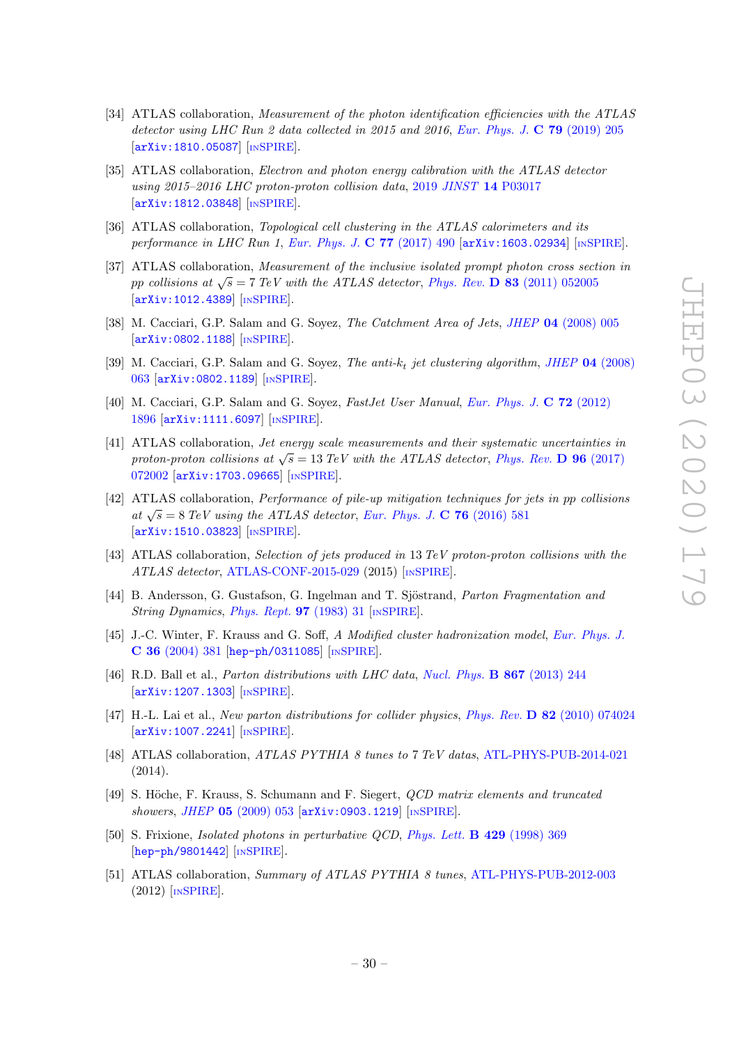[34] ATLAS collaboration, *Measurement of the photon identification efficiencies with the ATLAS detector using LHC Run 2 data collected in 2015 and 2016*, Eur. Phys. J. **C 79** (2019) 205 [arXiv:1810.05087] [INSPIRE].

[35] ATLAS collaboration, *Electron and photon energy calibration with the ATLAS detector using 2015–2016 LHC proton-proton collision data*, 2019 *JINST* **14** P03017 [arXiv:1812.03848] [INSPIRE].

[36] ATLAS collaboration, *Topological cell clustering in the ATLAS calorimeters and its performance in LHC Run 1*, Eur. Phys. J. **C 77** (2017) 490 [arXiv:1603.02934] [INSPIRE].

[37] ATLAS collaboration, *Measurement of the inclusive isolated prompt photon cross section in pp collisions at $\sqrt{s} = 7$ TeV with the ATLAS detector*, Phys. Rev. **D 83** (2011) 052005 [arXiv:1012.4389] [INSPIRE].

[38] M. Cacciari, G.P. Salam and G. Soyez, *The Catchment Area of Jets*, *JHEP* **04** (2008) 005 [arXiv:0802.1188] [INSPIRE].

[39] M. Cacciari, G.P. Salam and G. Soyez, *The anti-$k_t$ jet clustering algorithm*, *JHEP* **04** (2008) 063 [arXiv:0802.1189] [INSPIRE].

[40] M. Cacciari, G.P. Salam and G. Soyez, *FastJet User Manual*, Eur. Phys. J. **C 72** (2012) 1896 [arXiv:1111.6097] [INSPIRE].

[41] ATLAS collaboration, *Jet energy scale measurements and their systematic uncertainties in proton-proton collisions at $\sqrt{s} = 13$ TeV with the ATLAS detector*, Phys. Rev. **D 96** (2017) 072002 [arXiv:1703.09665] [INSPIRE].

[42] ATLAS collaboration, *Performance of pile-up mitigation techniques for jets in pp collisions at $\sqrt{s} = 8$ TeV using the ATLAS detector*, Eur. Phys. J. **C 76** (2016) 581 [arXiv:1510.03823] [INSPIRE].

[43] ATLAS collaboration, *Selection of jets produced in 13 TeV proton-proton collisions with the ATLAS detector*, ATLAS-CONF-2015-029 (2015) [INSPIRE].

[44] B. Andersson, G. Gustafson, G. Ingelman and T. Sjöstrand, *Parton Fragmentation and String Dynamics*, Phys. Rept. **97** (1983) 31 [INSPIRE].

[45] J.-C. Winter, F. Krauss and G. Soff, *A Modified cluster hadronization model*, Eur. Phys. J. **C 36** (2004) 381 [hep-ph/0311085] [INSPIRE].

[46] R.D. Ball et al., *Parton distributions with LHC data*, Nucl. Phys. **B 867** (2013) 244 [arXiv:1207.1303] [INSPIRE].

[47] H.-L. Lai et al., *New parton distributions for collider physics*, Phys. Rev. **D 82** (2010) 074024 [arXiv:1007.2241] [INSPIRE].

[48] ATLAS collaboration, *ATLAS PYTHIA 8 tunes to 7 TeV datas*, ATL-PHYS-PUB-2014-021 (2014).

[49] S. Höche, F. Krauss, S. Schumann and F. Siegert, *QCD matrix elements and truncated showers*, *JHEP* **05** (2009) 053 [arXiv:0903.1219] [INSPIRE].

[50] S. Frixione, *Isolated photons in perturbative QCD*, Phys. Lett. **B 429** (1998) 369 [hep-ph/9801442] [INSPIRE].

[51] ATLAS collaboration, *Summary of ATLAS PYTHIA 8 tunes*, ATL-PHYS-PUB-2012-003 (2012) [INSPIRE].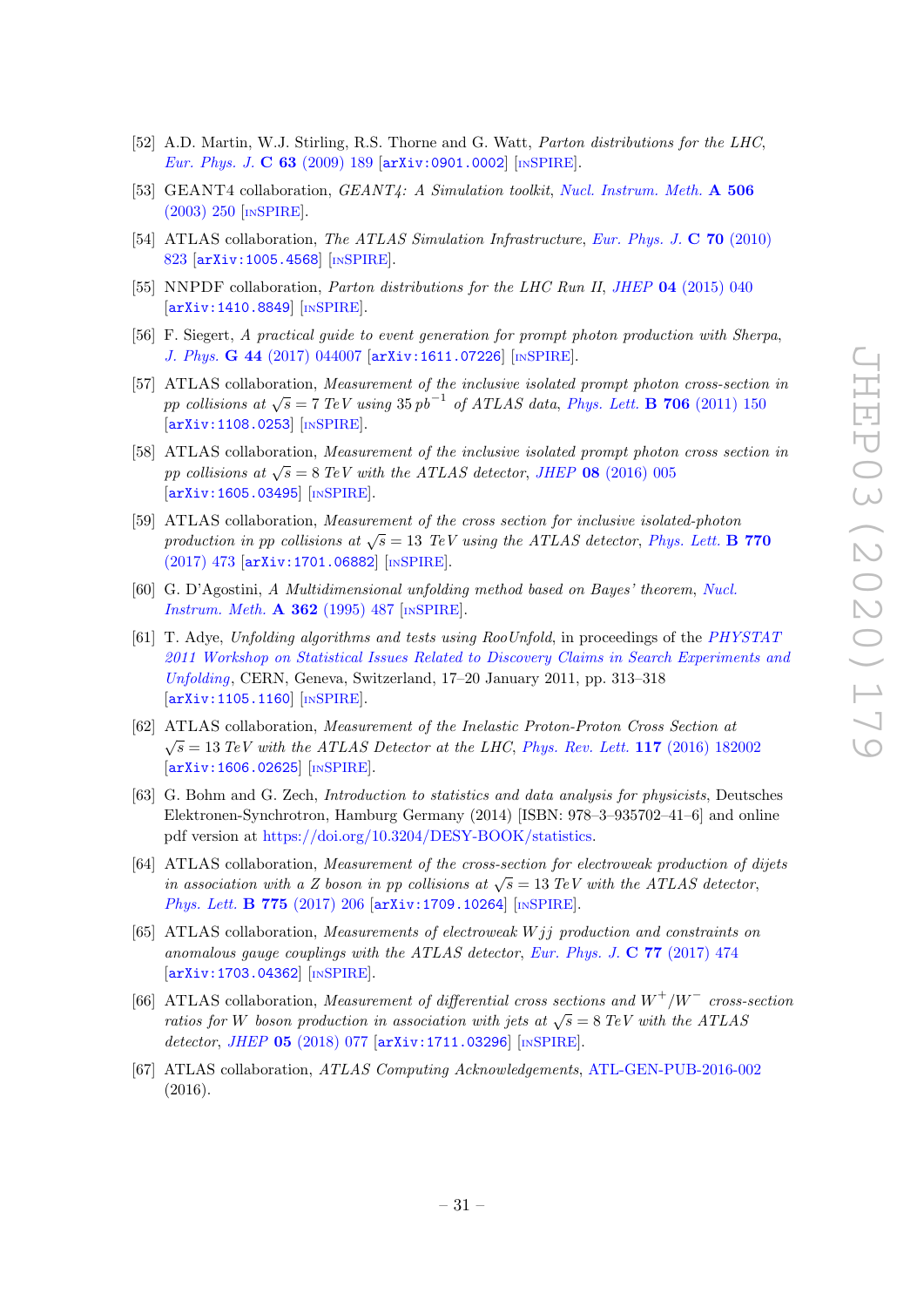[52] A.D. Martin, W.J. Stirling, R.S. Thorne and G. Watt, *Parton distributions for the LHC*, *Eur. Phys. J.* **C 63** (2009) 189 [arXiv:0901.0002] [INSPIRE].

[53] GEANT4 collaboration, *GEANT4: A Simulation toolkit*, *Nucl. Instrum. Meth.* **A 506** (2003) 250 [INSPIRE].

[54] ATLAS collaboration, *The ATLAS Simulation Infrastructure*, *Eur. Phys. J.* **C 70** (2010) 823 [arXiv:1005.4568] [INSPIRE].

[55] NNPDF collaboration, *Parton distributions for the LHC Run II*, *JHEP* **04** (2015) 040 [arXiv:1410.8849] [INSPIRE].

[56] F. Siegert, *A practical guide to event generation for prompt photon production with Sherpa*, *J. Phys.* **G 44** (2017) 044007 [arXiv:1611.07226] [INSPIRE].

[57] ATLAS collaboration, *Measurement of the inclusive isolated prompt photon cross-section in pp collisions at $\sqrt{s} = 7$ TeV using 35 $pb^{-1}$ of ATLAS data*, *Phys. Lett.* **B 706** (2011) 150 [arXiv:1108.0253] [INSPIRE].

[58] ATLAS collaboration, *Measurement of the inclusive isolated prompt photon cross section in pp collisions at $\sqrt{s} = 8$ TeV with the ATLAS detector*, *JHEP* **08** (2016) 005 [arXiv:1605.03495] [INSPIRE].

[59] ATLAS collaboration, *Measurement of the cross section for inclusive isolated-photon production in pp collisions at $\sqrt{s} = 13$ TeV using the ATLAS detector*, *Phys. Lett.* **B 770** (2017) 473 [arXiv:1701.06882] [INSPIRE].

[60] G. D'Agostini, *A Multidimensional unfolding method based on Bayes' theorem*, *Nucl. Instrum. Meth.* **A 362** (1995) 487 [INSPIRE].

[61] T. Adye, *Unfolding algorithms and tests using RooUnfold*, in proceedings of the *PHYSTAT 2011 Workshop on Statistical Issues Related to Discovery Claims in Search Experiments and Unfolding*, CERN, Geneva, Switzerland, 17–20 January 2011, pp. 313–318 [arXiv:1105.1160] [INSPIRE].

[62] ATLAS collaboration, *Measurement of the Inelastic Proton-Proton Cross Section at $\sqrt{s} = 13$ TeV with the ATLAS Detector at the LHC*, *Phys. Rev. Lett.* **117** (2016) 182002 [arXiv:1606.02625] [INSPIRE].

[63] G. Bohm and G. Zech, *Introduction to statistics and data analysis for physicists*, Deutsches Elektronen-Synchrotron, Hamburg Germany (2014) [ISBN: 978–3–935702–41–6] and online pdf version at https://doi.org/10.3204/DESY-BOOK/statistics.

[64] ATLAS collaboration, *Measurement of the cross-section for electroweak production of dijets in association with a Z boson in pp collisions at $\sqrt{s} = 13$ TeV with the ATLAS detector*, *Phys. Lett.* **B 775** (2017) 206 [arXiv:1709.10264] [INSPIRE].

[65] ATLAS collaboration, *Measurements of electroweak $Wjj$ production and constraints on anomalous gauge couplings with the ATLAS detector*, *Eur. Phys. J.* **C 77** (2017) 474 [arXiv:1703.04362] [INSPIRE].

[66] ATLAS collaboration, *Measurement of differential cross sections and $W^+/W^-$ cross-section ratios for W boson production in association with jets at $\sqrt{s} = 8$ TeV with the ATLAS detector*, *JHEP* **05** (2018) 077 [arXiv:1711.03296] [INSPIRE].

[67] ATLAS collaboration, *ATLAS Computing Acknowledgements*, ATL-GEN-PUB-2016-002 (2016).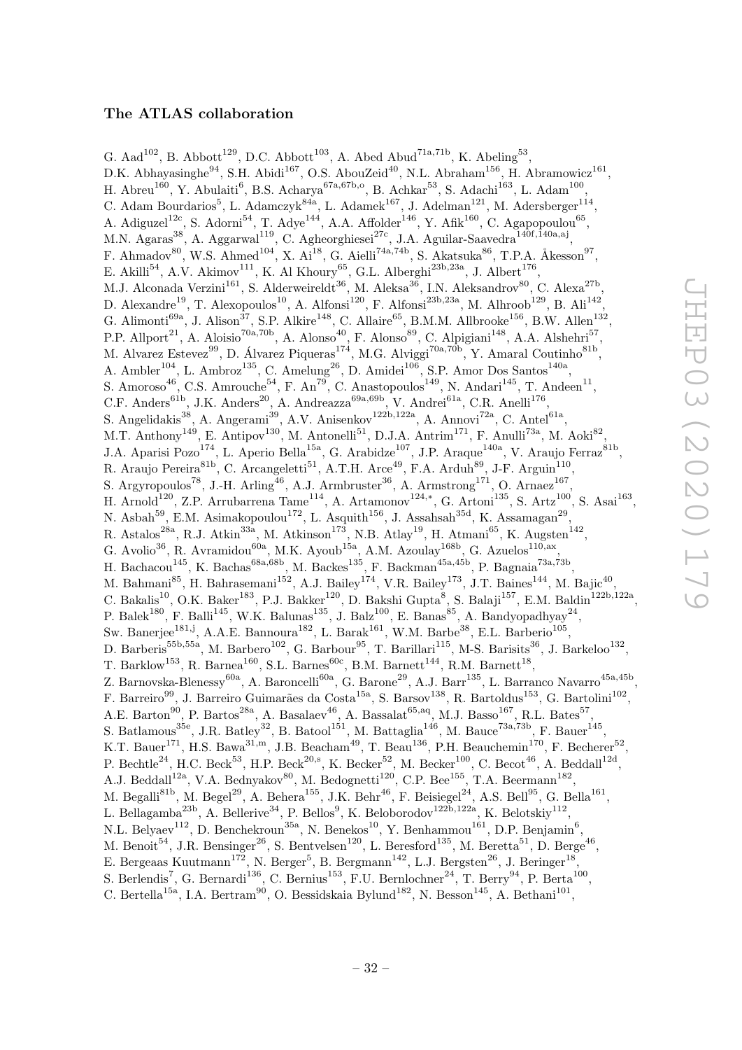## The ATLAS collaboration

G. Aad[102], B. Abbott[129], D.C. Abbott[103], A. Abed Abud[71a,71b], K. Abeling[53], D.K. Abhayasinghe[94], S.H. Abidi[167], O.S. AbouZeid[40], N.L. Abraham[156], H. Abramowicz[161], H. Abreu[160], Y. Abulaiti[6], B.S. Acharya[67a,67b,o], B. Achkar[53], S. Adachi[163], L. Adam[100], C. Adam Bourdarios[5], L. Adamczyk[84a], L. Adamek[167], J. Adelman[121], M. Adersberger[114], A. Adiguzel[12c], S. Adorni[54], T. Adye[144], A.A. Affolder[146], Y. Afik[160], C. Agapopoulou[65], M.N. Agaras[38], A. Aggarwal[119], C. Agheorghiesei[27c], J.A. Aguilar-Saavedra[140f,140a,aj], F. Ahmadov[80], W.S. Ahmed[104], X. Ai[18], G. Aielli[74a,74b], S. Akatsuka[86], T.P.A. Åkesson[97], E. Akilli[54], A.V. Akimov[111], K. Al Khoury[65], G.L. Alberghi[23b,23a], J. Albert[176], M.J. Alconada Verzini[161], S. Alderweireldt[36], M. Aleksa[36], I.N. Aleksandrov[80], C. Alexa[27b], D. Alexandre[19], T. Alexopoulos[10], A. Alfonsi[120], F. Alfonsi[23b,23a], M. Alhroob[129], B. Ali[142], G. Alimonti[69a], J. Alison[37], S.P. Alkire[148], C. Allaire[65], B.M.M. Allbrooke[156], B.W. Allen[132], P.P. Allport[21], A. Aloisio[70a,70b], A. Alonso[40], F. Alonso[89], C. Alpigiani[148], A.A. Alshehri[57], M. Alvarez Estevez[99], D. Álvarez Piqueras[174], M.G. Alviggi[70a,70b], Y. Amaral Coutinho[81b], A. Ambler[104], L. Ambroz[135], C. Amelung[26], D. Amidei[106], S.P. Amor Dos Santos[140a], S. Amoroso[46], C.S. Amrouche[54], F. An[79], C. Anastopoulos[149], N. Andari[145], T. Andeen[11], C.F. Anders[61b], J.K. Anders[20], A. Andreazza[69a,69b], V. Andrei[61a], C.R. Anelli[176], S. Angelidakis[38], A. Angerami[39], A.V. Anisenkov[122b,122a], A. Annovi[72a], C. Antel[61a], M.T. Anthony[149], E. Antipov[130], M. Antonelli[51], D.J.A. Antrim[171], F. Anulli[73a], M. Aoki[82], J.A. Aparisi Pozo[174], L. Aperio Bella[15a], G. Arabidze[107], J.P. Araque[140a], V. Araujo Ferraz[81b], R. Araujo Pereira[81b], C. Arcangeletti[51], A.T.H. Arce[49], F.A. Arduh[89], J-F. Arguin[110], S. Argyropoulos[78], J.-H. Arling[46], A.J. Armbruster[36], A. Armstrong[171], O. Arnaez[167], H. Arnold[120], Z.P. Arrubarrena Tame[114], A. Artamonov[124,*], G. Artoni[135], S. Artz[100], S. Asai[163], N. Asbah[59], E.M. Asimakopoulou[172], L. Asquith[156], J. Assahsah[35d], K. Assamagan[29], R. Astalos[28a], R.J. Atkin[33a], M. Atkinson[173], N.B. Atlay[19], H. Atmani[65], K. Augsten[142], G. Avolio[36], R. Avramidou[60a], M.K. Ayoub[15a], A.M. Azoulay[168b], G. Azuelos[110,ax], H. Bachacou[145], K. Bachas[68a,68b], M. Backes[135], F. Backman[45a,45b], P. Bagnaia[73a,73b], M. Bahmani[85], H. Bahrasemani[152], A.J. Bailey[174], V.R. Bailey[173], J.T. Baines[144], M. Bajic[40], C. Bakalis[10], O.K. Baker[183], P.J. Bakker[120], D. Bakshi Gupta[8], S. Balaji[157], E.M. Baldin[122b,122a], P. Balek[180], F. Balli[145], W.K. Balunas[135], J. Balz[100], E. Banas[85], A. Bandyopadhyay[24], Sw. Banerjee[181,j], A.A.E. Bannoura[182], L. Barak[161], W.M. Barbe[38], E.L. Barberio[105], D. Barberis[55b,55a], M. Barbero[102], G. Barbour[95], T. Barillari[115], M-S. Barisits[36], J. Barkeloo[132], T. Barklow[153], R. Barnea[160], S.L. Barnes[60c], B.M. Barnett[144], R.M. Barnett[18], Z. Barnovska-Blenessy[60a], A. Baroncelli[60a], G. Barone[29], A.J. Barr[135], L. Barranco Navarro[45a,45b], F. Barreiro[99], J. Barreiro Guimarães da Costa[15a], S. Barsov[138], R. Bartoldus[153], G. Bartolini[102], A.E. Barton[90], P. Bartos[28a], A. Basalaev[46], A. Bassalat[65,aq], M.J. Basso[167], R.L. Bates[57], S. Batlamous[35e], J.R. Batley[32], B. Batool[151], M. Battaglia[146], M. Bauce[73a,73b], F. Bauer[145], K.T. Bauer[171], H.S. Bawa[31,m], J.B. Beacham[49], T. Beau[136], P.H. Beauchemin[170], F. Becherer[52], P. Bechtle[24], H.C. Beck[53], H.P. Beck[20,s], K. Becker[52], M. Becker[100], C. Becot[46], A. Beddall[12d], A.J. Beddall[12a], V.A. Bednyakov[80], M. Bedognetti[120], C.P. Bee[155], T.A. Beermann[182], M. Begalli[81b], M. Begel[29], A. Behera[155], J.K. Behr[46], F. Beisiegel[24], A.S. Bell[95], G. Bella[161], L. Bellagamba[23b], A. Bellerive[34], P. Bellos[9], K. Beloborodov[122b,122a], K. Belotskiy[112], N.L. Belyaev[112], D. Benchekroun[35a], N. Benekos[10], Y. Benhammou[161], D.P. Benjamin[6], M. Benoit[54], J.R. Bensinger[26], S. Bentvelsen[120], L. Beresford[135], M. Beretta[51], D. Berge[46], E. Bergeaas Kuutmann[172], N. Berger[5], B. Bergmann[142], L.J. Bergsten[26], J. Beringer[18], S. Berlendis[7], G. Bernardi[136], C. Bernius[153], F.U. Bernlochner[24], T. Berry[94], P. Berta[100], C. Bertella[15a], I.A. Bertram[90], O. Bessidskaia Bylund[182], N. Besson[145], A. Bethani[101],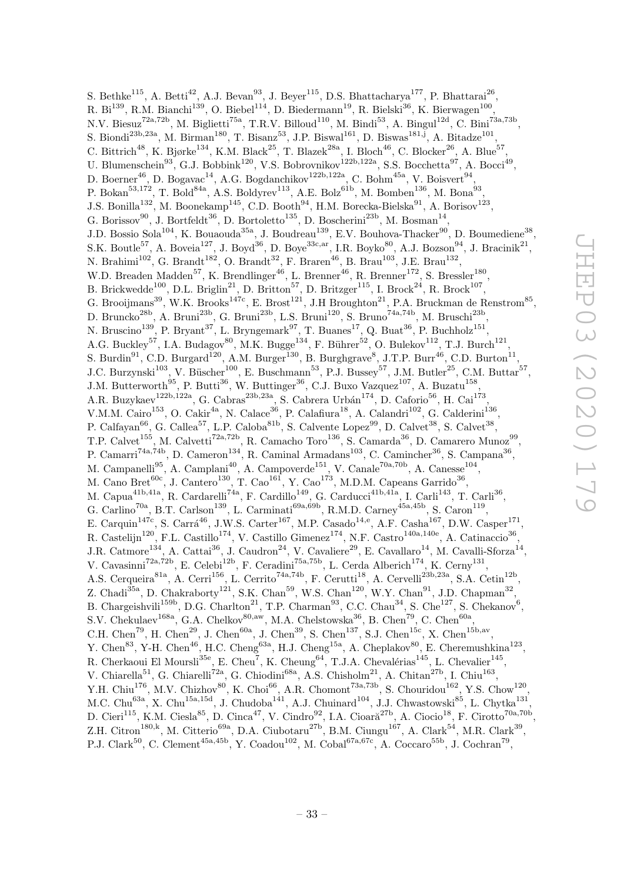S. Bethke[115], A. Betti[42], A.J. Bevan[93], J. Beyer[115], D.S. Bhattacharya[177], P. Bhattarai[26], R. Bi[139], R.M. Bianchi[139], O. Biebel[114], D. Biedermann[19], R. Bielski[36], K. Bierwagen[100], N.V. Biesuz[72a,72b], M. Biglietti[75a], T.R.V. Billoud[110], M. Bindi[53], A. Bingul[12d], C. Bini[73a,73b], S. Biondi[23b,23a], M. Birman[180], T. Bisanz[53], J.P. Biswal[161], D. Biswas[181,j], A. Bitadze[101], C. Bittrich[48], K. Bjørke[134], K.M. Black[25], T. Blazek[28a], I. Bloch[46], C. Blocker[26], A. Blue[57], U. Blumenschein[93], G.J. Bobbink[120], V.S. Bobrovnikov[122b,122a], S.S. Bocchetta[97], A. Bocci[49], D. Boerner[46], D. Bogavac[14], A.G. Bogdanchikov[122b,122a], C. Bohm[45a], V. Boisvert[94], P. Bokan[53,172], T. Bold[84a], A.S. Boldyrev[113], A.E. Bolz[61b], M. Bomben[136], M. Bona[93], J.S. Bonilla[132], M. Boonekamp[145], C.D. Booth[94], H.M. Borecka-Bielska[91], A. Borisov[123], G. Borissov[90], J. Bortfeldt[36], D. Bortoletto[135], D. Boscherini[23b], M. Bosman[14], J.D. Bossio Sola[104], K. Bouaouda[35a], J. Boudreau[139], E.V. Bouhova-Thacker[90], D. Boumediene[38], S.K. Boutle[57], A. Boveia[127], J. Boyd[36], D. Boye[33c,ar], I.R. Boyko[80], A.J. Bozson[94], J. Bracinik[21], N. Brahimi[102], G. Brandt[182], O. Brandt[32], F. Braren[46], B. Brau[103], J.E. Brau[132], W.D. Breaden Madden[57], K. Brendlinger[46], L. Brenner[46], R. Brenner[172], S. Bressler[180], B. Brickwedde[100], D.L. Briglin[21], D. Britton[57], D. Britzger[115], I. Brock[24], R. Brock[107], G. Brooijmans[39], W.K. Brooks[147c], E. Brost[121], J.H Broughton[21], P.A. Bruckman de Renstrom[85], D. Bruncko[28b], A. Bruni[23b], G. Bruni[23b], L.S. Bruni[120], S. Bruno[74a,74b], M. Bruschi[23b], N. Bruscino[139], P. Bryant[37], L. Bryngemark[97], T. Buanes[17], Q. Buat[36], P. Buchholz[151], A.G. Buckley[57], I.A. Budagov[80], M.K. Bugge[134], F. Bührer[52], O. Bulekov[112], T.J. Burch[121], S. Burdin[91], C.D. Burgard[120], A.M. Burger[130], B. Burghgrave[8], J.T.P. Burr[46], C.D. Burton[11], J.C. Burzynski[103], V. Büscher[100], E. Buschmann[53], P.J. Bussey[57], J.M. Butler[25], C.M. Buttar[57], J.M. Butterworth[95], P. Butti[36], W. Buttinger[36], C.J. Buxo Vazquez[107], A. Buzatu[158], A.R. Buzykaev[122b,122a], G. Cabras[23b,23a], S. Cabrera Urbán[174], D. Caforio[56], H. Cai[173], V.M.M. Cairo[153], O. Cakir[4a], N. Calace[36], P. Calafiura[18], A. Calandri[102], G. Calderini[136], P. Calfayan[66], G. Callea[57], L.P. Caloba[81b], S. Calvente Lopez[99], D. Calvet[38], S. Calvet[38], T.P. Calvet[155], M. Calvetti[72a,72b], R. Camacho Toro[136], S. Camarda[36], D. Camarero Munoz[99], P. Camarri[74a,74b], D. Cameron[134], R. Caminal Armadans[103], C. Camincher[36], S. Campana[36], M. Campanelli[95], A. Camplani[40], A. Campoverde[151], V. Canale[70a,70b], A. Canesse[104], M. Cano Bret[60c], J. Cantero[130], T. Cao[161], Y. Cao[173], M.D.M. Capeans Garrido[36], M. Capua[41b,41a], R. Cardarelli[74a], F. Cardillo[149], G. Carducci[41b,41a], I. Carli[143], T. Carli[36], G. Carlino[70a], B.T. Carlson[139], L. Carminati[69a,69b], R.M.D. Carney[45a,45b], S. Caron[119], E. Carquin[147c], S. Carrá[46], J.W.S. Carter[167], M.P. Casado[14,e], A.F. Casha[167], D.W. Casper[171], R. Castelijn[120], F.L. Castillo[174], V. Castillo Gimenez[174], N.F. Castro[140a,140e], A. Catinaccio[36], J.R. Catmore[134], A. Cattai[36], J. Caudron[24], V. Cavaliere[29], E. Cavallaro[14], M. Cavalli-Sforza[14], V. Cavasinni[72a,72b], E. Celebi[12b], F. Ceradini[75a,75b], L. Cerda Alberich[174], K. Cerny[131], A.S. Cerqueira[81a], A. Cerri[156], L. Cerrito[74a,74b], F. Cerutti[18], A. Cervelli[23b,23a], S.A. Cetin[12b], Z. Chadi[35a], D. Chakraborty[121], S.K. Chan[59], W.S. Chan[120], W.Y. Chan[91], J.D. Chapman[32], B. Chargeishvili[159b], D.G. Charlton[21], T.P. Charman[93], C.C. Chau[34], S. Che[127], S. Chekanov[6], S.V. Chekulaev[168a], G.A. Chelkov[80,aw], M.A. Chelstowska[36], B. Chen[79], C. Chen[60a], C.H. Chen[79], H. Chen[29], J. Chen[60a], J. Chen[39], S. Chen[137], S.J. Chen[15c], X. Chen[15b,av], Y. Chen[83], Y-H. Chen[46], H.C. Cheng[63a], H.J. Cheng[15a], A. Cheplakov[80], E. Cheremushkina[123], R. Cherkaoui El Moursli[35e], E. Cheu[7], K. Cheung[64], T.J.A. Chevalérias[145], L. Chevalier[145], V. Chiarella[51], G. Chiarelli[72a], G. Chiodini[68a], A.S. Chisholm[21], A. Chitan[27b], I. Chiu[163], Y.H. Chiu[176], M.V. Chizhov[80], K. Choi[66], A.R. Chomont[73a,73b], S. Chouridou[162], Y.S. Chow[120], M.C. Chu[63a], X. Chu[15a,15d], J. Chudoba[141], A.J. Chuinard[104], J.J. Chwastowski[85], L. Chytka[131], D. Cieri[115], K.M. Ciesla[85], D. Cinca[47], V. Cindro[92], I.A. Cioară[27b], A. Ciocio[18], F. Cirotto[70a,70b], Z.H. Citron[180,k], M. Citterio[69a], D.A. Ciubotaru[27b], B.M. Ciungu[167], A. Clark[54], M.R. Clark[39], P.J. Clark[50], C. Clement[45a,45b], Y. Coadou[102], M. Cobal[67a,67c], A. Coccaro[55b], J. Cochran[79],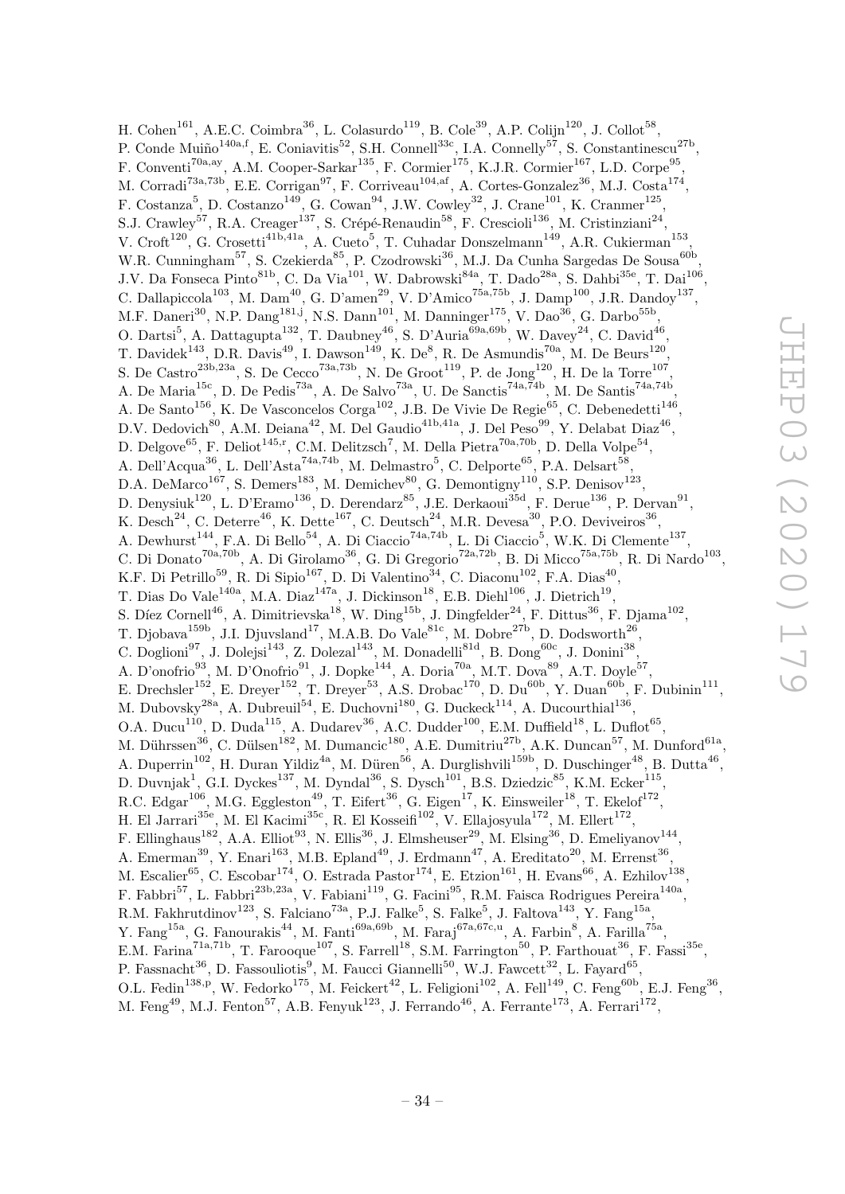H. Cohen[161], A.E.C. Coimbra[36], L. Colasurdo[119], B. Cole[39], A.P. Colijn[120], J. Collot[58], P. Conde Muiño[140a,f], E. Coniavitis[52], S.H. Connell[33c], I.A. Connelly[57], S. Constantinescu[27b], F. Conventi[70a,ay], A.M. Cooper-Sarkar[135], F. Cormier[175], K.J.R. Cormier[167], L.D. Corpe[95], M. Corradi[73a,73b], E.E. Corrigan[97], F. Corriveau[104,af], A. Cortes-Gonzalez[36], M.J. Costa[174], F. Costanza[5], D. Costanzo[149], G. Cowan[94], J.W. Cowley[32], J. Crane[101], K. Cranmer[125], S.J. Crawley[57], R.A. Creager[137], S. Crépé-Renaudin[58], F. Crescioli[136], M. Cristinziani[24], V. Croft[120], G. Crosetti[41b,41a], A. Cueto[5], T. Cuhadar Donszelmann[149], A.R. Cukierman[153], W.R. Cunningham[57], S. Czekierda[85], P. Czodrowski[36], M.J. Da Cunha Sargedas De Sousa[60b], J.V. Da Fonseca Pinto[81b], C. Da Via[101], W. Dabrowski[84a], T. Dado[28a], S. Dahbi[35e], T. Dai[106], C. Dallapiccola[103], M. Dam[40], G. D'amen[29], V. D'Amico[75a,75b], J. Damp[100], J.R. Dandoy[137], M.F. Daneri[30], N.P. Dang[181,j], N.S. Dann[101], M. Danninger[175], V. Dao[36], G. Darbo[55b], O. Dartsi[5], A. Dattagupta[132], T. Daubney[46], S. D'Auria[69a,69b], W. Davey[24], C. David[46], T. Davidek[143], D.R. Davis[49], I. Dawson[149], K. De[8], R. De Asmundis[70a], M. De Beurs[120], S. De Castro[23b,23a], S. De Cecco[73a,73b], N. De Groot[119], P. de Jong[120], H. De la Torre[107], A. De Maria[15c], D. De Pedis[73a], A. De Salvo[73a], U. De Sanctis[74a,74b], M. De Santis[74a,74b], A. De Santo[156], K. De Vasconcelos Corga[102], J.B. De Vivie De Regie[65], C. Debenedetti[146], D.V. Dedovich[80], A.M. Deiana[42], M. Del Gaudio[41b,41a], J. Del Peso[99], Y. Delabat Diaz[46], D. Delgove[65], F. Deliot[145,r], C.M. Delitzsch[7], M. Della Pietra[70a,70b], D. Della Volpe[54], A. Dell'Acqua[36], L. Dell'Asta[74a,74b], M. Delmastro[5], C. Delporte[65], P.A. Delsart[58], D.A. DeMarco[167], S. Demers[183], M. Demichev[80], G. Demontigny[110], S.P. Denisov[123], D. Denysiuk[120], L. D'Eramo[136], D. Derendarz[85], J.E. Derkaoui[35d], F. Derue[136], P. Dervan[91], K. Desch[24], C. Deterre[46], K. Dette[167], C. Deutsch[24], M.R. Devesa[30], P.O. Deviveiros[36], A. Dewhurst[144], F.A. Di Bello[54], A. Di Ciaccio[74a,74b], L. Di Ciaccio[5], W.K. Di Clemente[137], C. Di Donato[70a,70b], A. Di Girolamo[36], G. Di Gregorio[72a,72b], B. Di Micco[75a,75b], R. Di Nardo[103], K.F. Di Petrillo[59], R. Di Sipio[167], D. Di Valentino[34], C. Diaconu[102], F.A. Dias[40], T. Dias Do Vale[140a], M.A. Diaz[147a], J. Dickinson[18], E.B. Diehl[106], J. Dietrich[19], S. Díez Cornell[46], A. Dimitrievska[18], W. Ding[15b], J. Dingfelder[24], F. Dittus[36], F. Djama[102], T. Djobava[159b], J.I. Djuvsland[17], M.A.B. Do Vale[81c], M. Dobre[27b], D. Dodsworth[26], C. Doglioni[97], J. Dolejsi[143], Z. Dolezal[143], M. Donadelli[81d], B. Dong[60c], J. Donini[38], A. D'onofrio[93], M. D'Onofrio[91], J. Dopke[144], A. Doria[70a], M.T. Dova[89], A.T. Doyle[57], E. Drechsler[152], E. Dreyer[152], T. Dreyer[53], A.S. Drobac[170], D. Du[60b], Y. Duan[60b], F. Dubinin[111], M. Dubovsky[28a], A. Dubreuil[54], E. Duchovni[180], G. Duckeck[114], A. Ducourthial[136], O.A. Ducu[110], D. Duda[115], A. Dudarev[36], A.C. Dudder[100], E.M. Duffield[18], L. Duflot[65], M. Dührssen[36], C. Dülsen[182], M. Dumancic[180], A.E. Dumitriu[27b], A.K. Duncan[57], M. Dunford[61a], A. Duperrin[102], H. Duran Yildiz[4a], M. Düren[56], A. Durglishvili[159b], D. Duschinger[48], B. Dutta[46], D. Duvnjak[1], G.I. Dyckes[137], M. Dyndal[36], S. Dysch[101], B.S. Dziedzic[85], K.M. Ecker[115], R.C. Edgar[106], M.G. Eggleston[49], T. Eifert[36], G. Eigen[17], K. Einsweiler[18], T. Ekelof[172], H. El Jarrari[35e], M. El Kacimi[35c], R. El Kosseifi[102], V. Ellajosyula[172], M. Ellert[172], F. Ellinghaus[182], A.A. Elliot[93], N. Ellis[36], J. Elmsheuser[29], M. Elsing[36], D. Emeliyanov[144], A. Emerman[39], Y. Enari[163], M.B. Epland[49], J. Erdmann[47], A. Ereditato[20], M. Errenst[36], M. Escalier[65], C. Escobar[174], O. Estrada Pastor[174], E. Etzion[161], H. Evans[66], A. Ezhilov[138], F. Fabbri[57], L. Fabbri[23b,23a], V. Fabiani[119], G. Facini[95], R.M. Faisca Rodrigues Pereira[140a], R.M. Fakhrutdinov[123], S. Falciano[73a], P.J. Falke[5], S. Falke[5], J. Faltova[143], Y. Fang[15a], Y. Fang[15a], G. Fanourakis[44], M. Fanti[69a,69b], M. Faraj[67a,67c,u], A. Farbin[8], A. Farilla[75a], E.M. Farina[71a,71b], T. Farooque[107], S. Farrell[18], S.M. Farrington[50], P. Farthouat[36], F. Fassi[35e], P. Fassnacht[36], D. Fassouliotis[9], M. Faucci Giannelli[50], W.J. Fawcett[32], L. Fayard[65], O.L. Fedin[138,p], W. Fedorko[175], M. Feickert[42], L. Feligioni[102], A. Fell[149], C. Feng[60b], E.J. Feng[36], M. Feng[49], M.J. Fenton[57], A.B. Fenyuk[123], J. Ferrando[46], A. Ferrante[173], A. Ferrari[172],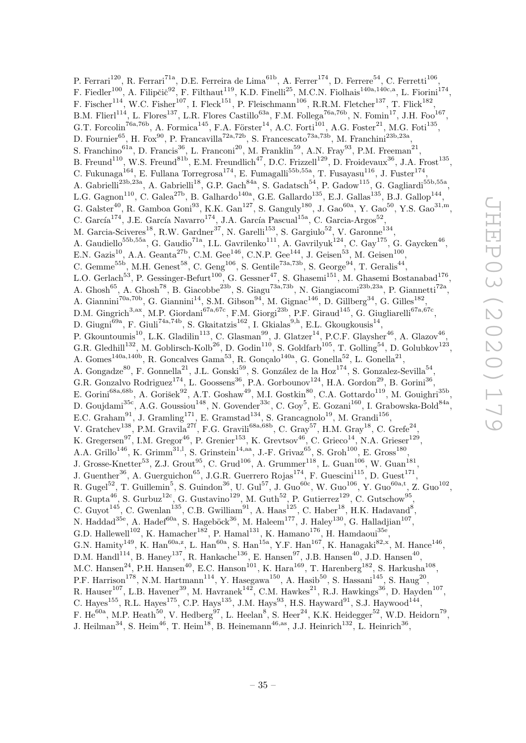P. Ferrari[120], R. Ferrari[71a], D.E. Ferreira de Lima[61b], A. Ferrer[174], D. Ferrere[54], C. Ferretti[106], F. Fiedler[100], A. Filipčič[92], F. Filthaut[119], K.D. Finelli[25], M.C.N. Fiolhais[140a,140c,a], L. Fiorini[174], F. Fischer[114], W.C. Fisher[107], I. Fleck[151], P. Fleischmann[106], R.R.M. Fletcher[137], T. Flick[182], B.M. Flierl[114], L. Flores[137], L.R. Flores Castillo[63a], F.M. Follega[76a,76b], N. Fomin[17], J.H. Foo[167], G.T. Forcolin[76a,76b], A. Formica[145], F.A. Förster[14], A.C. Forti[101], A.G. Foster[21], M.G. Foti[135], D. Fournier[65], H. Fox[90], P. Francavilla[72a,72b], S. Francescato[73a,73b], M. Franchini[23b,23a], S. Franchino[61a], D. Francis[36], L. Franconi[20], M. Franklin[59], A.N. Fray[93], P.M. Freeman[21], B. Freund[110], W.S. Freund[81b], E.M. Freundlich[47], D.C. Frizzell[129], D. Froidevaux[36], J.A. Frost[135], C. Fukunaga[164], E. Fullana Torregrosa[174], E. Fumagalli[55b,55a], T. Fusayasu[116], J. Fuster[174], A. Gabrielli[23b,23a], A. Gabrielli[18], G.P. Gach[84a], S. Gadatsch[54], P. Gadow[115], G. Gagliardi[55b,55a], L.G. Gagnon[110], C. Galea[27b], B. Galhardo[140a], G.E. Gallardo[135], E.J. Gallas[135], B.J. Gallop[144], G. Galster[40], R. Gamboa Goni[93], K.K. Gan[127], S. Ganguly[180], J. Gao[60a], Y. Gao[50], Y.S. Gao[31,m], C. García[174], J.E. García Navarro[174], J.A. García Pascual[15a], C. Garcia-Argos[52], M. Garcia-Sciveres[18], R.W. Gardner[37], N. Garelli[153], S. Gargiulo[52], V. Garonne[134], A. Gaudiello[55b,55a], G. Gaudio[71a], I.L. Gavrilenko[111], A. Gavrilyuk[124], C. Gay[175], G. Gaycken[46], E.N. Gazis[10], A.A. Geanta[27b], C.M. Gee[146], C.N.P. Gee[144], J. Geisen[53], M. Geisen[100], C. Gemme[55b], M.H. Genest[58], C. Geng[106], S. Gentile[73a,73b], S. George[94], T. Geralis[44], L.O. Gerlach[53], P. Gessinger-Befurt[100], G. Gessner[47], S. Ghasemi[151], M. Ghasemi Bostanabad[176], A. Ghosh[65], A. Ghosh[78], B. Giacobbe[23b], S. Giagu[73a,73b], N. Giangiacomi[23b,23a], P. Giannetti[72a], A. Giannini[70a,70b], G. Giannini[14], S.M. Gibson[94], M. Gignac[146], D. Gillberg[34], G. Gilles[182], D.M. Gingrich[3,ax], M.P. Giordani[67a,67c], F.M. Giorgi[23b], P.F. Giraud[145], G. Giugliarelli[67a,67c], D. Giugni[69a], F. Giuli[74a,74b], S. Gkaitatzis[162], I. Gkialas[9,h], E.L. Gkougkousis[14], P. Gkountoumis[10], L.K. Gladilin[113], C. Glasman[99], J. Glatzer[14], P.C.F. Glaysher[46], A. Glazov[46], G.R. Gledhill[132], M. Goblirsch-Kolb[26], D. Godin[110], S. Goldfarb[105], T. Golling[54], D. Golubkov[123], A. Gomes[140a,140b], R. Goncalves Gama[53], R. Gonçalo[140a], G. Gonella[52], L. Gonella[21], A. Gongadze[80], F. Gonnella[21], J.L. Gonski[59], S. González de la Hoz[174], S. Gonzalez-Sevilla[54], G.R. Gonzalvo Rodriguez[174], L. Goossens[36], P.A. Gorbounov[124], H.A. Gordon[29], B. Gorini[36], E. Gorini[68a,68b], A. Gorišek[92], A.T. Goshaw[49], M.I. Gostkin[80], C.A. Gottardo[119], M. Gouighri[35b], D. Goujdami[35c], A.G. Goussiou[148], N. Govender[33c], C. Goy[5], E. Gozani[160], I. Grabowska-Bold[84a], E.C. Graham[91], J. Gramling[171], E. Gramstad[134], S. Grancagnolo[19], M. Grandi[156], V. Gratchev[138], P.M. Gravila[27f], F.G. Gravili[68a,68b], C. Gray[57], H.M. Gray[18], C. Grefe[24], K. Gregersen[97], I.M. Gregor[46], P. Grenier[153], K. Grevtsov[46], C. Grieco[14], N.A. Grieser[129], A.A. Grillo[146], K. Grimm[31,l], S. Grinstein[14,aa], J.-F. Grivaz[65], S. Groh[100], E. Gross[180], J. Grosse-Knetter[53], Z.J. Grout[95], C. Grud[106], A. Grummer[118], L. Guan[106], W. Guan[181], J. Guenther[36], A. Guerguichon[65], J.G.R. Guerrero Rojas[174], F. Guescini[115], D. Guest[171], R. Gugel[52], T. Guillemin[5], S. Guindon[36], U. Gul[57], J. Guo[60c], W. Guo[106], Y. Guo[60a,t], Z. Guo[102], R. Gupta[46], S. Gurbuz[12c], G. Gustavino[129], M. Guth[52], P. Gutierrez[129], C. Gutschow[95], C. Guyot[145], C. Gwenlan[135], C.B. Gwilliam[91], A. Haas[125], C. Haber[18], H.K. Hadavand[8], N. Haddad[35e], A. Hadef[60a], S. Hageböck[36], M. Haleem[177], J. Haley[130], G. Halladjian[107], G.D. Hallewell[102], K. Hamacher[182], P. Hamal[131], K. Hamano[176], H. Hamdaoui[35e], G.N. Hamity[149], K. Han[60a,z], L. Han[60a], S. Han[15a], Y.F. Han[167], K. Hanagaki[82,x], M. Hance[146], D.M. Handl[114], B. Haney[137], R. Hankache[136], E. Hansen[97], J.B. Hansen[40], J.D. Hansen[40], M.C. Hansen[24], P.H. Hansen[40], E.C. Hanson[101], K. Hara[169], T. Harenberg[182], S. Harkusha[108], P.F. Harrison[178], N.M. Hartmann[114], Y. Hasegawa[150], A. Hasib[50], S. Hassani[145], S. Haug[20], R. Hauser[107], L.B. Havener[39], M. Havranek[142], C.M. Hawkes[21], R.J. Hawkings[36], D. Hayden[107], C. Hayes[155], R.L. Hayes[175], C.P. Hays[135], J.M. Hays[93], H.S. Hayward[91], S.J. Haywood[144], F. He[60a], M.P. Heath[50], V. Hedberg[97], L. Heelan[8], S. Heer[24], K.K. Heidegger[52], W.D. Heidorn[79], J. Heilman[34], S. Heim[46], T. Heim[18], B. Heinemann[46,as], J.J. Heinrich[132], L. Heinrich[36],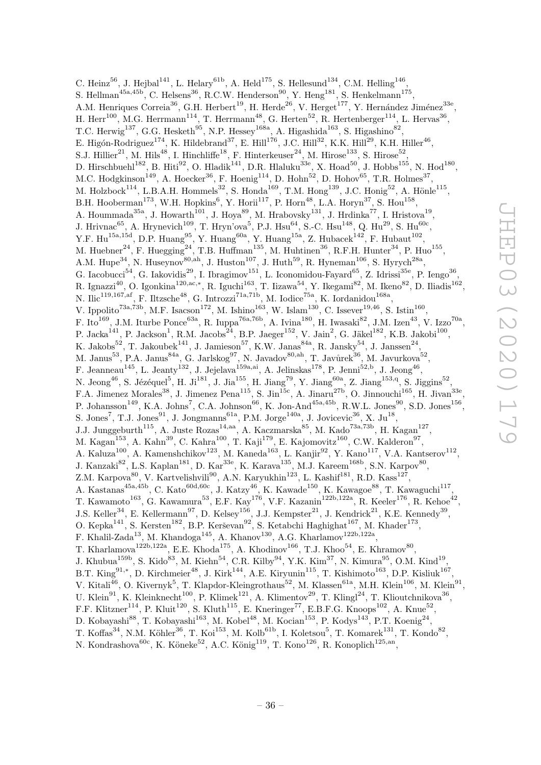C. Heinz[56], J. Hejbal[141], L. Helary[61b], A. Held[175], S. Hellesund[134], C.M. Helling[146], S. Hellman[45a,45b], C. Helsens[36], R.C.W. Henderson[90], Y. Heng[181], S. Henkelmann[175], A.M. Henriques Correia[36], G.H. Herbert[19], H. Herde[26], V. Herget[177], Y. Hernández Jiménez[33e], H. Herr[100], M.G. Herrmann[114], T. Herrmann[48], G. Herten[52], R. Hertenberger[114], L. Hervas[36], T.C. Herwig[137], G.G. Hesketh[95], N.P. Hessey[168a], A. Higashida[163], S. Higashino[82], E. Higón-Rodriguez[174], K. Hildebrand[37], E. Hill[176], J.C. Hill[32], K.K. Hill[29], K.H. Hiller[46], S.J. Hillier[21], M. Hils[48], I. Hinchliffe[18], F. Hinterkeuser[24], M. Hirose[133], S. Hirose[52], D. Hirschbuehl[182], B. Hiti[92], O. Hladik[141], D.R. Hlaluku[33e], X. Hoad[50], J. Hobbs[155], N. Hod[180], M.C. Hodgkinson[149], A. Hoecker[36], F. Hoenig[114], D. Hohn[52], D. Hohov[65], T.R. Holmes[37], M. Holzbock[114], L.B.A.H. Hommels[32], S. Honda[169], T.M. Hong[139], J.C. Honig[52], A. Hönle[115], B.H. Hooberman[173], W.H. Hopkins[6], Y. Horii[117], P. Horn[48], L.A. Horyn[37], S. Hou[158], A. Hoummada[35a], J. Howarth[101], J. Hoya[89], M. Hrabovsky[131], J. Hrdinka[77], I. Hristova[19], J. Hrivnac[65], A. Hrynevich[109], T. Hryn'ova[5], P.J. Hsu[64], S.-C. Hsu[148], Q. Hu[29], S. Hu[60c], Y.F. Hu[15a,15d], D.P. Huang[95], Y. Huang[60a], Y. Huang[15a], Z. Hubacek[142], F. Hubaut[102], M. Huebner[24], F. Huegging[24], T.B. Huffman[135], M. Huhtinen[36], R.F.H. Hunter[34], P. Huo[155], A.M. Hupe[34], N. Huseynov[80,ah], J. Huston[107], J. Huth[59], R. Hyneman[106], S. Hyrych[28a], G. Iacobucci[54], G. Iakovidis[29], I. Ibragimov[151], L. Iconomidou-Fayard[65], Z. Idrissi[35e], P. Iengo[36], R. Ignazzi[40], O. Igonkina[120,ac,*], R. Iguchi[163], T. Iizawa[54], Y. Ikegami[82], M. Ikeno[82], D. Iliadis[162], N. Ilic[119,167,af], F. Iltzsche[48], G. Introzzi[71a,71b], M. Iodice[75a], K. Iordanidou[168a], V. Ippolito[73a,73b], M.F. Isacson[172], M. Ishino[163], W. Islam[130], C. Issever[19,46], S. Istin[160], F. Ito[169], J.M. Iturbe Ponce[63a], R. Iuppa[76a,76b], A. Ivina[180], H. Iwasaki[82], J.M. Izen[43], V. Izzo[70a], P. Jacka[141], P. Jackson[1], R.M. Jacobs[24], B.P. Jaeger[152], V. Jain[2], G. Jäkel[182], K.B. Jakobi[100], K. Jakobs[52], T. Jakoubek[141], J. Jamieson[57], K.W. Janas[84a], R. Jansky[54], J. Janssen[24], M. Janus[53], P.A. Janus[84a], G. Jarlskog[97], N. Javadov[80,ah], T. Javůrek[36], M. Javurkova[52], F. Jeanneau[145], L. Jeanty[132], J. Jejelava[159a,ai], A. Jelinskas[178], P. Jenni[52,b], J. Jeong[46], N. Jeong[46], S. Jézéquel[5], H. Ji[181], J. Jia[155], H. Jiang[79], Y. Jiang[60a], Z. Jiang[153,q], S. Jiggins[52], F.A. Jimenez Morales[38], J. Jimenez Pena[115], S. Jin[15c], A. Jinaru[27b], O. Jinnouchi[165], H. Jivan[33e], P. Johansson[149], K.A. Johns[7], C.A. Johnson[66], K. Jon-And[45a,45b], R.W.L. Jones[90], S.D. Jones[156], S. Jones[7], T.J. Jones[91], J. Jongmanns[61a], P.M. Jorge[140a], J. Jovicevic[36], X. Ju[18], J.J. Junggeburth[115], A. Juste Rozas[14,aa], A. Kaczmarska[85], M. Kado[73a,73b], H. Kagan[127], M. Kagan[153], A. Kahn[39], C. Kahra[100], T. Kaji[179], E. Kajomovitz[160], C.W. Kalderon[97], A. Kaluza[100], A. Kamenshchikov[123], M. Kaneda[163], L. Kanjir[92], Y. Kano[117], V.A. Kantserov[112], J. Kanzaki[82], L.S. Kaplan[181], D. Kar[33e], K. Karava[135], M.J. Kareem[168b], S.N. Karpov[80], Z.M. Karpova[80], V. Kartvelishvili[90], A.N. Karyukhin[123], L. Kashif[181], R.D. Kass[127], A. Kastanas[45a,45b], C. Kato[60d,60c], J. Katzy[46], K. Kawade[150], K. Kawagoe[88], T. Kawaguchi[117], T. Kawamoto[163], G. Kawamura[53], E.F. Kay[176], V.F. Kazanin[122b,122a], R. Keeler[176], R. Kehoe[42], J.S. Keller[34], E. Kellermann[97], D. Kelsey[156], J.J. Kempster[21], J. Kendrick[21], K.E. Kennedy[39], O. Kepka[141], S. Kersten[182], B.P. Kerševan[92], S. Ketabchi Haghighat[167], M. Khader[173], F. Khalil-Zada[13], M. Khandoga[145], A. Khanov[130], A.G. Kharlamov[122b,122a], T. Kharlamova[122b,122a], E.E. Khoda[175], A. Khodinov[166], T.J. Khoo[54], E. Khramov[80], J. Khubua[159b], S. Kido[83], M. Kiehn[54], C.R. Kilby[94], Y.K. Kim[37], N. Kimura[95], O.M. Kind[19], B.T. King[91,*], D. Kirchmeier[48], J. Kirk[144], A.E. Kiryunin[115], T. Kishimoto[163], D.P. Kisliuk[167], V. Kitali[46], O. Kivernyk[5], T. Klapdor-Kleingrothaus[52], M. Klassen[61a], M.H. Klein[106], M. Klein[91], U. Klein[91], K. Kleinknecht[100], P. Klimek[121], A. Klimentov[29], T. Klingl[24], T. Klioutchnikova[36], F.F. Klitzner[114], P. Kluit[120], S. Kluth[115], E. Kneringer[77], E.B.F.G. Knoops[102], A. Knue[52], D. Kobayashi[88], T. Kobayashi[163], M. Kobel[48], M. Kocian[153], P. Kodys[143], P.T. Koenig[24], T. Koffas[34], N.M. Köhler[36], T. Koi[153], M. Kolb[61b], I. Koletsou[5], T. Komarek[131], T. Kondo[82], N. Kondrashova[60c], K. Köneke[52], A.C. König[119], T. Kono[126], R. Konoplich[125,an],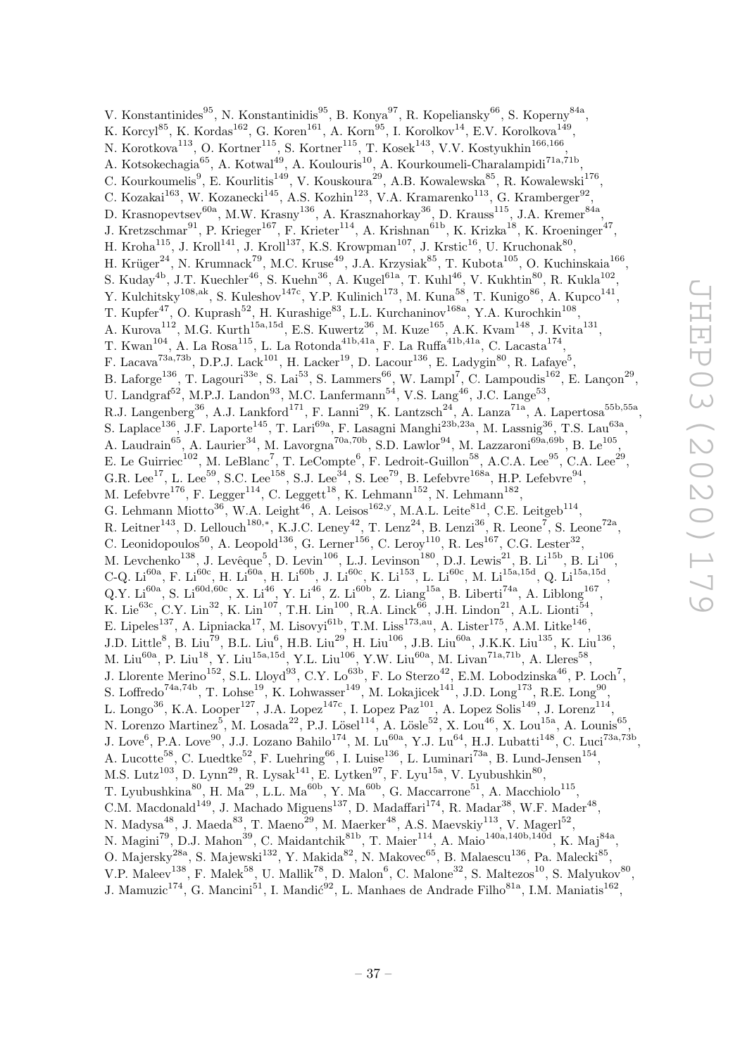V. Konstantinides[95], N. Konstantinidis[95], B. Konya[97], R. Kopeliansky[66], S. Koperny[84a], K. Korcyl[85], K. Kordas[162], G. Koren[161], A. Korn[95], I. Korolkov[14], E.V. Korolkova[149], N. Korotkova[113], O. Kortner[115], S. Kortner[115], T. Kosek[143], V.V. Kostyukhin[166,166], A. Kotsokechagia[65], A. Kotwal[49], A. Koulouris[10], A. Kourkoumeli-Charalampidi[71a,71b], C. Kourkoumelis[9], E. Kourlitis[149], V. Kouskoura[29], A.B. Kowalewska[85], R. Kowalewski[176], C. Kozakai[163], W. Kozanecki[145], A.S. Kozhin[123], V.A. Kramarenko[113], G. Kramberger[92], D. Krasnopevtsev[60a], M.W. Krasny[136], A. Krasznahorkay[36], D. Krauss[115], J.A. Kremer[84a], J. Kretzschmar[91], P. Krieger[167], F. Krieter[114], A. Krishnan[61b], K. Krizka[18], K. Kroeninger[47], H. Kroha[115], J. Kroll[141], J. Kroll[137], K.S. Krowpman[107], J. Krstic[16], U. Kruchonak[80], H. Krüger[24], N. Krumnack[79], M.C. Kruse[49], J.A. Krzysiak[85], T. Kubota[105], O. Kuchinskaia[166], S. Kuday[4b], J.T. Kuechler[46], S. Kuehn[36], A. Kugel[61a], T. Kuhl[46], V. Kukhtin[80], R. Kukla[102], Y. Kulchitsky[108,ak], S. Kuleshov[147c], Y.P. Kulinich[173], M. Kuna[58], T. Kunigo[86], A. Kupco[141], T. Kupfer[47], O. Kuprash[52], H. Kurashige[83], L.L. Kurchaninov[168a], Y.A. Kurochkin[108], A. Kurova[112], M.G. Kurth[15a,15d], E.S. Kuwertz[36], M. Kuze[165], A.K. Kvam[148], J. Kvita[131], T. Kwan[104], A. La Rosa[115], L. La Rotonda[41b,41a], F. La Ruffa[41b,41a], C. Lacasta[174], F. Lacava[73a,73b], D.P.J. Lack[101], H. Lacker[19], D. Lacour[136], E. Ladygin[80], R. Lafaye[5], B. Laforge[136], T. Lagouri[33e], S. Lai[53], S. Lammers[66], W. Lampl[7], C. Lampoudis[162], E. Lançon[29], U. Landgraf[52], M.P.J. Landon[93], M.C. Lanfermann[54], V.S. Lang[46], J.C. Lange[53], R.J. Langenberg[36], A.J. Lankford[171], F. Lanni[29], K. Lantzsch[24], A. Lanza[71a], A. Lapertosa[55b,55a], S. Laplace[136], J.F. Laporte[145], T. Lari[69a], F. Lasagni Manghi[23b,23a], M. Lassnig[36], T.S. Lau[63a], A. Laudrain[65], A. Laurier[34], M. Lavorgna[70a,70b], S.D. Lawlor[94], M. Lazzaroni[69a,69b], B. Le[105], E. Le Guirriec[102], M. LeBlanc[7], T. LeCompte[6], F. Ledroit-Guillon[58], A.C.A. Lee[95], C.A. Lee[29], G.R. Lee[17], L. Lee[59], S.C. Lee[158], S.J. Lee[34], S. Lee[79], B. Lefebvre[168a], H.P. Lefebvre[94], M. Lefebvre[176], F. Legger[114], C. Leggett[18], K. Lehmann[152], N. Lehmann[182], G. Lehmann Miotto[36], W.A. Leight[46], A. Leisos[162,y], M.A.L. Leite[81d], C.E. Leitgeb[114], R. Leitner[143], D. Lellouch[180,*], K.J.C. Leney[42], T. Lenz[24], B. Lenzi[36], R. Leone[7], S. Leone[72a], C. Leonidopoulos[50], A. Leopold[136], G. Lerner[156], C. Leroy[110], R. Les[167], C.G. Lester[32], M. Levchenko[138], J. Levêque[5], D. Levin[106], L.J. Levinson[180], D.J. Lewis[21], B. Li[15b], B. Li[106], C-Q. Li[60a], F. Li[60c], H. Li[60a], H. Li[60b], J. Li[60c], K. Li[153], L. Li[60c], M. Li[15a,15d], Q. Li[15a,15d], Q.Y. Li[60a], S. Li[60d,60c], X. Li[46], Y. Li[46], Z. Li[60b], Z. Liang[15a], B. Liberti[74a], A. Liblong[167], K. Lie[63c], C.Y. Lin[32], K. Lin[107], T.H. Lin[100], R.A. Linck[66], J.H. Lindon[21], A.L. Lionti[54], E. Lipeles[137], A. Lipniacka[17], M. Lisovyi[61b], T.M. Liss[173,au], A. Lister[175], A.M. Litke[146], J.D. Little[8], B. Liu[79], B.L. Liu[6], H.B. Liu[29], H. Liu[106], J.B. Liu[60a], J.K.K. Liu[135], K. Liu[136], M. Liu[60a], P. Liu[18], Y. Liu[15a,15d], Y.L. Liu[106], Y.W. Liu[60a], M. Livan[71a,71b], A. Lleres[58], J. Llorente Merino[152], S.L. Lloyd[93], C.Y. Lo[63b], F. Lo Sterzo[42], E.M. Lobodzinska[46], P. Loch[7], S. Loffredo[74a,74b], T. Lohse[19], K. Lohwasser[149], M. Lokajicek[141], J.D. Long[173], R.E. Long[90], L. Longo[36], K.A. Looper[127], J.A. Lopez[147c], I. Lopez Paz[101], A. Lopez Solis[149], J. Lorenz[114], N. Lorenzo Martinez[5], M. Losada[22], P.J. Lösel[114], A. Lösle[52], X. Lou[46], X. Lou[15a], A. Lounis[65], J. Love[6], P.A. Love[90], J.J. Lozano Bahilo[174], M. Lu[60a], Y.J. Lu[64], H.J. Lubatti[148], C. Luci[73a,73b], A. Lucotte[58], C. Luedtke[52], F. Luehring[66], I. Luise[136], L. Luminari[73a], B. Lund-Jensen[154], M.S. Lutz[103], D. Lynn[29], R. Lysak[141], E. Lytken[97], F. Lyu[15a], V. Lyubushkin[80], T. Lyubushkina[80], H. Ma[29], L.L. Ma[60b], Y. Ma[60b], G. Maccarrone[51], A. Macchiolo[115], C.M. Macdonald[149], J. Machado Miguens[137], D. Madaffari[174], R. Madar[38], W.F. Mader[48], N. Madysa[48], J. Maeda[83], T. Maeno[29], M. Maerker[48], A.S. Maevskiy[113], V. Magerl[52], N. Magini[79], D.J. Mahon[39], C. Maidantchik[81b], T. Maier[114], A. Maio[140a,140b,140d], K. Maj[84a], O. Majersky[28a], S. Majewski[132], Y. Makida[82], N. Makovec[65], B. Malaescu[136], Pa. Malecki[85], V.P. Maleev[138], F. Malek[58], U. Mallik[78], D. Malon[6], C. Malone[32], S. Maltezos[10], S. Malyukov[80], J. Mamuzic[174], G. Mancini[51], I. Mandić[92], L. Manhaes de Andrade Filho[81a], I.M. Maniatis[162],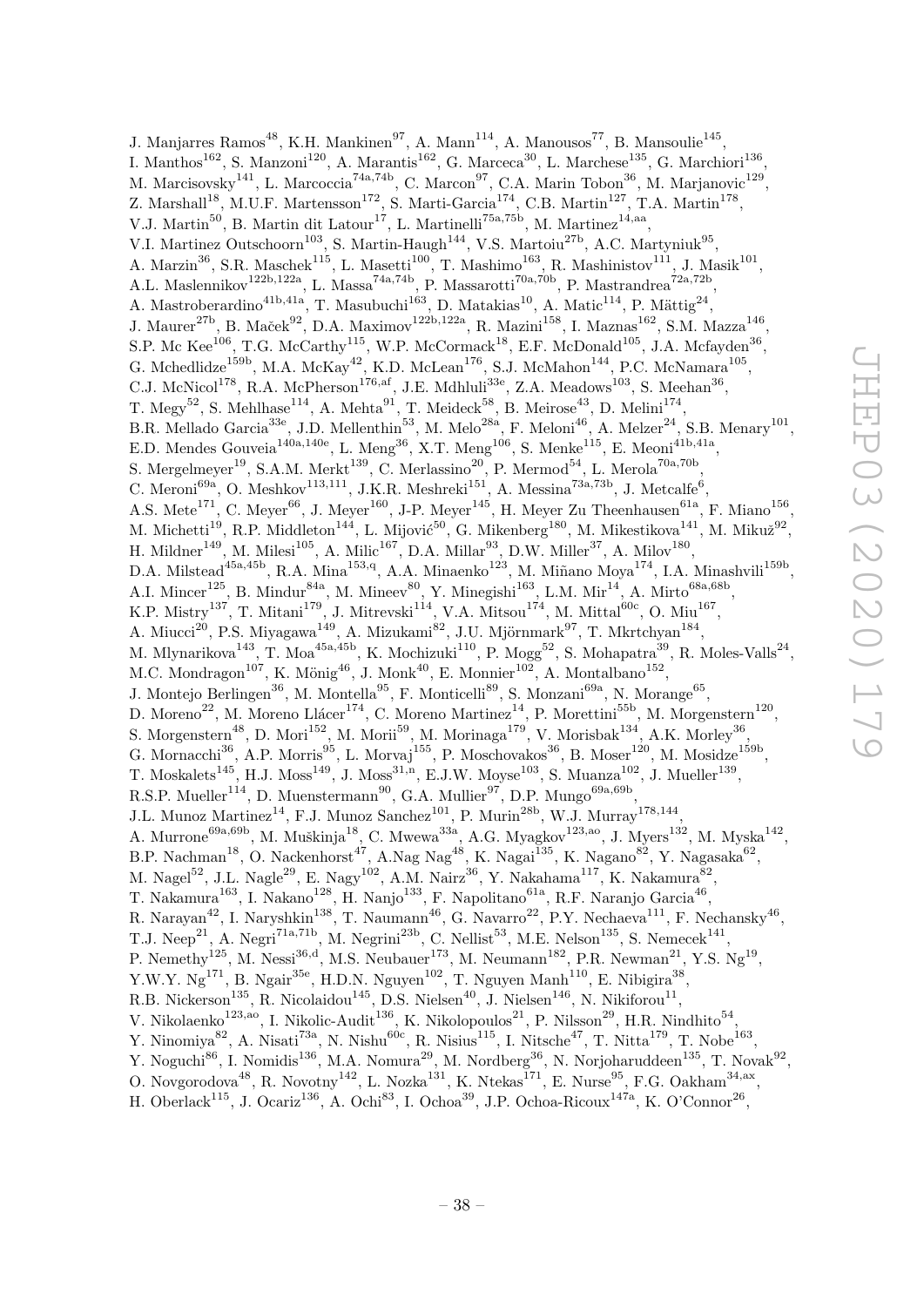J. Manjarres Ramos[48], K.H. Mankinen[97], A. Mann[114], A. Manousos[77], B. Mansoulie[145], I. Manthos[162], S. Manzoni[120], A. Marantis[162], G. Marceca[30], L. Marchese[135], G. Marchiori[136], M. Marcisovsky[141], L. Marcoccia[74a,74b], C. Marcon[97], C.A. Marin Tobon[36], M. Marjanovic[129], Z. Marshall[18], M.U.F. Martensson[172], S. Marti-Garcia[174], C.B. Martin[127], T.A. Martin[178], V.J. Martin[50], B. Martin dit Latour[17], L. Martinelli[75a,75b], M. Martinez[14,aa], V.I. Martinez Outschoorn[103], S. Martin-Haugh[144], V.S. Martoiu[27b], A.C. Martyniuk[95], A. Marzin[36], S.R. Maschek[115], L. Masetti[100], T. Mashimo[163], R. Mashinistov[111], J. Masik[101], A.L. Maslennikov[122b,122a], L. Massa[74a,74b], P. Massarotti[70a,70b], P. Mastrandrea[72a,72b], A. Mastroberardino[41b,41a], T. Masubuchi[163], D. Matakias[10], A. Matic[114], P. Mättig[24], J. Maurer[27b], B. Maček[92], D.A. Maximov[122b,122a], R. Mazini[158], I. Maznas[162], S.M. Mazza[146], S.P. Mc Kee[106], T.G. McCarthy[115], W.P. McCormack[18], E.F. McDonald[105], J.A. Mcfayden[36], G. Mchedlidze[159b], M.A. McKay[42], K.D. McLean[176], S.J. McMahon[144], P.C. McNamara[105], C.J. McNicol[178], R.A. McPherson[176,af], J.E. Mdhluli[33e], Z.A. Meadows[103], S. Meehan[36], T. Megy[52], S. Mehlhase[114], A. Mehta[91], T. Meideck[58], B. Meirose[43], D. Melini[174], B.R. Mellado Garcia[33e], J.D. Mellenthin[53], M. Melo[28a], F. Meloni[46], A. Melzer[24], S.B. Menary[101], E.D. Mendes Gouveia[140a,140e], L. Meng[36], X.T. Meng[106], S. Menke[115], E. Meoni[41b,41a], S. Mergelmeyer[19], S.A.M. Merkt[139], C. Merlassino[20], P. Mermod[54], L. Merola[70a,70b], C. Meroni[69a], O. Meshkov[113,111], J.K.R. Meshreki[151], A. Messina[73a,73b], J. Metcalfe[6], A.S. Mete[171], C. Meyer[66], J. Meyer[160], J-P. Meyer[145], H. Meyer Zu Theenhausen[61a], F. Miano[156], M. Michetti[19], R.P. Middleton[144], L. Mijović[50], G. Mikenberg[180], M. Mikestikova[141], M. Mikuž[92], H. Mildner[149], M. Milesi[105], A. Milic[167], D.A. Millar[93], D.W. Miller[37], A. Milov[180], D.A. Milstead[45a,45b], R.A. Mina[153,q], A.A. Minaenko[123], M. Miñano Moya[174], I.A. Minashvili[159b], A.I. Mincer[125], B. Mindur[84a], M. Mineev[80], Y. Minegishi[163], L.M. Mir[14], A. Mirto[68a,68b], K.P. Mistry[137], T. Mitani[179], J. Mitrevski[114], V.A. Mitsou[174], M. Mittal[60c], O. Miu[167], A. Miucci[20], P.S. Miyagawa[149], A. Mizukami[82], J.U. Mjörnmark[97], T. Mkrtchyan[184], M. Mlynarikova[143], T. Moa[45a,45b], K. Mochizuki[110], P. Mogg[52], S. Mohapatra[39], R. Moles-Valls[24], M.C. Mondragon[107], K. Mönig[46], J. Monk[40], E. Monnier[102], A. Montalbano[152], J. Montejo Berlingen[36], M. Montella[95], F. Monticelli[89], S. Monzani[69a], N. Morange[65], D. Moreno[22], M. Moreno Llácer[174], C. Moreno Martinez[14], P. Morettini[55b], M. Morgenstern[120], S. Morgenstern[48], D. Mori[152], M. Morii[59], M. Morinaga[179], V. Morisbak[134], A.K. Morley[36], G. Mornacchi[36], A.P. Morris[95], L. Morvaj[155], P. Moschovakos[36], B. Moser[120], M. Mosidze[159b], T. Moskalets[145], H.J. Moss[149], J. Moss[31,n], E.J.W. Moyse[103], S. Muanza[102], J. Mueller[139], R.S.P. Mueller[114], D. Muenstermann[90], G.A. Mullier[97], D.P. Mungo[69a,69b], J.L. Munoz Martinez[14], F.J. Munoz Sanchez[101], P. Murin[28b], W.J. Murray[178,144], A. Murrone[69a,69b], M. Muškinja[18], C. Mwewa[33a], A.G. Myagkov[123,ao], J. Myers[132], M. Myska[142], B.P. Nachman[18], O. Nackenhorst[47], A.Nag Nag[48], K. Nagai[135], K. Nagano[82], Y. Nagasaka[62], M. Nagel[52], J.L. Nagle[29], E. Nagy[102], A.M. Nairz[36], Y. Nakahama[117], K. Nakamura[82], T. Nakamura[163], I. Nakano[128], H. Nanjo[133], F. Napolitano[61a], R.F. Naranjo Garcia[46], R. Narayan[42], I. Naryshkin[138], T. Naumann[46], G. Navarro[22], P.Y. Nechaeva[111], F. Nechansky[46], T.J. Neep[21], A. Negri[71a,71b], M. Negrini[23b], C. Nellist[53], M.E. Nelson[135], S. Nemecek[141], P. Nemethy[125], M. Nessi[36,d], M.S. Neubauer[173], M. Neumann[182], P.R. Newman[21], Y.S. Ng[19], Y.W.Y. Ng[171], B. Ngair[35e], H.D.N. Nguyen[102], T. Nguyen Manh[110], E. Nibigira[38], R.B. Nickerson[135], R. Nicolaidou[145], D.S. Nielsen[40], J. Nielsen[146], N. Nikiforou[11], V. Nikolaenko[123,ao], I. Nikolic-Audit[136], K. Nikolopoulos[21], P. Nilsson[29], H.R. Nindhito[54], Y. Ninomiya[82], A. Nisati[73a], N. Nishu[60c], R. Nisius[115], I. Nitsche[47], T. Nitta[179], T. Nobe[163], Y. Noguchi[86], I. Nomidis[136], M.A. Nomura[29], M. Nordberg[36], N. Norjoharuddeen[135], T. Novak[92], O. Novgorodova[48], R. Novotny[142], L. Nozka[131], K. Ntekas[171], E. Nurse[95], F.G. Oakham[34,ax], H. Oberlack[115], J. Ocariz[136], A. Ochi[83], I. Ochoa[39], J.P. Ochoa-Ricoux[147a], K. O'Connor[26],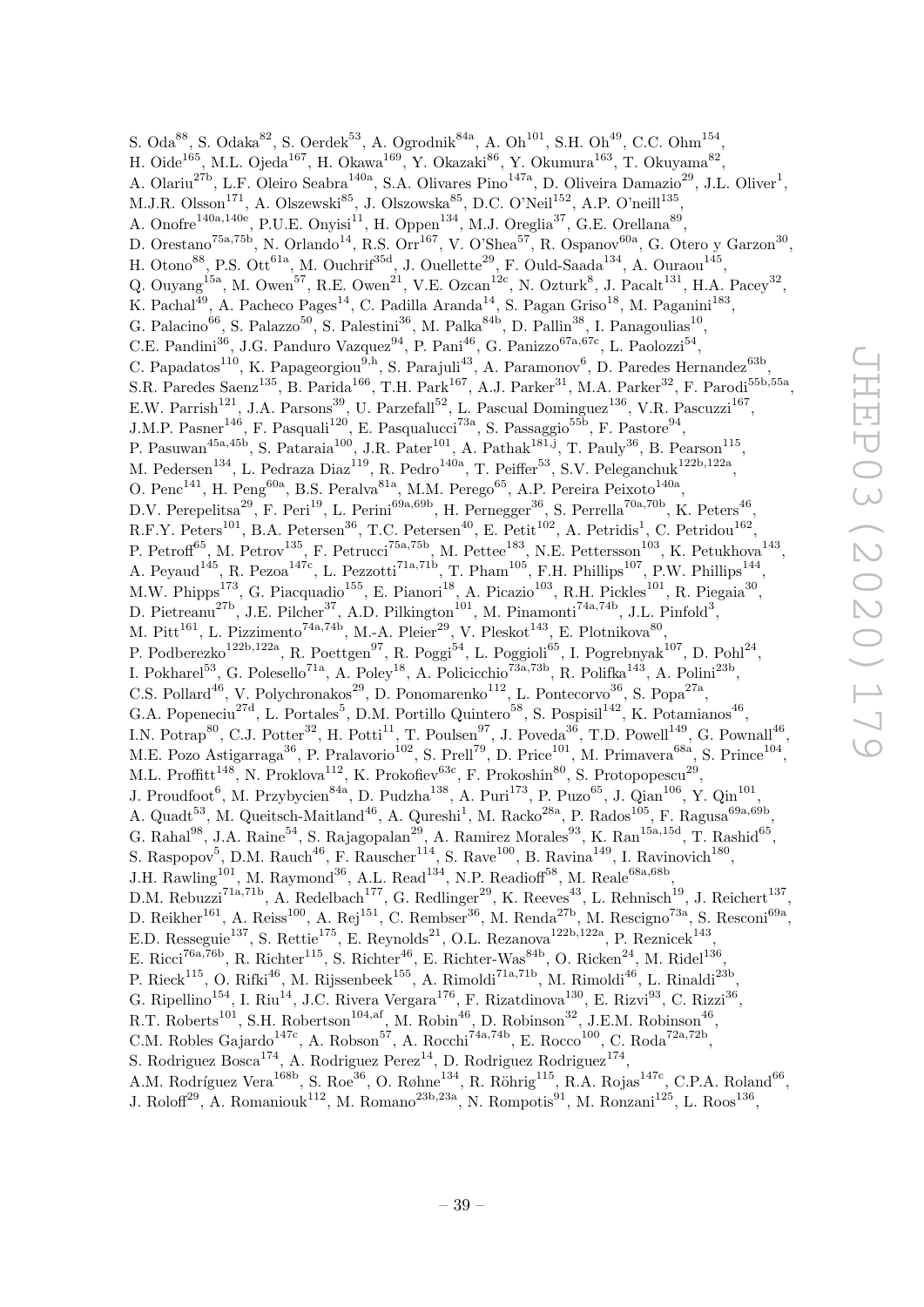S. Oda[88], S. Odaka[82], S. Oerdek[53], A. Ogrodnik[84a], A. Oh[101], S.H. Oh[49], C.C. Ohm[154], H. Oide[165], M.L. Ojeda[167], H. Okawa[169], Y. Okazaki[86], Y. Okumura[163], T. Okuyama[82], A. Olariu[27b], L.F. Oleiro Seabra[140a], S.A. Olivares Pino[147a], D. Oliveira Damazio[29], J.L. Oliver[1], M.J.R. Olsson[171], A. Olszewski[85], J. Olszowska[85], D.C. O'Neil[152], A.P. O'neill[135], A. Onofre[140a,140e], P.U.E. Onyisi[11], H. Oppen[134], M.J. Oreglia[37], G.E. Orellana[89], D. Orestano[75a,75b], N. Orlando[14], R.S. Orr[167], V. O'Shea[57], R. Ospanov[60a], G. Otero y Garzon[30], H. Otono[88], P.S. Ott[61a], M. Ouchrif[35d], J. Ouellette[29], F. Ould-Saada[134], A. Ouraou[145], Q. Ouyang[15a], M. Owen[57], R.E. Owen[21], V.E. Ozcan[12c], N. Ozturk[8], J. Pacalt[131], H.A. Pacey[32], K. Pachal[49], A. Pacheco Pages[14], C. Padilla Aranda[14], S. Pagan Griso[18], M. Paganini[183], G. Palacino[66], S. Palazzo[50], S. Palestini[36], M. Palka[84b], D. Pallin[38], I. Panagoulias[10], C.E. Pandini[36], J.G. Panduro Vazquez[94], P. Pani[46], G. Panizzo[67a,67c], L. Paolozzi[54], C. Papadatos[110], K. Papageorgiou[9,h], S. Parajuli[43], A. Paramonov[6], D. Paredes Hernandez[63b], S.R. Paredes Saenz[135], B. Parida[166], T.H. Park[167], A.J. Parker[31], M.A. Parker[32], F. Parodi[55b,55a], E.W. Parrish[121], J.A. Parsons[39], U. Parzefall[52], L. Pascual Dominguez[136], V.R. Pascuzzi[167], J.M.P. Pasner[146], F. Pasquali[120], E. Pasqualucci[73a], S. Passaggio[55b], F. Pastore[94], P. Pasuwan[45a,45b], S. Pataraia[100], J.R. Pater[101], A. Pathak[181,j], T. Pauly[36], B. Pearson[115], M. Pedersen[134], L. Pedraza Diaz[119], R. Pedro[140a], T. Peiffer[53], S.V. Peleganchuk[122b,122a], O. Penc[141], H. Peng[60a], B.S. Peralva[81a], M.M. Perego[65], A.P. Pereira Peixoto[140a], D.V. Perepelitsa[29], F. Peri[19], L. Perini[69a,69b], H. Pernegger[36], S. Perrella[70a,70b], K. Peters[46], R.F.Y. Peters[101], B.A. Petersen[36], T.C. Petersen[40], E. Petit[102], A. Petridis[1], C. Petridou[162], P. Petroff[65], M. Petrov[135], F. Petrucci[75a,75b], M. Pettee[183], N.E. Pettersson[103], K. Petukhova[143], A. Peyaud[145], R. Pezoa[147c], L. Pezzotti[71a,71b], T. Pham[105], F.H. Phillips[107], P.W. Phillips[144], M.W. Phipps[173], G. Piacquadio[155], E. Pianori[18], A. Picazio[103], R.H. Pickles[101], R. Piegaia[30], D. Pietreanu[27b], J.E. Pilcher[37], A.D. Pilkington[101], M. Pinamonti[74a,74b], J.L. Pinfold[3], M. Pitt[161], L. Pizzimento[74a,74b], M.-A. Pleier[29], V. Pleskot[143], E. Plotnikova[80], P. Podberezko[122b,122a], R. Poettgen[97], R. Poggi[54], L. Poggioli[65], I. Pogrebnyak[107], D. Pohl[24], I. Pokharel[53], G. Polesello[71a], A. Poley[18], A. Policicchio[73a,73b], R. Polifka[143], A. Polini[23b], C.S. Pollard[46], V. Polychronakos[29], D. Ponomarenko[112], L. Pontecorvo[36], S. Popa[27a], G.A. Popeneciu[27d], L. Portales[5], D.M. Portillo Quintero[58], S. Pospisil[142], K. Potamianos[46], I.N. Potrap[80], C.J. Potter[32], H. Potti[11], T. Poulsen[97], J. Poveda[36], T.D. Powell[149], G. Pownall[46], M.E. Pozo Astigarraga[36], P. Pralavorio[102], S. Prell[79], D. Price[101], M. Primavera[68a], S. Prince[104], M.L. Proffitt[148], N. Proklova[112], K. Prokofiev[63c], F. Prokoshin[80], S. Protopopescu[29], J. Proudfoot[6], M. Przybycien[84a], D. Pudzha[138], A. Puri[173], P. Puzo[65], J. Qian[106], Y. Qin[101], A. Quadt[53], M. Queitsch-Maitland[46], A. Qureshi[1], M. Racko[28a], P. Rados[105], F. Ragusa[69a,69b], G. Rahal[98], J.A. Raine[54], S. Rajagopalan[29], A. Ramirez Morales[93], K. Ran[15a,15d], T. Rashid[65], S. Raspopov[5], D.M. Rauch[46], F. Rauscher[114], S. Rave[100], B. Ravina[149], I. Ravinovich[180], J.H. Rawling[101], M. Raymond[36], A.L. Read[134], N.P. Readioff[58], M. Reale[68a,68b], D.M. Rebuzzi[71a,71b], A. Redelbach[177], G. Redlinger[29], K. Reeves[43], L. Rehnisch[19], J. Reichert[137], D. Reikher[161], A. Reiss[100], A. Rej[151], C. Rembser[36], M. Renda[27b], M. Rescigno[73a], S. Resconi[69a], E.D. Resseguie[137], S. Rettie[175], E. Reynolds[21], O.L. Rezanova[122b,122a], P. Reznicek[143], E. Ricci[76a,76b], R. Richter[115], S. Richter[46], E. Richter-Was[84b], O. Ricken[24], M. Ridel[136], P. Rieck[115], O. Rifki[46], M. Rijssenbeek[155], A. Rimoldi[71a,71b], M. Rimoldi[46], L. Rinaldi[23b], G. Ripellino[154], I. Riu[14], J.C. Rivera Vergara[176], F. Rizatdinova[130], E. Rizvi[93], C. Rizzi[36], R.T. Roberts[101], S.H. Robertson[104,af], M. Robin[46], D. Robinson[32], J.E.M. Robinson[46], C.M. Robles Gajardo[147c], A. Robson[57], A. Rocchi[74a,74b], E. Rocco[100], C. Roda[72a,72b], S. Rodriguez Bosca[174], A. Rodriguez Perez[14], D. Rodriguez Rodriguez[174], A.M. Rodríguez Vera[168b], S. Roe[36], O. Røhne[134], R. Röhrig[115], R.A. Rojas[147c], C.P.A. Roland[66], J. Roloff[29], A. Romaniouk[112], M. Romano[23b,23a], N. Rompotis[91], M. Ronzani[125], L. Roos[136],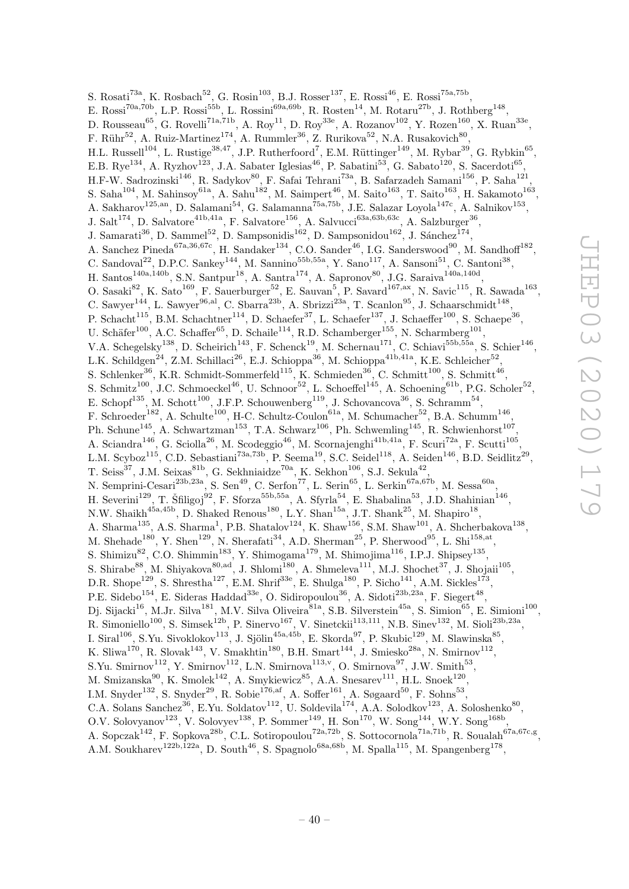S. Rosati[73a], K. Rosbach[52], G. Rosin[103], B.J. Rosser[137], E. Rossi[46], E. Rossi[75a,75b], E. Rossi[70a,70b], L.P. Rossi[55b], L. Rossini[69a,69b], R. Rosten[14], M. Rotaru[27b], J. Rothberg[148], D. Rousseau[65], G. Rovelli[71a,71b], A. Roy[11], D. Roy[33e], A. Rozanov[102], Y. Rozen[160], X. Ruan[33e], F. Rühr[52], A. Ruiz-Martinez[174], A. Rummler[36], Z. Rurikova[52], N.A. Rusakovich[80], H.L. Russell[104], L. Rustige[38,47], J.P. Rutherfoord[7], E.M. Rüttinger[149], M. Rybar[39], G. Rybkin[65], E.B. Rye[134], A. Ryzhov[123], J.A. Sabater Iglesias[46], P. Sabatini[53], G. Sabato[120], S. Sacerdoti[65], H.F-W. Sadrozinski[146], R. Sadykov[80], F. Safai Tehrani[73a], B. Safarzadeh Samani[156], P. Saha[121], S. Saha[104], M. Sahinsoy[61a], A. Sahu[182], M. Saimpert[46], M. Saito[163], T. Saito[163], H. Sakamoto[163], A. Sakharov[125,an], D. Salamani[54], G. Salamanna[75a,75b], J.E. Salazar Loyola[147c], A. Salnikov[153], J. Salt[174], D. Salvatore[41b,41a], F. Salvatore[156], A. Salvucci[63a,63b,63c], A. Salzburger[36], J. Samarati[36], D. Sammel[52], D. Sampsonidis[162], D. Sampsonidou[162], J. Sánchez[174], A. Sanchez Pineda[67a,36,67c], H. Sandaker[134], C.O. Sander[46], I.G. Sanderswood[90], M. Sandhoff[182], C. Sandoval[22], D.P.C. Sankey[144], M. Sannino[55b,55a], Y. Sano[117], A. Sansoni[51], C. Santoni[38], H. Santos[140a,140b], S.N. Santpur[18], A. Santra[174], A. Sapronov[80], J.G. Saraiva[140a,140d], O. Sasaki[82], K. Sato[169], F. Sauerburger[52], E. Sauvan[5], P. Savard[167,ax], N. Savic[115], R. Sawada[163], C. Sawyer[144], L. Sawyer[96,al], C. Sbarra[23b], A. Sbrizzi[23a], T. Scanlon[95], J. Schaarschmidt[148], P. Schacht[115], B.M. Schachtner[114], D. Schaefer[37], L. Schaefer[137], J. Schaeffer[100], S. Schaepe[36], U. Schäfer[100], A.C. Schaffer[65], D. Schaile[114], R.D. Schamberger[155], N. Scharmberg[101], V.A. Schegelsky[138], D. Scheirich[143], F. Schenck[19], M. Schernau[171], C. Schiavi[55b,55a], S. Schier[146], L.K. Schildgen[24], Z.M. Schillaci[26], E.J. Schioppa[36], M. Schioppa[41b,41a], K.E. Schleicher[52], S. Schlenker[36], K.R. Schmidt-Sommerfeld[115], K. Schmieden[36], C. Schmitt[100], S. Schmitt[46], S. Schmitz[100], J.C. Schmoeckel[46], U. Schnoor[52], L. Schoeffel[145], A. Schoening[61b], P.G. Scholer[52], E. Schopf[135], M. Schott[100], J.F.P. Schouwenberg[119], J. Schovancova[36], S. Schramm[54], F. Schroeder[182], A. Schulte[100], H-C. Schultz-Coulon[61a], M. Schumacher[52], B.A. Schumm[146], Ph. Schune[145], A. Schwartzman[153], T.A. Schwarz[106], Ph. Schwemling[145], R. Schwienhorst[107], A. Sciandra[146], G. Sciolla[26], M. Scodeggio[46], M. Scornajenghi[41b,41a], F. Scuri[72a], F. Scutti[105], L.M. Scyboz[115], C.D. Sebastiani[73a,73b], P. Seema[19], S.C. Seidel[118], A. Seiden[146], B.D. Seidlitz[29], T. Seiss[37], J.M. Seixas[81b], G. Sekhniaidze[70a], K. Sekhon[106], S.J. Sekula[42], N. Semprini-Cesari[23b,23a], S. Sen[49], C. Serfon[77], L. Serin[65], L. Serkin[67a,67b], M. Sessa[60a], H. Severini[129], T. Šfiligoj[92], F. Sforza[55b,55a], A. Sfyrla[54], E. Shabalina[53], J.D. Shahinian[146], N.W. Shaikh[45a,45b], D. Shaked Renous[180], L.Y. Shan[15a], J.T. Shank[25], M. Shapiro[18], A. Sharma[135], A.S. Sharma[1], P.B. Shatalov[124], K. Shaw[156], S.M. Shaw[101], A. Shcherbakova[138], M. Shehade[180], Y. Shen[129], N. Sherafati[34], A.D. Sherman[25], P. Sherwood[95], L. Shi[158,at], S. Shimizu[82], C.O. Shimmin[183], Y. Shimogama[179], M. Shimojima[116], I.P.J. Shipsey[135], S. Shirabe[88], M. Shiyakova[80,ad], J. Shlomi[180], A. Shmeleva[111], M.J. Shochet[37], J. Shojaii[105], D.R. Shope[129], S. Shrestha[127], E.M. Shrif[33e], E. Shulga[180], P. Sicho[141], A.M. Sickles[173], P.E. Sidebo[154], E. Sideras Haddad[33e], O. Sidiropoulou[36], A. Sidoti[23b,23a], F. Siegert[48], Dj. Sijacki[16], M.Jr. Silva[181], M.V. Silva Oliveira[81a], S.B. Silverstein[45a], S. Simion[65], E. Simioni[100], R. Simoniello[100], S. Simsek[12b], P. Sinervo[167], V. Sinetckii[113,111], N.B. Sinev[132], M. Sioli[23b,23a], I. Siral[106], S.Yu. Sivoklokov[113], J. Sjölin[45a,45b], E. Skorda[97], P. Skubic[129], M. Slawinska[85], K. Sliwa[170], R. Slovak[143], V. Smakhtin[180], B.H. Smart[144], J. Smiesko[28a], N. Smirnov[112], S.Yu. Smirnov[112], Y. Smirnov[112], L.N. Smirnova[113,v], O. Smirnova[97], J.W. Smith[53], M. Smizanska[90], K. Smolek[142], A. Smykiewicz[85], A.A. Snesarev[111], H.L. Snoek[120], I.M. Snyder[132], S. Snyder[29], R. Sobie[176,af], A. Soffer[161], A. Søgaard[50], F. Sohns[53], C.A. Solans Sanchez[36], E.Yu. Soldatov[112], U. Soldevila[174], A.A. Solodkov[123], A. Soloshenko[80], O.V. Solovyanov[123], V. Solovyev[138], P. Sommer[149], H. Son[170], W. Song[144], W.Y. Song[168b], A. Sopczak[142], F. Sopkova[28b], C.L. Sotiropoulou[72a,72b], S. Sottocornola[71a,71b], R. Soualah[67a,67c,g], A.M. Soukharev[122b,122a], D. South[46], S. Spagnolo[68a,68b], M. Spalla[115], M. Spangenberg[178],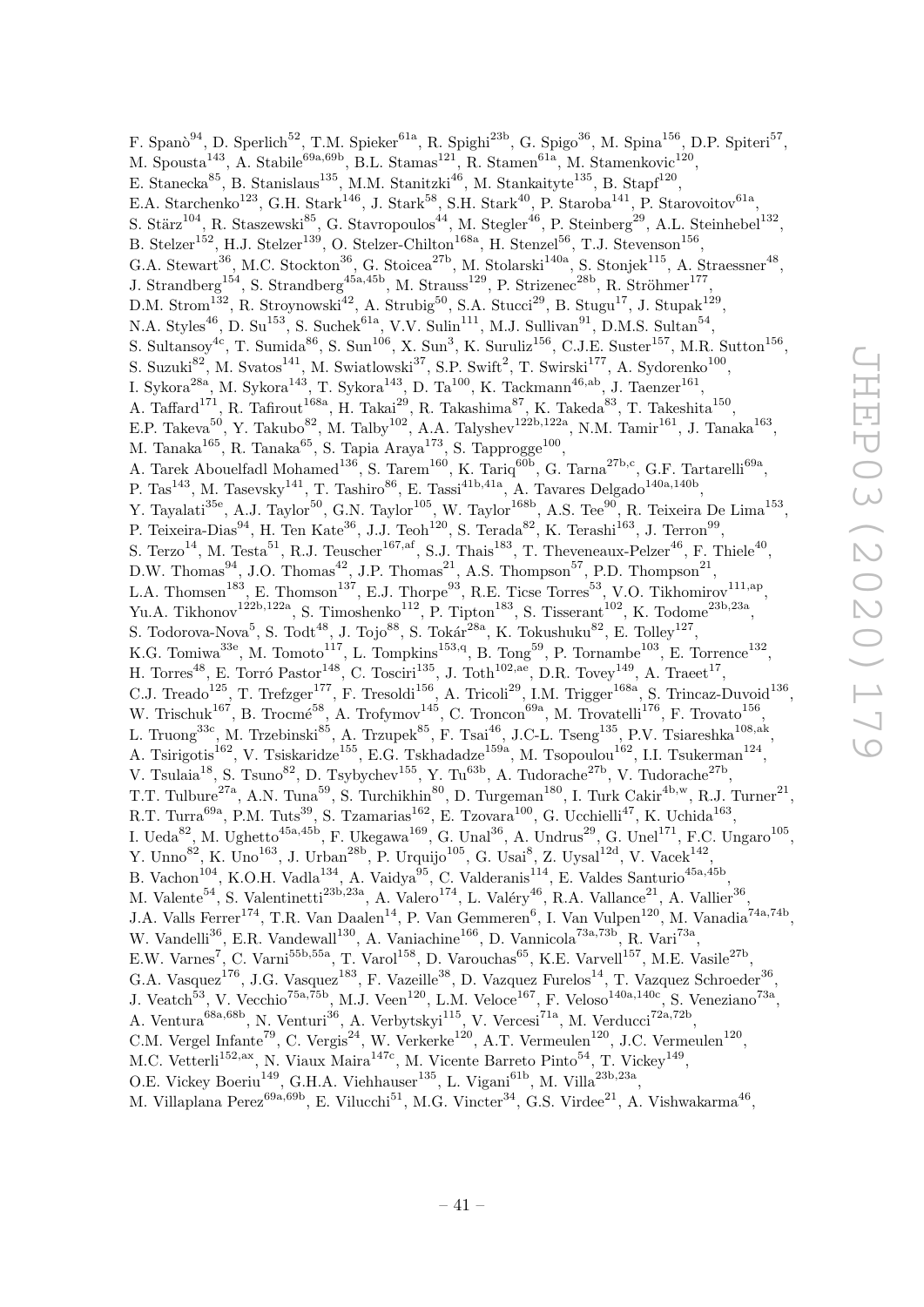F. Spanò[94], D. Sperlich[52], T.M. Spieker[61a], R. Spighi[23b], G. Spigo[36], M. Spina[156], D.P. Spiteri[57], M. Spousta[143], A. Stabile[69a,69b], B.L. Stamas[121], R. Stamen[61a], M. Stamenkovic[120], E. Stanecka[85], B. Stanislaus[135], M.M. Stanitzki[46], M. Stankaityte[135], B. Stapf[120], E.A. Starchenko[123], G.H. Stark[146], J. Stark[58], S.H. Stark[40], P. Staroba[141], P. Starovoitov[61a], S. Stärz[104], R. Staszewski[85], G. Stavropoulos[44], M. Stegler[46], P. Steinberg[29], A.L. Steinhebel[132], B. Stelzer[152], H.J. Stelzer[139], O. Stelzer-Chilton[168a], H. Stenzel[56], T.J. Stevenson[156], G.A. Stewart[36], M.C. Stockton[36], G. Stoicea[27b], M. Stolarski[140a], S. Stonjek[115], A. Straessner[48], J. Strandberg[154], S. Strandberg[45a,45b], M. Strauss[129], P. Strizenec[28b], R. Ströhmer[177], D.M. Strom[132], R. Stroynowski[42], A. Strubig[50], S.A. Stucci[29], B. Stugu[17], J. Stupak[129], N.A. Styles[46], D. Su[153], S. Suchek[61a], V.V. Sulin[111], M.J. Sullivan[91], D.M.S. Sultan[54], S. Sultansoy[4c], T. Sumida[86], S. Sun[106], X. Sun[3], K. Suruliz[156], C.J.E. Suster[157], M.R. Sutton[156], S. Suzuki[82], M. Svatos[141], M. Swiatlowski[37], S.P. Swift[2], T. Swirski[177], A. Sydorenko[100], I. Sykora[28a], M. Sykora[143], T. Sykora[143], D. Ta[100], K. Tackmann[46,ab], J. Taenzer[161], A. Taffard[171], R. Tafirout[168a], H. Takai[29], R. Takashima[87], K. Takeda[83], T. Takeshita[150], E.P. Takeva[50], Y. Takubo[82], M. Talby[102], A.A. Talyshev[122b,122a], N.M. Tamir[161], J. Tanaka[163], M. Tanaka[165], R. Tanaka[65], S. Tapia Araya[173], S. Tapprogge[100], A. Tarek Abouelfadl Mohamed[136], S. Tarem[160], K. Tariq[60b], G. Tarna[27b,c], G.F. Tartarelli[69a], P. Tas[143], M. Tasevsky[141], T. Tashiro[86], E. Tassi[41b,41a], A. Tavares Delgado[140a,140b], Y. Tayalati[35e], A.J. Taylor[50], G.N. Taylor[105], W. Taylor[168b], A.S. Tee[90], R. Teixeira De Lima[153], P. Teixeira-Dias[94], H. Ten Kate[36], J.J. Teoh[120], S. Terada[82], K. Terashi[163], J. Terron[99], S. Terzo[14], M. Testa[51], R.J. Teuscher[167,af], S.J. Thais[183], T. Theveneaux-Pelzer[46], F. Thiele[40], D.W. Thomas[94], J.O. Thomas[42], J.P. Thomas[21], A.S. Thompson[57], P.D. Thompson[21], L.A. Thomsen[183], E. Thomson[137], E.J. Thorpe[93], R.E. Ticse Torres[53], V.O. Tikhomirov[111,ap], Yu.A. Tikhonov[122b,122a], S. Timoshenko[112], P. Tipton[183], S. Tisserant[102], K. Todome[23b,23a], S. Todorova-Nova[5], S. Todt[48], J. Tojo[88], S. Tokár[28a], K. Tokushuku[82], E. Tolley[127], K.G. Tomiwa[33e], M. Tomoto[117], L. Tompkins[153,q], B. Tong[59], P. Tornambe[103], E. Torrence[132], H. Torres[48], E. Torró Pastor[148], C. Tosciri[135], J. Toth[102,ae], D.R. Tovey[149], A. Traeet[17], C.J. Treado[125], T. Trefzger[177], F. Tresoldi[156], A. Tricoli[29], I.M. Trigger[168a], S. Trincaz-Duvoid[136], W. Trischuk[167], B. Trocmé[58], A. Trofymov[145], C. Troncon[69a], M. Trovatelli[176], F. Trovato[156], L. Truong[33c], M. Trzebinski[85], A. Trzupek[85], F. Tsai[46], J-C-L. Tseng[135], P.V. Tsiareshka[108,ak], A. Tsirigotis[162], V. Tsiskaridze[155], E.G. Tskhadadze[159a], M. Tsopoulou[162], I.I. Tsukerman[124], V. Tsulaia[18], S. Tsuno[82], D. Tsybychev[155], Y. Tu[63b], A. Tudorache[27b], V. Tudorache[27b], T.T. Tulbure[27a], A.N. Tuna[59], S. Turchikhin[80], D. Turgeman[180], I. Turk Cakir[4b,w], R.J. Turner[21], R.T. Turra[69a], P.M. Tuts[39], S. Tzamarias[162], E. Tzovara[100], G. Ucchielli[47], K. Uchida[163], I. Ueda[82], M. Ughetto[45a,45b], F. Ukegawa[169], G. Unal[36], A. Undrus[29], G. Unel[171], F.C. Ungaro[105], Y. Unno[82], K. Uno[163], J. Urban[28b], P. Urquijo[105], G. Usai[8], Z. Uysal[12d], V. Vacek[142], B. Vachon[104], K.O.H. Vadla[134], A. Vaidya[95], C. Valderanis[114], E. Valdes Santurio[45a,45b], M. Valente[54], S. Valentinetti[23b,23a], A. Valero[174], L. Valéry[46], R.A. Vallance[21], A. Vallier[36], J.A. Valls Ferrer[174], T.R. Van Daalen[14], P. Van Gemmeren[6], I. Van Vulpen[120], M. Vanadia[74a,74b], W. Vandelli[36], E.R. Vandewall[130], A. Vaniachine[166], D. Vannicola[73a,73b], R. Vari[73a], E.W. Varnes[7], C. Varni[55b,55a], T. Varol[158], D. Varouchas[65], K.E. Varvell[157], M.E. Vasile[27b], G.A. Vasquez[176], J.G. Vasquez[183], F. Vazeille[38], D. Vazquez Furelos[14], T. Vazquez Schroeder[36], J. Veatch[53], V. Vecchio[75a,75b], M.J. Veen[120], L.M. Veloce[167], F. Veloso[140a,140c], S. Veneziano[73a], A. Ventura[68a,68b], N. Venturi[36], A. Verbytskyi[115], V. Vercesi[71a], M. Verducci[72a,72b], C.M. Vergel Infante[79], C. Vergis[24], W. Verkerke[120], A.T. Vermeulen[120], J.C. Vermeulen[120], M.C. Vetterli[152,ax], N. Viaux Maira[147c], M. Vicente Barreto Pinto[54], T. Vickey[149], O.E. Vickey Boeriu[149], G.H.A. Viehhauser[135], L. Vigani[61b], M. Villa[23b,23a], M. Villaplana Perez[69a,69b], E. Vilucchi[51], M.G. Vincter[34], G.S. Virdee[21], A. Vishwakarma[46],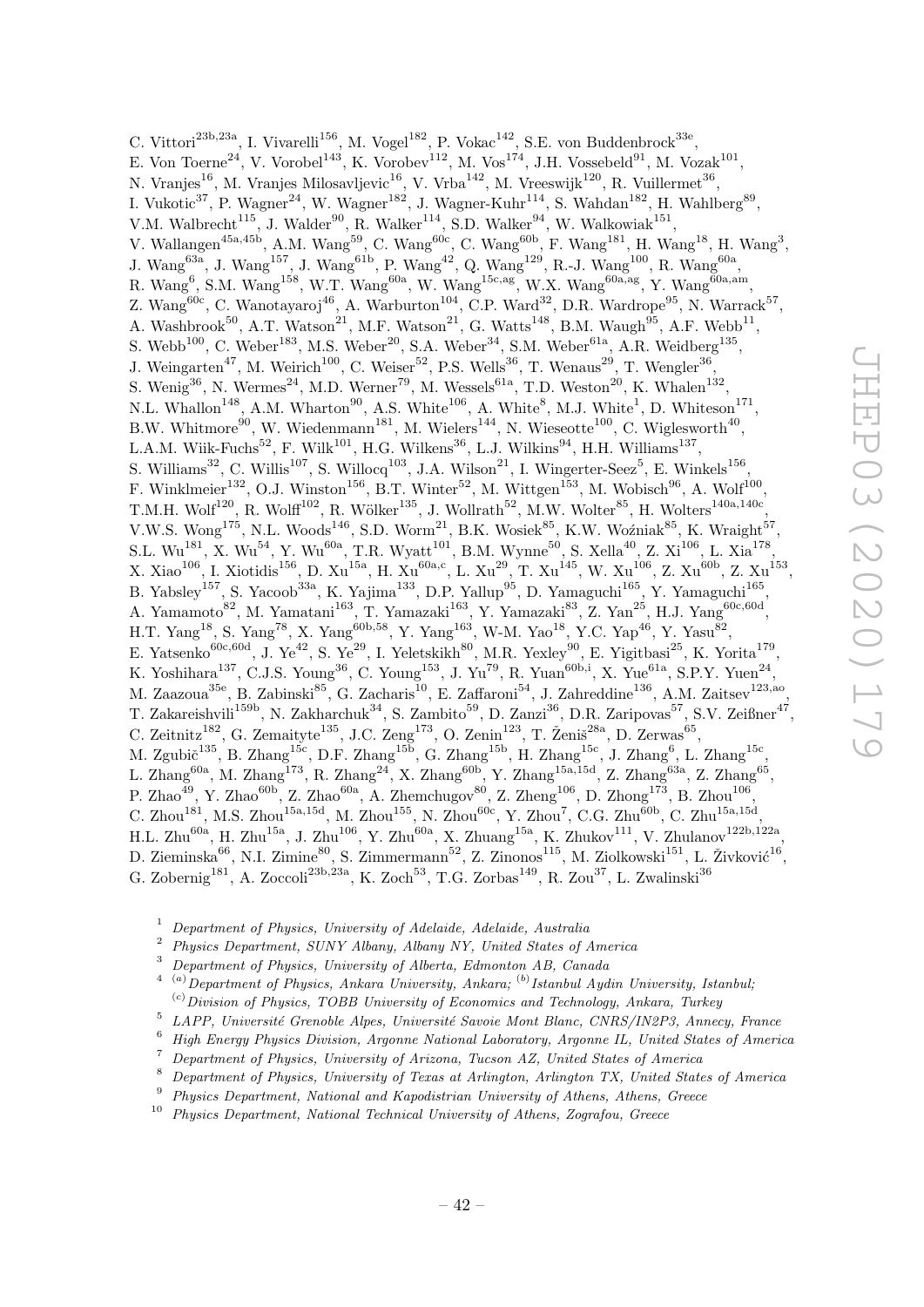C. Vittori[23b,23a], I. Vivarelli[156], M. Vogel[182], P. Vokac[142], S.E. von Buddenbrock[33e], E. Von Toerne[24], V. Vorobel[143], K. Vorobev[112], M. Vos[174], J.H. Vossebeld[91], M. Vozak[101], N. Vranjes[16], M. Vranjes Milosavljevic[16], V. Vrba[142], M. Vreeswijk[120], R. Vuillermet[36], I. Vukotic[37], P. Wagner[24], W. Wagner[182], J. Wagner-Kuhr[114], S. Wahdan[182], H. Wahlberg[89], V.M. Walbrecht[115], J. Walder[90], R. Walker[114], S.D. Walker[94], W. Walkowiak[151], V. Wallangen[45a,45b], A.M. Wang[59], C. Wang[60c], C. Wang[60b], F. Wang[181], H. Wang[18], H. Wang[3], J. Wang[63a], J. Wang[157], J. Wang[61b], P. Wang[42], Q. Wang[129], R.-J. Wang[100], R. Wang[60a], R. Wang[6], S.M. Wang[158], W.T. Wang[60a], W. Wang[15c,ag], W.X. Wang[60a,ag], Y. Wang[60a,am], Z. Wang[60c], C. Wanotayaroj[46], A. Warburton[104], C.P. Ward[32], D.R. Wardrope[95], N. Warrack[57], A. Washbrook[50], A.T. Watson[21], M.F. Watson[21], G. Watts[148], B.M. Waugh[95], A.F. Webb[11], S. Webb[100], C. Weber[183], M.S. Weber[20], S.A. Weber[34], S.M. Weber[61a], A.R. Weidberg[135], J. Weingarten[47], M. Weirich[100], C. Weiser[52], P.S. Wells[36], T. Wenaus[29], T. Wengler[36], S. Wenig[36], N. Wermes[24], M.D. Werner[79], M. Wessels[61a], T.D. Weston[20], K. Whalen[132], N.L. Whallon[148], A.M. Wharton[90], A.S. White[106], A. White[8], M.J. White[1], D. Whiteson[171], B.W. Whitmore[90], W. Wiedenmann[181], M. Wielers[144], N. Wieseotte[100], C. Wiglesworth[40], L.A.M. Wiik-Fuchs[52], F. Wilk[101], H.G. Wilkens[36], L.J. Wilkins[94], H.H. Williams[137], S. Williams[32], C. Willis[107], S. Willocq[103], J.A. Wilson[21], I. Wingerter-Seez[5], E. Winkels[156], F. Winklmeier[132], O.J. Winston[156], B.T. Winter[52], M. Wittgen[153], M. Wobisch[96], A. Wolf[100], T.M.H. Wolf[120], R. Wolff[102], R. Wölker[135], J. Wollrath[52], M.W. Wolter[85], H. Wolters[140a,140c], V.W.S. Wong[175], N.L. Woods[146], S.D. Worm[21], B.K. Wosiek[85], K.W. Woźniak[85], K. Wraight[57], S.L. Wu[181], X. Wu[54], Y. Wu[60a], T.R. Wyatt[101], B.M. Wynne[50], S. Xella[40], Z. Xi[106], L. Xia[178], X. Xiao[106], I. Xiotidis[156], D. Xu[15a], H. Xu[60a,c], L. Xu[29], T. Xu[145], W. Xu[106], Z. Xu[60b], Z. Xu[153], B. Yabsley[157], S. Yacoob[33a], K. Yajima[133], D.P. Yallup[95], D. Yamaguchi[165], Y. Yamaguchi[165], A. Yamamoto[82], M. Yamatani[163], T. Yamazaki[163], Y. Yamazaki[83], Z. Yan[25], H.J. Yang[60c,60d], H.T. Yang[18], S. Yang[78], X. Yang[60b,58], Y. Yang[163], W-M. Yao[18], Y.C. Yap[46], Y. Yasu[82], E. Yatsenko[60c,60d], J. Ye[42], S. Ye[29], I. Yeletskikh[80], M.R. Yexley[90], E. Yigitbasi[25], K. Yorita[179], K. Yoshihara[137], C.J.S. Young[36], C. Young[153], J. Yu[79], R. Yuan[60b,i], X. Yue[61a], S.P.Y. Yuen[24], M. Zaazoua[35e], B. Zabinski[85], G. Zacharis[10], E. Zaffaroni[54], J. Zahreddine[136], A.M. Zaitsev[123,ao], T. Zakareishvili[159b], N. Zakharchuk[34], S. Zambito[59], D. Zanzi[36], D.R. Zaripovas[57], S.V. Zeißner[47], C. Zeitnitz[182], G. Zemaityte[135], J.C. Zeng[173], O. Zenin[123], T. Ženiš[28a], D. Zerwas[65], M. Zgubič[135], B. Zhang[15c], D.F. Zhang[15b], G. Zhang[15b], H. Zhang[15c], J. Zhang[6], L. Zhang[15c], L. Zhang[60a], M. Zhang[173], R. Zhang[24], X. Zhang[60b], Y. Zhang[15a,15d], Z. Zhang[63a], Z. Zhang[65], P. Zhao[49], Y. Zhao[60b], Z. Zhao[60a], A. Zhemchugov[80], Z. Zheng[106], D. Zhong[173], B. Zhou[106], C. Zhou[181], M.S. Zhou[15a,15d], M. Zhou[155], N. Zhou[60c], Y. Zhou[7], C.G. Zhu[60b], C. Zhu[15a,15d], H.L. Zhu[60a], H. Zhu[15a], J. Zhu[106], Y. Zhu[60a], X. Zhuang[15a], K. Zhukov[111], V. Zhulanov[122b,122a], D. Zieminska[66], N.I. Zimine[80], S. Zimmermann[52], Z. Zinonos[115], M. Ziolkowski[151], L. Živković[16], G. Zobernig[181], A. Zoccoli[23b,23a], K. Zoch[53], T.G. Zorbas[149], R. Zou[37], L. Zwalinski[36]

[1] *Department of Physics, University of Adelaide, Adelaide, Australia*

[2] *Physics Department, SUNY Albany, Albany NY, United States of America*

[3] *Department of Physics, University of Alberta, Edmonton AB, Canada*

[4] [(a)] *Department of Physics, Ankara University, Ankara;* [(b)] *Istanbul Aydin University, Istanbul;* [(c)] *Division of Physics, TOBB University of Economics and Technology, Ankara, Turkey*

[5] *LAPP, Université Grenoble Alpes, Université Savoie Mont Blanc, CNRS/IN2P3, Annecy, France*

[6] *High Energy Physics Division, Argonne National Laboratory, Argonne IL, United States of America*

[7] *Department of Physics, University of Arizona, Tucson AZ, United States of America*

[8] *Department of Physics, University of Texas at Arlington, Arlington TX, United States of America*

[9] *Physics Department, National and Kapodistrian University of Athens, Athens, Greece*

[10] *Physics Department, National Technical University of Athens, Zografou, Greece*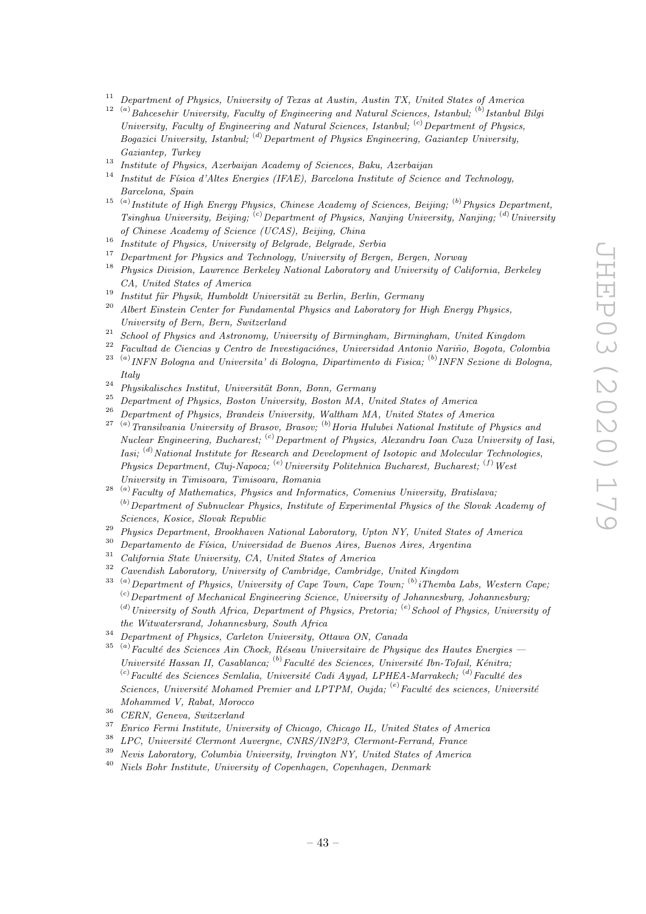[11] Department of Physics, University of Texas at Austin, Austin TX, United States of America

[12] [(a)] Bahcesehir University, Faculty of Engineering and Natural Sciences, Istanbul; [(b)] Istanbul Bilgi University, Faculty of Engineering and Natural Sciences, Istanbul; [(c)] Department of Physics, Bogazici University, Istanbul; [(d)] Department of Physics Engineering, Gaziantep University, Gaziantep, Turkey

[13] Institute of Physics, Azerbaijan Academy of Sciences, Baku, Azerbaijan

[14] Institut de Física d'Altes Energies (IFAE), Barcelona Institute of Science and Technology, Barcelona, Spain

[15] [(a)] Institute of High Energy Physics, Chinese Academy of Sciences, Beijing; [(b)] Physics Department, Tsinghua University, Beijing; [(c)] Department of Physics, Nanjing University, Nanjing; [(d)] University of Chinese Academy of Science (UCAS), Beijing, China

[16] Institute of Physics, University of Belgrade, Belgrade, Serbia

[17] Department for Physics and Technology, University of Bergen, Bergen, Norway

[18] Physics Division, Lawrence Berkeley National Laboratory and University of California, Berkeley CA, United States of America

[19] Institut für Physik, Humboldt Universität zu Berlin, Berlin, Germany

[20] Albert Einstein Center for Fundamental Physics and Laboratory for High Energy Physics, University of Bern, Bern, Switzerland

[21] School of Physics and Astronomy, University of Birmingham, Birmingham, United Kingdom

[22] Facultad de Ciencias y Centro de Investigaciónes, Universidad Antonio Nariño, Bogota, Colombia

[23] [(a)] INFN Bologna and Universita' di Bologna, Dipartimento di Fisica; [(b)] INFN Sezione di Bologna, Italy

[24] Physikalisches Institut, Universität Bonn, Bonn, Germany

[25] Department of Physics, Boston University, Boston MA, United States of America

[26] Department of Physics, Brandeis University, Waltham MA, United States of America

[27] [(a)] Transilvania University of Brasov, Brasov; [(b)] Horia Hulubei National Institute of Physics and Nuclear Engineering, Bucharest; [(c)] Department of Physics, Alexandru Ioan Cuza University of Iasi, Iasi; [(d)] National Institute for Research and Development of Isotopic and Molecular Technologies, Physics Department, Cluj-Napoca; [(e)] University Politehnica Bucharest, Bucharest; [(f)] West University in Timisoara, Timisoara, Romania

[28] [(a)] Faculty of Mathematics, Physics and Informatics, Comenius University, Bratislava; [(b)] Department of Subnuclear Physics, Institute of Experimental Physics of the Slovak Academy of Sciences, Kosice, Slovak Republic

[29] Physics Department, Brookhaven National Laboratory, Upton NY, United States of America

[30] Departamento de Física, Universidad de Buenos Aires, Buenos Aires, Argentina

[31] California State University, CA, United States of America

[32] Cavendish Laboratory, University of Cambridge, Cambridge, United Kingdom

[33] [(a)] Department of Physics, University of Cape Town, Cape Town; [(b)] iThemba Labs, Western Cape; [(c)] Department of Mechanical Engineering Science, University of Johannesburg, Johannesburg; [(d)] University of South Africa, Department of Physics, Pretoria; [(e)] School of Physics, University of the Witwatersrand, Johannesburg, South Africa

[34] Department of Physics, Carleton University, Ottawa ON, Canada

[35] [(a)] Faculté des Sciences Ain Chock, Réseau Universitaire de Physique des Hautes Energies — Université Hassan II, Casablanca; [(b)] Faculté des Sciences, Université Ibn-Tofail, Kénitra; [(c)] Faculté des Sciences Semlalia, Université Cadi Ayyad, LPHEA-Marrakech; [(d)] Faculté des Sciences, Université Mohamed Premier and LPTPM, Oujda; [(e)] Faculté des sciences, Université Mohammed V, Rabat, Morocco

[36] CERN, Geneva, Switzerland

[37] Enrico Fermi Institute, University of Chicago, Chicago IL, United States of America

[38] LPC, Université Clermont Auvergne, CNRS/IN2P3, Clermont-Ferrand, France

[39] Nevis Laboratory, Columbia University, Irvington NY, United States of America

[40] Niels Bohr Institute, University of Copenhagen, Copenhagen, Denmark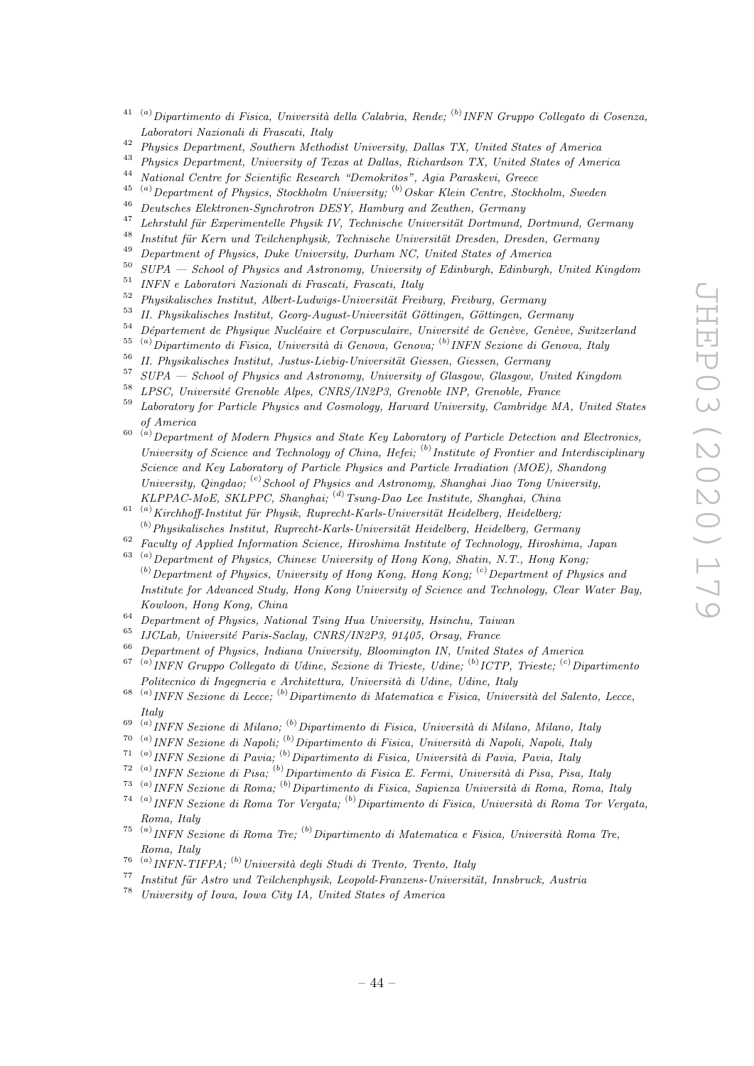[41] [(a)] *Dipartimento di Fisica, Università della Calabria, Rende;* [(b)] *INFN Gruppo Collegato di Cosenza, Laboratori Nazionali di Frascati, Italy*

[42] *Physics Department, Southern Methodist University, Dallas TX, United States of America*

[43] *Physics Department, University of Texas at Dallas, Richardson TX, United States of America*

[44] *National Centre for Scientific Research "Demokritos", Agia Paraskevi, Greece*

[45] [(a)] *Department of Physics, Stockholm University;* [(b)] *Oskar Klein Centre, Stockholm, Sweden*

[46] *Deutsches Elektronen-Synchrotron DESY, Hamburg and Zeuthen, Germany*

[47] *Lehrstuhl für Experimentelle Physik IV, Technische Universität Dortmund, Dortmund, Germany*

[48] *Institut für Kern und Teilchenphysik, Technische Universität Dresden, Dresden, Germany*

[49] *Department of Physics, Duke University, Durham NC, United States of America*

[50] *SUPA — School of Physics and Astronomy, University of Edinburgh, Edinburgh, United Kingdom*

[51] *INFN e Laboratori Nazionali di Frascati, Frascati, Italy*

[52] *Physikalisches Institut, Albert-Ludwigs-Universität Freiburg, Freiburg, Germany*

[53] *II. Physikalisches Institut, Georg-August-Universität Göttingen, Göttingen, Germany*

[54] *Département de Physique Nucléaire et Corpusculaire, Université de Genève, Genève, Switzerland*

[55] [(a)] *Dipartimento di Fisica, Università di Genova, Genova;* [(b)] *INFN Sezione di Genova, Italy*

[56] *II. Physikalisches Institut, Justus-Liebig-Universität Giessen, Giessen, Germany*

[57] *SUPA — School of Physics and Astronomy, University of Glasgow, Glasgow, United Kingdom*

[58] *LPSC, Université Grenoble Alpes, CNRS/IN2P3, Grenoble INP, Grenoble, France*

[59] *Laboratory for Particle Physics and Cosmology, Harvard University, Cambridge MA, United States of America*

[60] [(a)] *Department of Modern Physics and State Key Laboratory of Particle Detection and Electronics, University of Science and Technology of China, Hefei;* [(b)] *Institute of Frontier and Interdisciplinary Science and Key Laboratory of Particle Physics and Particle Irradiation (MOE), Shandong University, Qingdao;* [(c)] *School of Physics and Astronomy, Shanghai Jiao Tong University, KLPPAC-MoE, SKLPPC, Shanghai;* [(d)] *Tsung-Dao Lee Institute, Shanghai, China*

[61] [(a)] *Kirchhoff-Institut für Physik, Ruprecht-Karls-Universität Heidelberg, Heidelberg;* [(b)] *Physikalisches Institut, Ruprecht-Karls-Universität Heidelberg, Heidelberg, Germany*

[62] *Faculty of Applied Information Science, Hiroshima Institute of Technology, Hiroshima, Japan*

[63] [(a)] *Department of Physics, Chinese University of Hong Kong, Shatin, N.T., Hong Kong;* [(b)] *Department of Physics, University of Hong Kong, Hong Kong;* [(c)] *Department of Physics and Institute for Advanced Study, Hong Kong University of Science and Technology, Clear Water Bay, Kowloon, Hong Kong, China*

[64] *Department of Physics, National Tsing Hua University, Hsinchu, Taiwan*

[65] *IJCLab, Université Paris-Saclay, CNRS/IN2P3, 91405, Orsay, France*

[66] *Department of Physics, Indiana University, Bloomington IN, United States of America*

[67] [(a)] *INFN Gruppo Collegato di Udine, Sezione di Trieste, Udine;* [(b)] *ICTP, Trieste;* [(c)] *Dipartimento Politecnico di Ingegneria e Architettura, Università di Udine, Udine, Italy*

[68] [(a)] *INFN Sezione di Lecce;* [(b)] *Dipartimento di Matematica e Fisica, Università del Salento, Lecce, Italy*

[69] [(a)] *INFN Sezione di Milano;* [(b)] *Dipartimento di Fisica, Università di Milano, Milano, Italy*

[70] [(a)] *INFN Sezione di Napoli;* [(b)] *Dipartimento di Fisica, Università di Napoli, Napoli, Italy*

[71] [(a)] *INFN Sezione di Pavia;* [(b)] *Dipartimento di Fisica, Università di Pavia, Pavia, Italy*

[72] [(a)] *INFN Sezione di Pisa;* [(b)] *Dipartimento di Fisica E. Fermi, Università di Pisa, Pisa, Italy*

[73] [(a)] *INFN Sezione di Roma;* [(b)] *Dipartimento di Fisica, Sapienza Università di Roma, Roma, Italy*

[74] [(a)] *INFN Sezione di Roma Tor Vergata;* [(b)] *Dipartimento di Fisica, Università di Roma Tor Vergata, Roma, Italy*

[75] [(a)] *INFN Sezione di Roma Tre;* [(b)] *Dipartimento di Matematica e Fisica, Università Roma Tre, Roma, Italy*

[76] [(a)] *INFN-TIFPA;* [(b)] *Università degli Studi di Trento, Trento, Italy*

[77] *Institut für Astro und Teilchenphysik, Leopold-Franzens-Universität, Innsbruck, Austria*

[78] *University of Iowa, Iowa City IA, United States of America*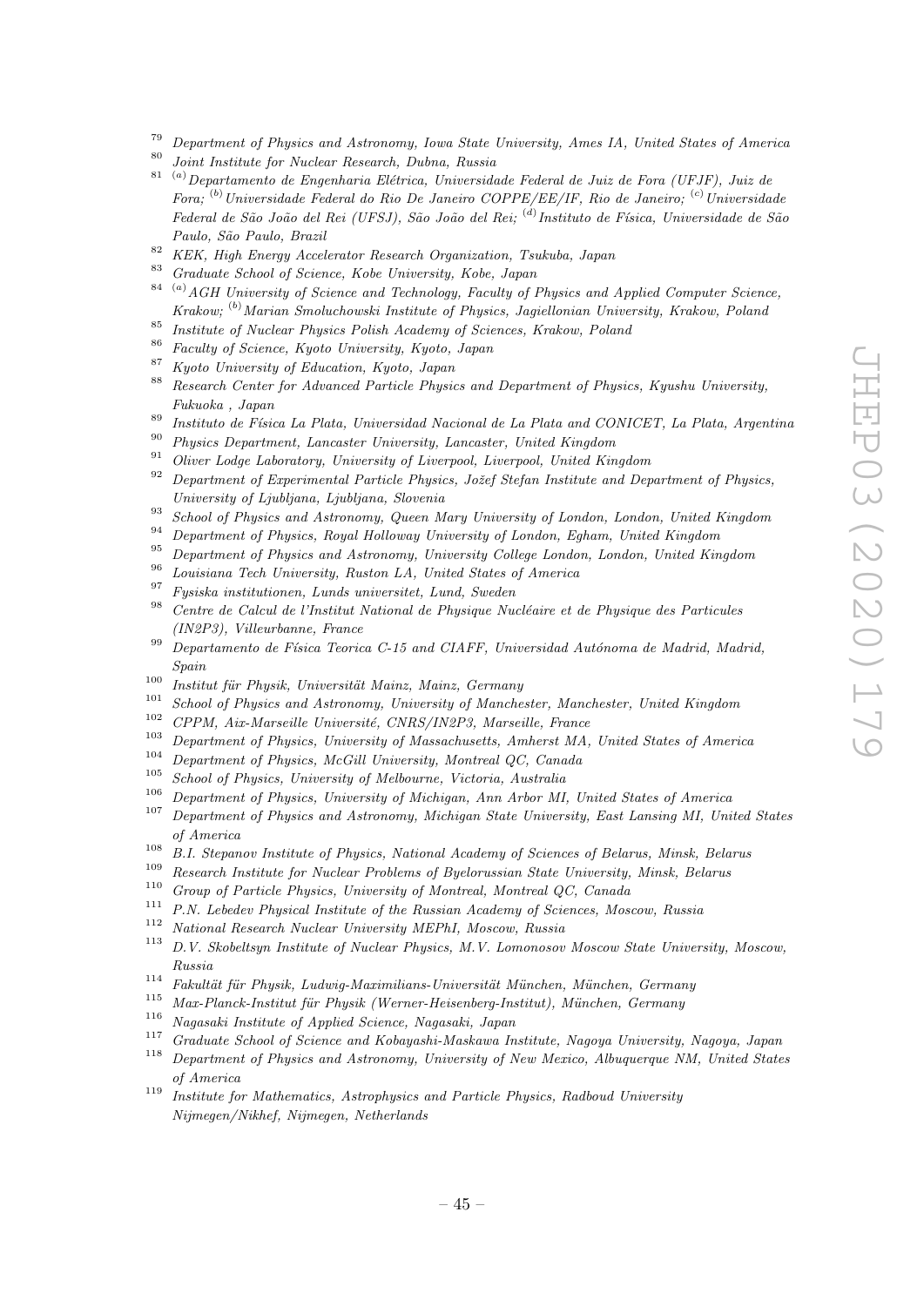[79] *Department of Physics and Astronomy, Iowa State University, Ames IA, United States of America*
[80] *Joint Institute for Nuclear Research, Dubna, Russia*
[81] [(a)] *Departamento de Engenharia Elétrica, Universidade Federal de Juiz de Fora (UFJF), Juiz de Fora;* [(b)] *Universidade Federal do Rio De Janeiro COPPE/EE/IF, Rio de Janeiro;* [(c)] *Universidade Federal de São João del Rei (UFSJ), São João del Rei;* [(d)] *Instituto de Física, Universidade de São Paulo, São Paulo, Brazil*
[82] *KEK, High Energy Accelerator Research Organization, Tsukuba, Japan*
[83] *Graduate School of Science, Kobe University, Kobe, Japan*
[84] [(a)] *AGH University of Science and Technology, Faculty of Physics and Applied Computer Science, Krakow;* [(b)] *Marian Smoluchowski Institute of Physics, Jagiellonian University, Krakow, Poland*
[85] *Institute of Nuclear Physics Polish Academy of Sciences, Krakow, Poland*
[86] *Faculty of Science, Kyoto University, Kyoto, Japan*
[87] *Kyoto University of Education, Kyoto, Japan*
[88] *Research Center for Advanced Particle Physics and Department of Physics, Kyushu University, Fukuoka , Japan*
[89] *Instituto de Física La Plata, Universidad Nacional de La Plata and CONICET, La Plata, Argentina*
[90] *Physics Department, Lancaster University, Lancaster, United Kingdom*
[91] *Oliver Lodge Laboratory, University of Liverpool, Liverpool, United Kingdom*
[92] *Department of Experimental Particle Physics, Jožef Stefan Institute and Department of Physics, University of Ljubljana, Ljubljana, Slovenia*
[93] *School of Physics and Astronomy, Queen Mary University of London, London, United Kingdom*
[94] *Department of Physics, Royal Holloway University of London, Egham, United Kingdom*
[95] *Department of Physics and Astronomy, University College London, London, United Kingdom*
[96] *Louisiana Tech University, Ruston LA, United States of America*
[97] *Fysiska institutionen, Lunds universitet, Lund, Sweden*
[98] *Centre de Calcul de l'Institut National de Physique Nucléaire et de Physique des Particules (IN2P3), Villeurbanne, France*
[99] *Departamento de Física Teorica C-15 and CIAFF, Universidad Autónoma de Madrid, Madrid, Spain*
[100] *Institut für Physik, Universität Mainz, Mainz, Germany*
[101] *School of Physics and Astronomy, University of Manchester, Manchester, United Kingdom*
[102] *CPPM, Aix-Marseille Université, CNRS/IN2P3, Marseille, France*
[103] *Department of Physics, University of Massachusetts, Amherst MA, United States of America*
[104] *Department of Physics, McGill University, Montreal QC, Canada*
[105] *School of Physics, University of Melbourne, Victoria, Australia*
[106] *Department of Physics, University of Michigan, Ann Arbor MI, United States of America*
[107] *Department of Physics and Astronomy, Michigan State University, East Lansing MI, United States of America*
[108] *B.I. Stepanov Institute of Physics, National Academy of Sciences of Belarus, Minsk, Belarus*
[109] *Research Institute for Nuclear Problems of Byelorussian State University, Minsk, Belarus*
[110] *Group of Particle Physics, University of Montreal, Montreal QC, Canada*
[111] *P.N. Lebedev Physical Institute of the Russian Academy of Sciences, Moscow, Russia*
[112] *National Research Nuclear University MEPhI, Moscow, Russia*
[113] *D.V. Skobeltsyn Institute of Nuclear Physics, M.V. Lomonosov Moscow State University, Moscow, Russia*
[114] *Fakultät für Physik, Ludwig-Maximilians-Universität München, München, Germany*
[115] *Max-Planck-Institut für Physik (Werner-Heisenberg-Institut), München, Germany*
[116] *Nagasaki Institute of Applied Science, Nagasaki, Japan*
[117] *Graduate School of Science and Kobayashi-Maskawa Institute, Nagoya University, Nagoya, Japan*
[118] *Department of Physics and Astronomy, University of New Mexico, Albuquerque NM, United States of America*
[119] *Institute for Mathematics, Astrophysics and Particle Physics, Radboud University Nijmegen/Nikhef, Nijmegen, Netherlands*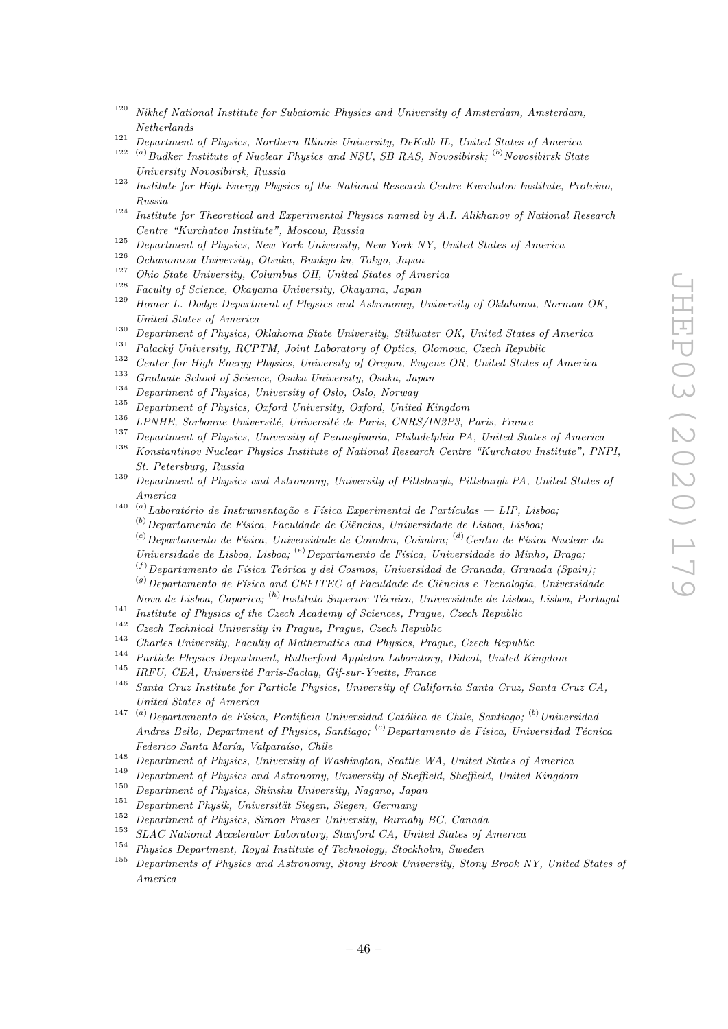[120] *Nikhef National Institute for Subatomic Physics and University of Amsterdam, Amsterdam, Netherlands*

[121] *Department of Physics, Northern Illinois University, DeKalb IL, United States of America*

[122] [(a)] *Budker Institute of Nuclear Physics and NSU, SB RAS, Novosibirsk;* [(b)] *Novosibirsk State University Novosibirsk, Russia*

[123] *Institute for High Energy Physics of the National Research Centre Kurchatov Institute, Protvino, Russia*

[124] *Institute for Theoretical and Experimental Physics named by A.I. Alikhanov of National Research Centre "Kurchatov Institute", Moscow, Russia*

[125] *Department of Physics, New York University, New York NY, United States of America*

[126] *Ochanomizu University, Otsuka, Bunkyo-ku, Tokyo, Japan*

[127] *Ohio State University, Columbus OH, United States of America*

[128] *Faculty of Science, Okayama University, Okayama, Japan*

[129] *Homer L. Dodge Department of Physics and Astronomy, University of Oklahoma, Norman OK, United States of America*

[130] *Department of Physics, Oklahoma State University, Stillwater OK, United States of America*

[131] *Palacký University, RCPTM, Joint Laboratory of Optics, Olomouc, Czech Republic*

[132] *Center for High Energy Physics, University of Oregon, Eugene OR, United States of America*

[133] *Graduate School of Science, Osaka University, Osaka, Japan*

[134] *Department of Physics, University of Oslo, Oslo, Norway*

[135] *Department of Physics, Oxford University, Oxford, United Kingdom*

[136] *LPNHE, Sorbonne Université, Université de Paris, CNRS/IN2P3, Paris, France*

[137] *Department of Physics, University of Pennsylvania, Philadelphia PA, United States of America*

[138] *Konstantinov Nuclear Physics Institute of National Research Centre "Kurchatov Institute", PNPI, St. Petersburg, Russia*

[139] *Department of Physics and Astronomy, University of Pittsburgh, Pittsburgh PA, United States of America*

[140] [(a)] *Laboratório de Instrumentação e Física Experimental de Partículas — LIP, Lisboa;* [(b)] *Departamento de Física, Faculdade de Ciências, Universidade de Lisboa, Lisboa;* [(c)] *Departamento de Física, Universidade de Coimbra, Coimbra;* [(d)] *Centro de Física Nuclear da Universidade de Lisboa, Lisboa;* [(e)] *Departamento de Física, Universidade do Minho, Braga;* [(f)] *Departamento de Física Teórica y del Cosmos, Universidad de Granada, Granada (Spain);* [(g)] *Departamento de Física and CEFITEC of Faculdade de Ciências e Tecnologia, Universidade Nova de Lisboa, Caparica;* [(h)] *Instituto Superior Técnico, Universidade de Lisboa, Lisboa, Portugal*

[141] *Institute of Physics of the Czech Academy of Sciences, Prague, Czech Republic*

[142] *Czech Technical University in Prague, Prague, Czech Republic*

[143] *Charles University, Faculty of Mathematics and Physics, Prague, Czech Republic*

[144] *Particle Physics Department, Rutherford Appleton Laboratory, Didcot, United Kingdom*

[145] *IRFU, CEA, Université Paris-Saclay, Gif-sur-Yvette, France*

[146] *Santa Cruz Institute for Particle Physics, University of California Santa Cruz, Santa Cruz CA, United States of America*

[147] [(a)] *Departamento de Física, Pontificia Universidad Católica de Chile, Santiago;* [(b)] *Universidad Andres Bello, Department of Physics, Santiago;* [(c)] *Departamento de Física, Universidad Técnica Federico Santa María, Valparaíso, Chile*

[148] *Department of Physics, University of Washington, Seattle WA, United States of America*

[149] *Department of Physics and Astronomy, University of Sheffield, Sheffield, United Kingdom*

[150] *Department of Physics, Shinshu University, Nagano, Japan*

[151] *Department Physik, Universität Siegen, Siegen, Germany*

[152] *Department of Physics, Simon Fraser University, Burnaby BC, Canada*

[153] *SLAC National Accelerator Laboratory, Stanford CA, United States of America*

[154] *Physics Department, Royal Institute of Technology, Stockholm, Sweden*

[155] *Departments of Physics and Astronomy, Stony Brook University, Stony Brook NY, United States of America*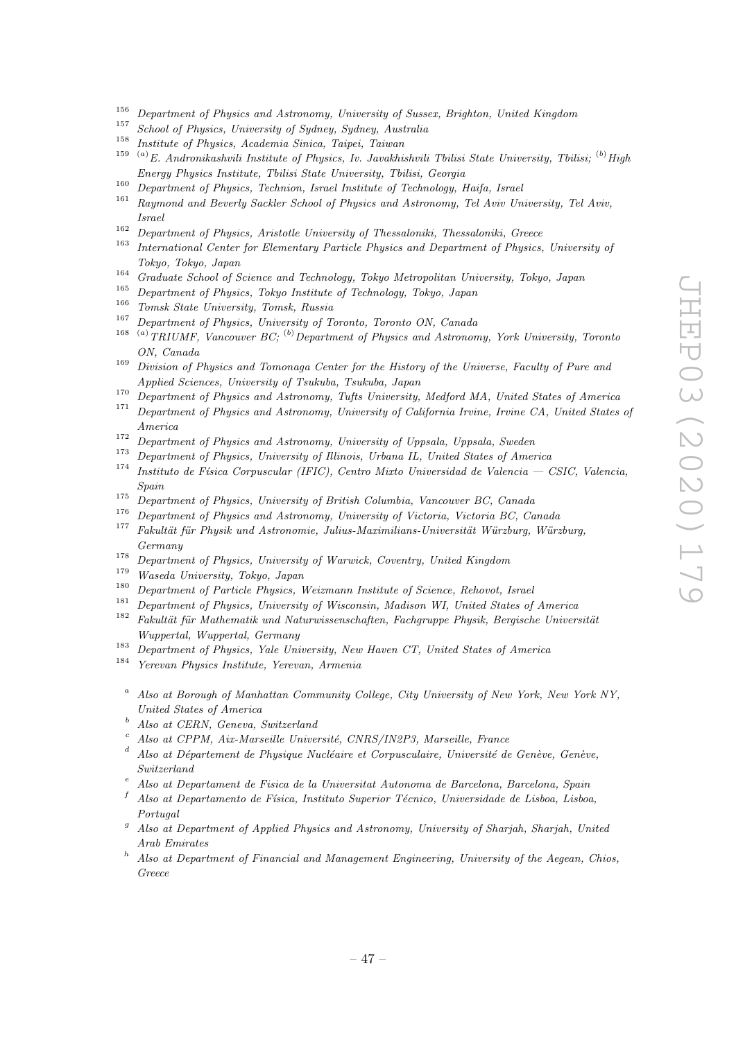[156] *Department of Physics and Astronomy, University of Sussex, Brighton, United Kingdom*
[157] *School of Physics, University of Sydney, Sydney, Australia*
[158] *Institute of Physics, Academia Sinica, Taipei, Taiwan*
[159] [(a)] *E. Andronikashvili Institute of Physics, Iv. Javakhishvili Tbilisi State University, Tbilisi;* [(b)] *High Energy Physics Institute, Tbilisi State University, Tbilisi, Georgia*
[160] *Department of Physics, Technion, Israel Institute of Technology, Haifa, Israel*
[161] *Raymond and Beverly Sackler School of Physics and Astronomy, Tel Aviv University, Tel Aviv, Israel*
[162] *Department of Physics, Aristotle University of Thessaloniki, Thessaloniki, Greece*
[163] *International Center for Elementary Particle Physics and Department of Physics, University of Tokyo, Tokyo, Japan*
[164] *Graduate School of Science and Technology, Tokyo Metropolitan University, Tokyo, Japan*
[165] *Department of Physics, Tokyo Institute of Technology, Tokyo, Japan*
[166] *Tomsk State University, Tomsk, Russia*
[167] *Department of Physics, University of Toronto, Toronto ON, Canada*
[168] [(a)] *TRIUMF, Vancouver BC;* [(b)] *Department of Physics and Astronomy, York University, Toronto ON, Canada*
[169] *Division of Physics and Tomonaga Center for the History of the Universe, Faculty of Pure and Applied Sciences, University of Tsukuba, Tsukuba, Japan*
[170] *Department of Physics and Astronomy, Tufts University, Medford MA, United States of America*
[171] *Department of Physics and Astronomy, University of California Irvine, Irvine CA, United States of America*
[172] *Department of Physics and Astronomy, University of Uppsala, Uppsala, Sweden*
[173] *Department of Physics, University of Illinois, Urbana IL, United States of America*
[174] *Instituto de Física Corpuscular (IFIC), Centro Mixto Universidad de Valencia — CSIC, Valencia, Spain*
[175] *Department of Physics, University of British Columbia, Vancouver BC, Canada*
[176] *Department of Physics and Astronomy, University of Victoria, Victoria BC, Canada*
[177] *Fakultät für Physik und Astronomie, Julius-Maximilians-Universität Würzburg, Würzburg, Germany*
[178] *Department of Physics, University of Warwick, Coventry, United Kingdom*
[179] *Waseda University, Tokyo, Japan*
[180] *Department of Particle Physics, Weizmann Institute of Science, Rehovot, Israel*
[181] *Department of Physics, University of Wisconsin, Madison WI, United States of America*
[182] *Fakultät für Mathematik und Naturwissenschaften, Fachgruppe Physik, Bergische Universität Wuppertal, Wuppertal, Germany*
[183] *Department of Physics, Yale University, New Haven CT, United States of America*
[184] *Yerevan Physics Institute, Yerevan, Armenia*

[a] *Also at Borough of Manhattan Community College, City University of New York, New York NY, United States of America*
[b] *Also at CERN, Geneva, Switzerland*
[c] *Also at CPPM, Aix-Marseille Université, CNRS/IN2P3, Marseille, France*
[d] *Also at Département de Physique Nucléaire et Corpusculaire, Université de Genève, Genève, Switzerland*
[e] *Also at Departament de Fisica de la Universitat Autonoma de Barcelona, Barcelona, Spain*
[f] *Also at Departamento de Física, Instituto Superior Técnico, Universidade de Lisboa, Lisboa, Portugal*
[g] *Also at Department of Applied Physics and Astronomy, University of Sharjah, Sharjah, United Arab Emirates*
[h] *Also at Department of Financial and Management Engineering, University of the Aegean, Chios, Greece*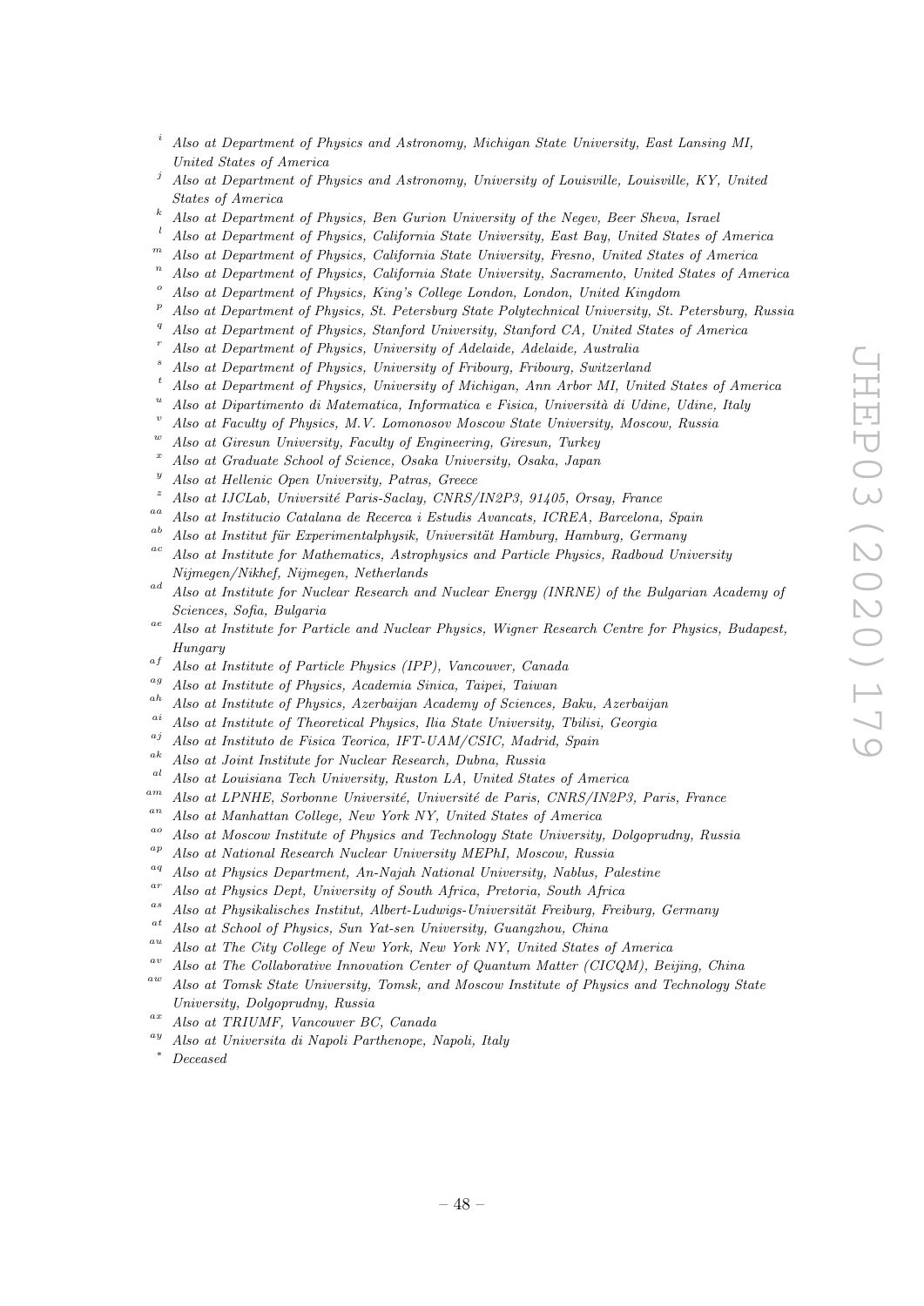[i] Also at Department of Physics and Astronomy, Michigan State University, East Lansing MI, United States of America

[j] Also at Department of Physics and Astronomy, University of Louisville, Louisville, KY, United States of America

[k] Also at Department of Physics, Ben Gurion University of the Negev, Beer Sheva, Israel

[l] Also at Department of Physics, California State University, East Bay, United States of America

[m] Also at Department of Physics, California State University, Fresno, United States of America

[n] Also at Department of Physics, California State University, Sacramento, United States of America

[o] Also at Department of Physics, King's College London, London, United Kingdom

[p] Also at Department of Physics, St. Petersburg State Polytechnical University, St. Petersburg, Russia

[q] Also at Department of Physics, Stanford University, Stanford CA, United States of America

[r] Also at Department of Physics, University of Adelaide, Adelaide, Australia

[s] Also at Department of Physics, University of Fribourg, Fribourg, Switzerland

[t] Also at Department of Physics, University of Michigan, Ann Arbor MI, United States of America

[u] Also at Dipartimento di Matematica, Informatica e Fisica, Università di Udine, Udine, Italy

[v] Also at Faculty of Physics, M.V. Lomonosov Moscow State University, Moscow, Russia

[w] Also at Giresun University, Faculty of Engineering, Giresun, Turkey

[x] Also at Graduate School of Science, Osaka University, Osaka, Japan

[y] Also at Hellenic Open University, Patras, Greece

[z] Also at IJCLab, Université Paris-Saclay, CNRS/IN2P3, 91405, Orsay, France

[aa] Also at Institucio Catalana de Recerca i Estudis Avancats, ICREA, Barcelona, Spain

[ab] Also at Institut für Experimentalphysik, Universität Hamburg, Hamburg, Germany

[ac] Also at Institute for Mathematics, Astrophysics and Particle Physics, Radboud University Nijmegen/Nikhef, Nijmegen, Netherlands

[ad] Also at Institute for Nuclear Research and Nuclear Energy (INRNE) of the Bulgarian Academy of Sciences, Sofia, Bulgaria

[ae] Also at Institute for Particle and Nuclear Physics, Wigner Research Centre for Physics, Budapest, Hungary

[af] Also at Institute of Particle Physics (IPP), Vancouver, Canada

[ag] Also at Institute of Physics, Academia Sinica, Taipei, Taiwan

[ah] Also at Institute of Physics, Azerbaijan Academy of Sciences, Baku, Azerbaijan

[ai] Also at Institute of Theoretical Physics, Ilia State University, Tbilisi, Georgia

[aj] Also at Instituto de Fisica Teorica, IFT-UAM/CSIC, Madrid, Spain

[ak] Also at Joint Institute for Nuclear Research, Dubna, Russia

[al] Also at Louisiana Tech University, Ruston LA, United States of America

[am] Also at LPNHE, Sorbonne Université, Université de Paris, CNRS/IN2P3, Paris, France

[an] Also at Manhattan College, New York NY, United States of America

[ao] Also at Moscow Institute of Physics and Technology State University, Dolgoprudny, Russia

[ap] Also at National Research Nuclear University MEPhI, Moscow, Russia

[aq] Also at Physics Department, An-Najah National University, Nablus, Palestine

[ar] Also at Physics Dept, University of South Africa, Pretoria, South Africa

[as] Also at Physikalisches Institut, Albert-Ludwigs-Universität Freiburg, Freiburg, Germany

[at] Also at School of Physics, Sun Yat-sen University, Guangzhou, China

[au] Also at The City College of New York, New York NY, United States of America

[av] Also at The Collaborative Innovation Center of Quantum Matter (CICQM), Beijing, China

[aw] Also at Tomsk State University, Tomsk, and Moscow Institute of Physics and Technology State University, Dolgoprudny, Russia

[ax] Also at TRIUMF, Vancouver BC, Canada

[ay] Also at Universita di Napoli Parthenope, Napoli, Italy

[*] Deceased